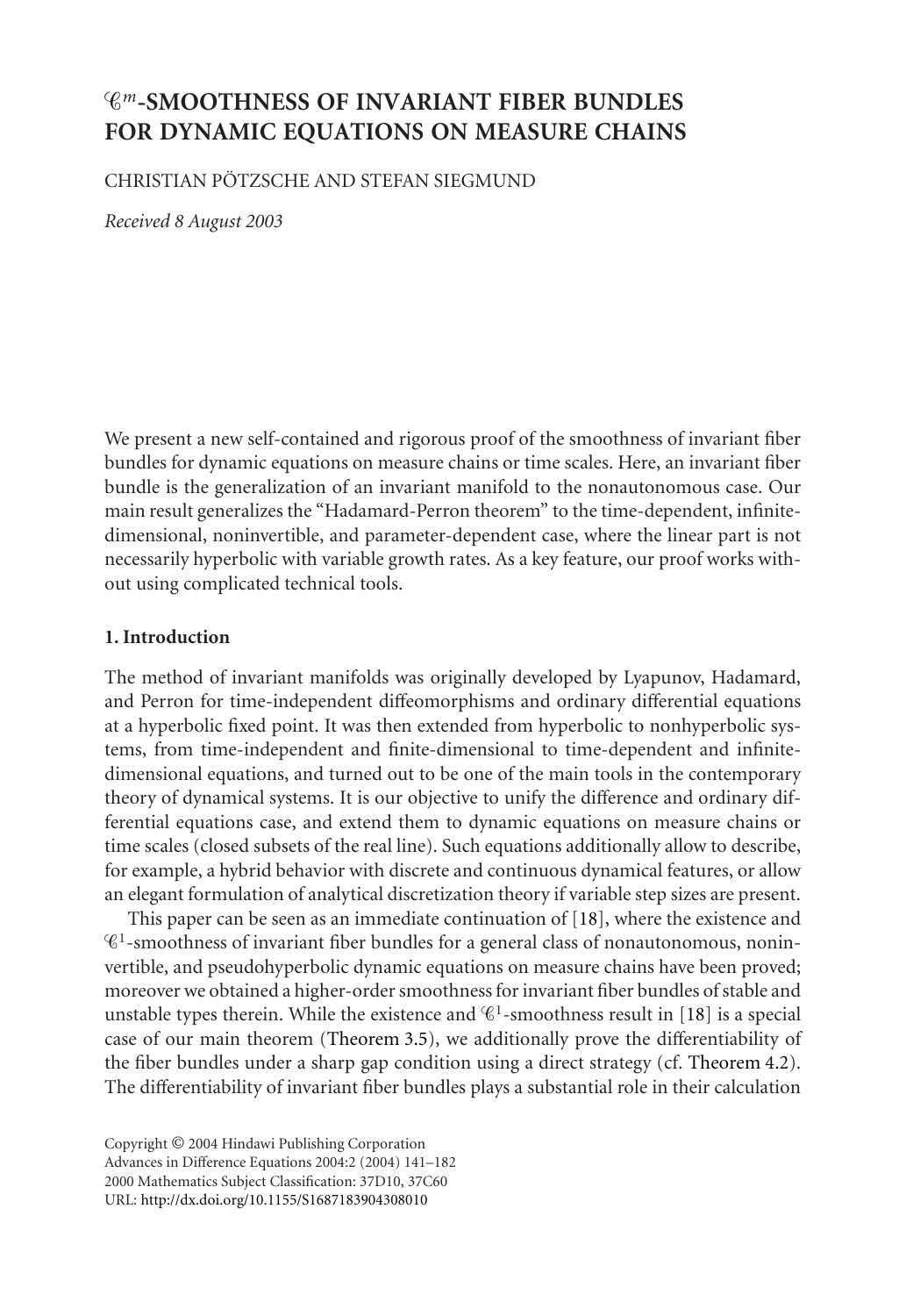# $\mathscr{C}^m$-SMOOTHNESS OF INVARIANT FIBER BUNDLES FOR DYNAMIC EQUATIONS ON MEASURE CHAINS

CHRISTIAN PÖTZSCHE AND STEFAN SIEGMUND

*Received 8 August 2003*

We present a new self-contained and rigorous proof of the smoothness of invariant fiber bundles for dynamic equations on measure chains or time scales. Here, an invariant fiber bundle is the generalization of an invariant manifold to the nonautonomous case. Our main result generalizes the "Hadamard-Perron theorem" to the time-dependent, infinite-dimensional, noninvertible, and parameter-dependent case, where the linear part is not necessarily hyperbolic with variable growth rates. As a key feature, our proof works without using complicated technical tools.

## 1. Introduction

The method of invariant manifolds was originally developed by Lyapunov, Hadamard, and Perron for time-independent diffeomorphisms and ordinary differential equations at a hyperbolic fixed point. It was then extended from hyperbolic to nonhyperbolic systems, from time-independent and finite-dimensional to time-dependent and infinite-dimensional equations, and turned out to be one of the main tools in the contemporary theory of dynamical systems. It is our objective to unify the difference and ordinary differential equations case, and extend them to dynamic equations on measure chains or time scales (closed subsets of the real line). Such equations additionally allow to describe, for example, a hybrid behavior with discrete and continuous dynamical features, or allow an elegant formulation of analytical discretization theory if variable step sizes are present.

This paper can be seen as an immediate continuation of [18], where the existence and $\mathscr{C}^1$-smoothness of invariant fiber bundles for a general class of nonautonomous, noninvertible, and pseudohyperbolic dynamic equations on measure chains have been proved; moreover we obtained a higher-order smoothness for invariant fiber bundles of stable and unstable types therein. While the existence and $\mathscr{C}^1$-smoothness result in [18] is a special case of our main theorem (Theorem 3.5), we additionally prove the differentiability of the fiber bundles under a sharp gap condition using a direct strategy (cf. Theorem 4.2). The differentiability of invariant fiber bundles plays a substantial role in their calculation

Copyright © 2004 Hindawi Publishing Corporation
Advances in Difference Equations 2004:2 (2004) 141–182
2000 Mathematics Subject Classification: 37D10, 37C60
URL: http://dx.doi.org/10.1155/S1687183904308010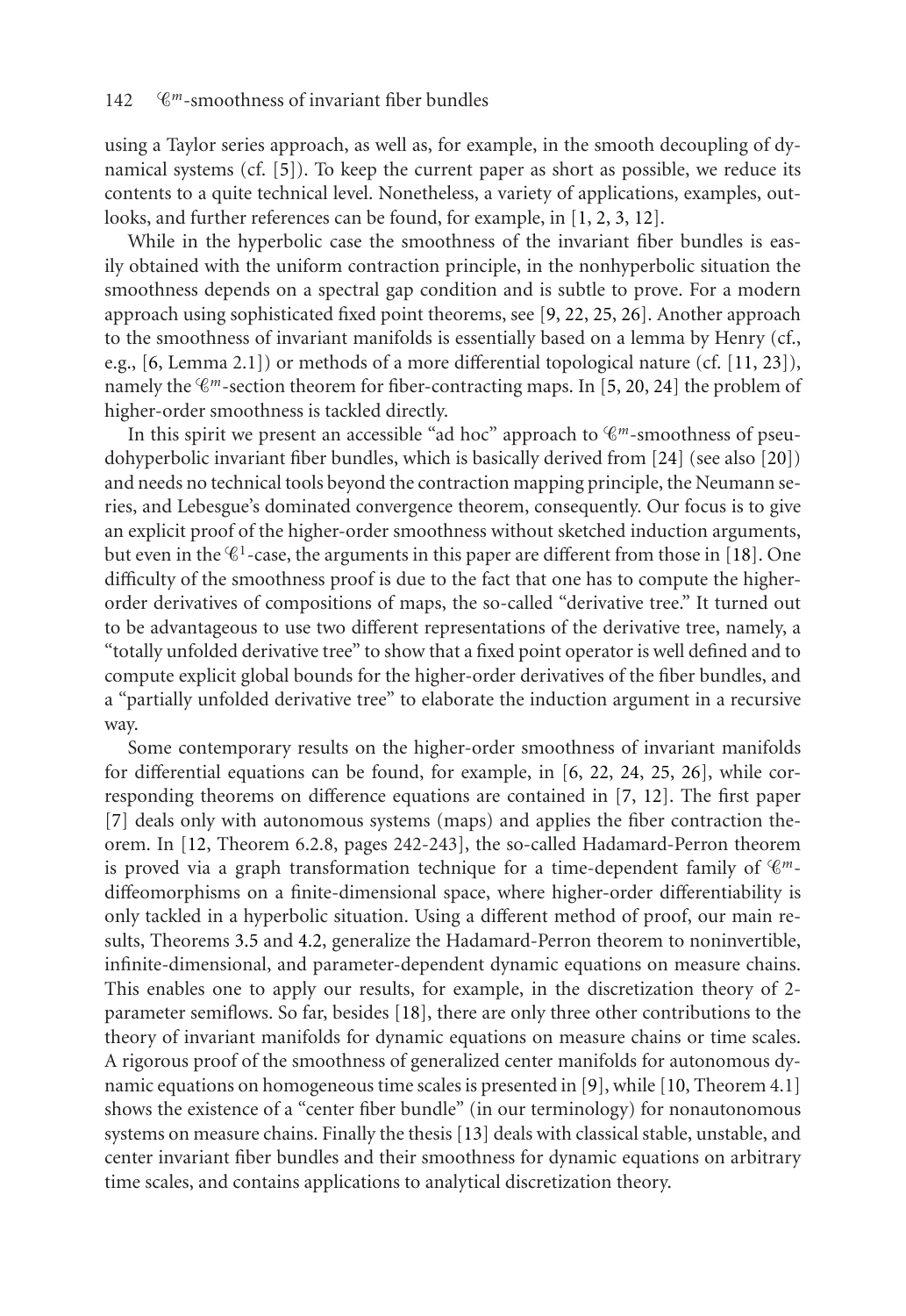using a Taylor series approach, as well as, for example, in the smooth decoupling of dynamical systems (cf. [5]). To keep the current paper as short as possible, we reduce its contents to a quite technical level. Nonetheless, a variety of applications, examples, outlooks, and further references can be found, for example, in [1, 2, 3, 12].

While in the hyperbolic case the smoothness of the invariant fiber bundles is easily obtained with the uniform contraction principle, in the nonhyperbolic situation the smoothness depends on a spectral gap condition and is subtle to prove. For a modern approach using sophisticated fixed point theorems, see [9, 22, 25, 26]. Another approach to the smoothness of invariant manifolds is essentially based on a lemma by Henry (cf., e.g., [6, Lemma 2.1]) or methods of a more differential topological nature (cf. [11, 23]), namely the $\mathscr{C}^m$-section theorem for fiber-contracting maps. In [5, 20, 24] the problem of higher-order smoothness is tackled directly.

In this spirit we present an accessible "ad hoc" approach to $\mathscr{C}^m$-smoothness of pseudohyperbolic invariant fiber bundles, which is basically derived from [24] (see also [20]) and needs no technical tools beyond the contraction mapping principle, the Neumann series, and Lebesgue's dominated convergence theorem, consequently. Our focus is to give an explicit proof of the higher-order smoothness without sketched induction arguments, but even in the $\mathscr{C}^1$-case, the arguments in this paper are different from those in [18]. One difficulty of the smoothness proof is due to the fact that one has to compute the higher-order derivatives of compositions of maps, the so-called "derivative tree." It turned out to be advantageous to use two different representations of the derivative tree, namely, a "totally unfolded derivative tree" to show that a fixed point operator is well defined and to compute explicit global bounds for the higher-order derivatives of the fiber bundles, and a "partially unfolded derivative tree" to elaborate the induction argument in a recursive way.

Some contemporary results on the higher-order smoothness of invariant manifolds for differential equations can be found, for example, in [6, 22, 24, 25, 26], while corresponding theorems on difference equations are contained in [7, 12]. The first paper [7] deals only with autonomous systems (maps) and applies the fiber contraction theorem. In [12, Theorem 6.2.8, pages 242-243], the so-called Hadamard-Perron theorem is proved via a graph transformation technique for a time-dependent family of $\mathscr{C}^m$-diffeomorphisms on a finite-dimensional space, where higher-order differentiability is only tackled in a hyperbolic situation. Using a different method of proof, our main results, Theorems 3.5 and 4.2, generalize the Hadamard-Perron theorem to noninvertible, infinite-dimensional, and parameter-dependent dynamic equations on measure chains. This enables one to apply our results, for example, in the discretization theory of 2-parameter semiflows. So far, besides [18], there are only three other contributions to the theory of invariant manifolds for dynamic equations on measure chains or time scales. A rigorous proof of the smoothness of generalized center manifolds for autonomous dynamic equations on homogeneous time scales is presented in [9], while [10, Theorem 4.1] shows the existence of a "center fiber bundle" (in our terminology) for nonautonomous systems on measure chains. Finally the thesis [13] deals with classical stable, unstable, and center invariant fiber bundles and their smoothness for dynamic equations on arbitrary time scales, and contains applications to analytical discretization theory.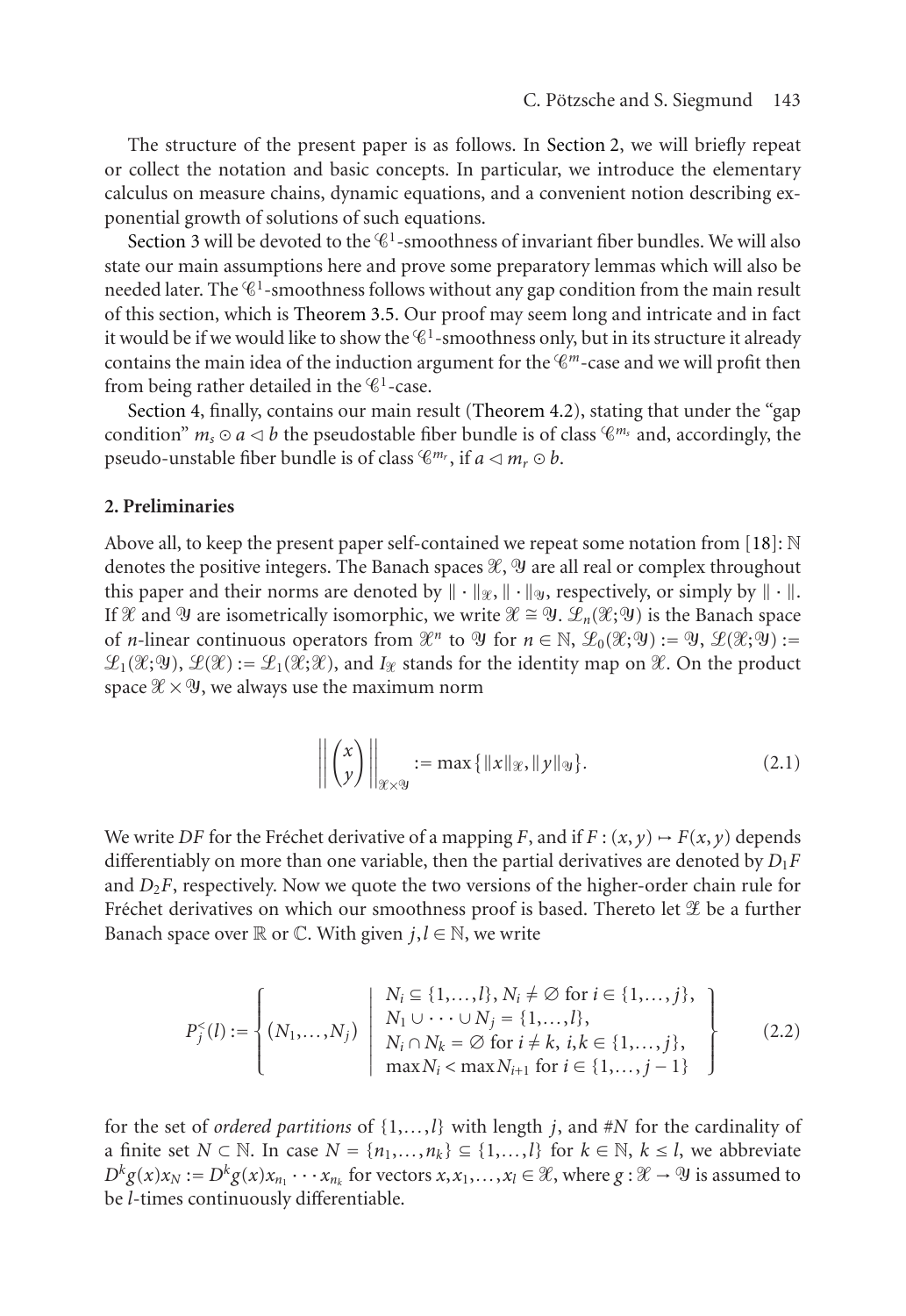The structure of the present paper is as follows. In Section 2, we will briefly repeat or collect the notation and basic concepts. In particular, we introduce the elementary calculus on measure chains, dynamic equations, and a convenient notion describing exponential growth of solutions of such equations.

Section 3 will be devoted to the $\mathscr{C}^1$-smoothness of invariant fiber bundles. We will also state our main assumptions here and prove some preparatory lemmas which will also be needed later. The $\mathscr{C}^1$-smoothness follows without any gap condition from the main result of this section, which is Theorem 3.5. Our proof may seem long and intricate and in fact it would be if we would like to show the $\mathscr{C}^1$-smoothness only, but in its structure it already contains the main idea of the induction argument for the $\mathscr{C}^m$-case and we will profit then from being rather detailed in the $\mathscr{C}^1$-case.

Section 4, finally, contains our main result (Theorem 4.2), stating that under the "gap condition" $m_s \odot a \lhd b$ the pseudostable fiber bundle is of class $\mathscr{C}^{m_s}$ and, accordingly, the pseudo-unstable fiber bundle is of class $\mathscr{C}^{m_r}$, if $a \lhd m_r \odot b$.

## 2. Preliminaries

Above all, to keep the present paper self-contained we repeat some notation from [18]: $\mathbb{N}$ denotes the positive integers. The Banach spaces $\mathscr{X}$, $\mathscr{Y}$ are all real or complex throughout this paper and their norms are denoted by $\|\cdot\|_{\mathscr{X}}$, $\|\cdot\|_{\mathscr{Y}}$, respectively, or simply by $\|\cdot\|$. If $\mathscr{X}$ and $\mathscr{Y}$ are isometrically isomorphic, we write $\mathscr{X} \cong \mathscr{Y}$. $\mathscr{L}_n(\mathscr{X};\mathscr{Y})$ is the Banach space of $n$-linear continuous operators from $\mathscr{X}^n$ to $\mathscr{Y}$ for $n \in \mathbb{N}$, $\mathscr{L}_0(\mathscr{X};\mathscr{Y}) := \mathscr{Y}$, $\mathscr{L}(\mathscr{X};\mathscr{Y}) := \mathscr{L}_1(\mathscr{X};\mathscr{Y})$, $\mathscr{L}(\mathscr{X}) := \mathscr{L}_1(\mathscr{X};\mathscr{X})$, and $I_{\mathscr{X}}$ stands for the identity map on $\mathscr{X}$. On the product space $\mathscr{X} \times \mathscr{Y}$, we always use the maximum norm

$$\left\| \begin{pmatrix} x \\ y \end{pmatrix} \right\|_{\mathscr{X}\times\mathscr{Y}} := \max\left\{ \|x\|_{\mathscr{X}}, \|y\|_{\mathscr{Y}} \right\}. \tag{2.1}$$

We write $DF$ for the Fréchet derivative of a mapping $F$, and if $F : (x, y) \mapsto F(x, y)$ depends differentiably on more than one variable, then the partial derivatives are denoted by $D_1F$ and $D_2F$, respectively. Now we quote the two versions of the higher-order chain rule for Fréchet derivatives on which our smoothness proof is based. Thereto let $\mathscr{Z}$ be a further Banach space over $\mathbb{R}$ or $\mathbb{C}$. With given $j, l \in \mathbb{N}$, we write

$$P_j^<(l) := \left\{ (N_1, \dots, N_j) \;\middle|\; \begin{array}{l} N_i \subseteq \{1, \dots, l\},\, N_i \neq \emptyset \text{ for } i \in \{1, \dots, j\}, \\ N_1 \cup \cdots \cup N_j = \{1, \dots, l\}, \\ N_i \cap N_k = \emptyset \text{ for } i \neq k,\, i, k \in \{1, \dots, j\}, \\ \max N_i < \max N_{i+1} \text{ for } i \in \{1, \dots, j-1\} \end{array} \right\} \tag{2.2}$$

for the set of *ordered partitions* of $\{1, \dots, l\}$ with length $j$, and $\#N$ for the cardinality of a finite set $N \subset \mathbb{N}$. In case $N = \{n_1, \dots, n_k\} \subseteq \{1, \dots, l\}$ for $k \in \mathbb{N}$, $k \leq l$, we abbreviate $D^k g(x) x_N := D^k g(x) x_{n_1} \cdots x_{n_k}$ for vectors $x, x_1, \dots, x_l \in \mathscr{X}$, where $g : \mathscr{X} \to \mathscr{Y}$ is assumed to be $l$-times continuously differentiable.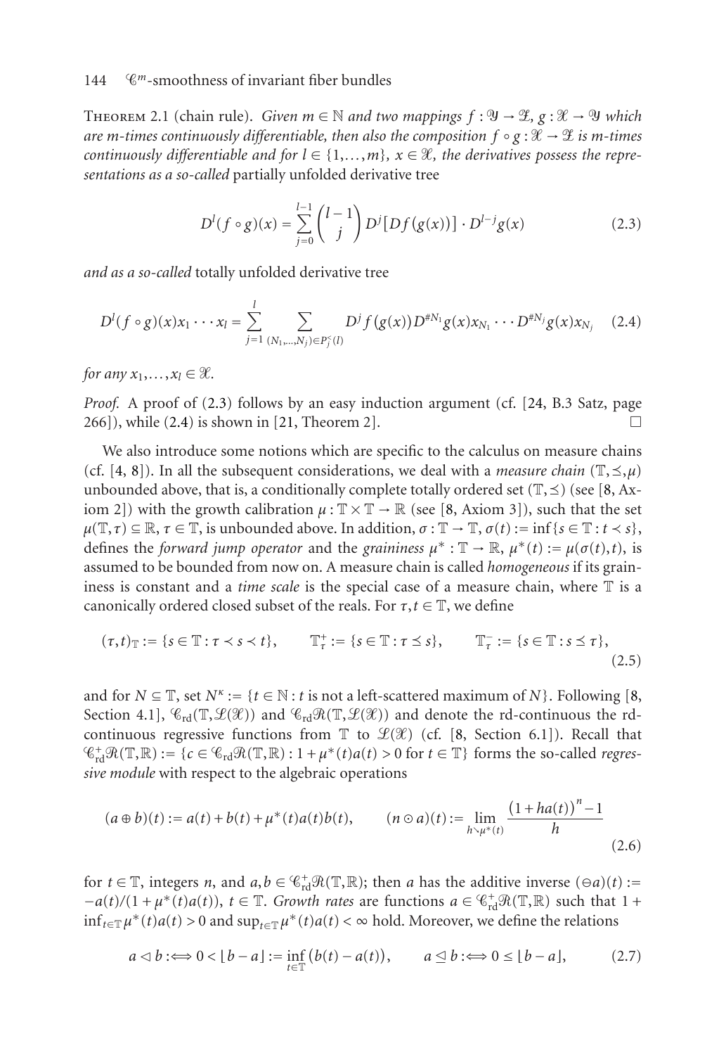Theorem 2.1 (chain rule). *Given $m \in \mathbb{N}$ and two mappings $f : \mathcal{Y} \to \mathcal{Z}$, $g : \mathcal{X} \to \mathcal{Y}$ which are m-times continuously differentiable, then also the composition $f \circ g : \mathcal{X} \to \mathcal{Z}$ is m-times continuously differentiable and for $l \in \{1, \ldots, m\}$, $x \in \mathcal{X}$, the derivatives possess the representations as a so-called* partially unfolded derivative tree

$$D^l(f \circ g)(x) = \sum_{j=0}^{l-1} \binom{l-1}{j} D^j\big[Df\big(g(x)\big)\big] \cdot D^{l-j}g(x) \tag{2.3}$$

*and as a so-called* totally unfolded derivative tree

$$D^l(f \circ g)(x)x_1 \cdots x_l = \sum_{j=1}^{l} \sum_{(N_1,\ldots,N_j) \in P_j^<(l)} D^j f\big(g(x)\big) D^{\#N_1} g(x) x_{N_1} \cdots D^{\#N_j} g(x) x_{N_j} \tag{2.4}$$

*for any $x_1, \ldots, x_l \in \mathcal{X}$.*

*Proof.* A proof of (2.3) follows by an easy induction argument (cf. [24, B.3 Satz, page 266]), while (2.4) is shown in [21, Theorem 2]. □

We also introduce some notions which are specific to the calculus on measure chains (cf. [4, 8]). In all the subsequent considerations, we deal with a *measure chain* $(\mathbb{T}, \preceq, \mu)$ unbounded above, that is, a conditionally complete totally ordered set $(\mathbb{T}, \preceq)$ (see [8, Axiom 2]) with the growth calibration $\mu : \mathbb{T} \times \mathbb{T} \to \mathbb{R}$ (see [8, Axiom 3]), such that the set $\mu(\mathbb{T}, \tau) \subseteq \mathbb{R}$, $\tau \in \mathbb{T}$, is unbounded above. In addition, $\sigma : \mathbb{T} \to \mathbb{T}$, $\sigma(t) := \inf\{s \in \mathbb{T} : t \prec s\}$, defines the *forward jump operator* and the *graininess* $\mu^* : \mathbb{T} \to \mathbb{R}$, $\mu^*(t) := \mu(\sigma(t), t)$, is assumed to be bounded from now on. A measure chain is called *homogeneous* if its graininess is constant and a *time scale* is the special case of a measure chain, where $\mathbb{T}$ is a canonically ordered closed subset of the reals. For $\tau, t \in \mathbb{T}$, we define

$$(\tau, t)_{\mathbb{T}} := \{s \in \mathbb{T} : \tau \prec s \prec t\}, \qquad \mathbb{T}_\tau^+ := \{s \in \mathbb{T} : \tau \preceq s\}, \qquad \mathbb{T}_\tau^- := \{s \in \mathbb{T} : s \preceq \tau\}, \tag{2.5}$$

and for $N \subseteq \mathbb{T}$, set $N^\kappa := \{t \in \mathbb{N} : t \text{ is not a left-scattered maximum of } N\}$. Following [8, Section 4.1], $\mathcal{C}_{\mathrm{rd}}(\mathbb{T}, \mathcal{L}(\mathcal{X}))$ and $\mathcal{C}_{\mathrm{rd}}\mathcal{R}(\mathbb{T}, \mathcal{L}(\mathcal{X}))$ and denote the rd-continuous the rd-continuous regressive functions from $\mathbb{T}$ to $\mathcal{L}(\mathcal{X})$ (cf. [8, Section 6.1]). Recall that $\mathcal{C}_{\mathrm{rd}}^+\mathcal{R}(\mathbb{T}, \mathbb{R}) := \{c \in \mathcal{C}_{\mathrm{rd}}\mathcal{R}(\mathbb{T}, \mathbb{R}) : 1 + \mu^*(t)a(t) > 0 \text{ for } t \in \mathbb{T}\}$ forms the so-called *regressive module* with respect to the algebraic operations

$$(a \oplus b)(t) := a(t) + b(t) + \mu^*(t)a(t)b(t), \qquad (n \odot a)(t) := \lim_{h \searrow \mu^*(t)} \frac{\big(1 + ha(t)\big)^n - 1}{h} \tag{2.6}$$

for $t \in \mathbb{T}$, integers $n$, and $a, b \in \mathcal{C}_{\mathrm{rd}}^+\mathcal{R}(\mathbb{T}, \mathbb{R})$; then $a$ has the additive inverse $(\ominus a)(t) := -a(t)/(1 + \mu^*(t)a(t))$, $t \in \mathbb{T}$. *Growth rates* are functions $a \in \mathcal{C}_{\mathrm{rd}}^+\mathcal{R}(\mathbb{T}, \mathbb{R})$ such that $1 + \inf_{t \in \mathbb{T}} \mu^*(t)a(t) > 0$ and $\sup_{t \in \mathbb{T}} \mu^*(t)a(t) < \infty$ hold. Moreover, we define the relations

$$a \lhd b :\Longleftrightarrow 0 < \lfloor b - a \rfloor := \inf_{t \in \mathbb{T}} \big(b(t) - a(t)\big), \qquad a \unlhd b :\Longleftrightarrow 0 \le \lfloor b - a \rfloor, \tag{2.7}$$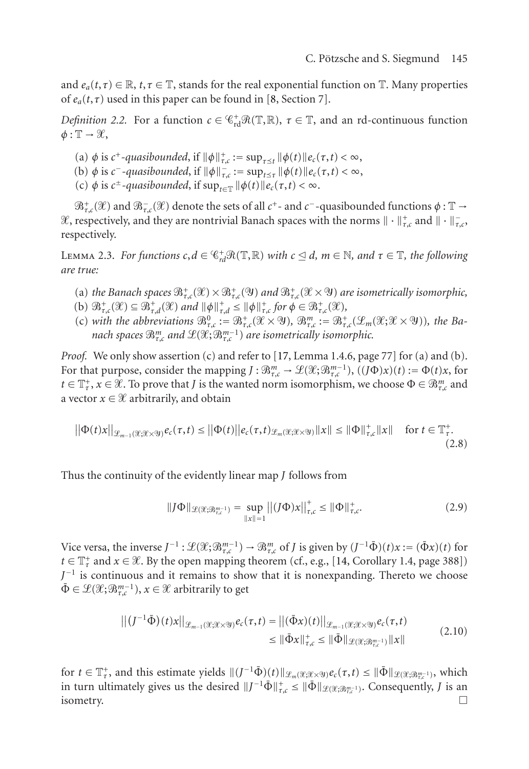and $e_a(t,\tau) \in \mathbb{R}$, $t,\tau \in \mathbb{T}$, stands for the real exponential function on $\mathbb{T}$. Many properties of $e_a(t,\tau)$ used in this paper can be found in [8, Section 7].

*Definition 2.2.* For a function $c \in \mathscr{C}^+_{\mathrm{rd}}\mathscr{R}(\mathbb{T},\mathbb{R})$, $\tau \in \mathbb{T}$, and an rd-continuous function $\phi : \mathbb{T} \to \mathscr{X}$,

(a) $\phi$ is *$c^+$-quasibounded*, if $\|\phi\|^+_{\tau,c} := \sup_{\tau \preceq t} \|\phi(t)\| e_c(\tau,t) < \infty$,

(b) $\phi$ is *$c^-$-quasibounded*, if $\|\phi\|^-_{\tau,c} := \sup_{t \preceq \tau} \|\phi(t)\| e_c(\tau,t) < \infty$,

(c) $\phi$ is *$c^\pm$-quasibounded*, if $\sup_{t \in \mathbb{T}} \|\phi(t)\| e_c(\tau,t) < \infty$.

$\mathscr{B}^+_{\tau,c}(\mathscr{X})$ and $\mathscr{B}^-_{\tau,c}(\mathscr{X})$ denote the sets of all $c^+$- and $c^-$-quasibounded functions $\phi : \mathbb{T} \to \mathscr{X}$, respectively, and they are nontrivial Banach spaces with the norms $\|\cdot\|^+_{\tau,c}$ and $\|\cdot\|^-_{\tau,c}$, respectively.

Lemma 2.3. *For functions $c,d \in \mathscr{C}^+_{rd}\mathscr{R}(\mathbb{T},\mathbb{R})$ with $c \trianglelefteq d$, $m \in \mathbb{N}$, and $\tau \in \mathbb{T}$, the following are true:*

(a) *the Banach spaces $\mathscr{B}^+_{\tau,c}(\mathscr{X}) \times \mathscr{B}^+_{\tau,c}(\mathscr{Y})$ and $\mathscr{B}^+_{\tau,c}(\mathscr{X} \times \mathscr{Y})$ are isometrically isomorphic,*

(b) *$\mathscr{B}^+_{\tau,c}(\mathscr{X}) \subseteq \mathscr{B}^+_{\tau,d}(\mathscr{X})$ and $\|\phi\|^+_{\tau,d} \leq \|\phi\|^+_{\tau,c}$ for $\phi \in \mathscr{B}^+_{\tau,c}(\mathscr{X})$,*

(c) *with the abbreviations $\mathscr{B}^0_{\tau,c} := \mathscr{B}^+_{\tau,c}(\mathscr{X} \times \mathscr{Y})$, $\mathscr{B}^m_{\tau,c} := \mathscr{B}^+_{\tau,c}(\mathscr{L}_m(\mathscr{X};\mathscr{X} \times \mathscr{Y}))$, the Banach spaces $\mathscr{B}^m_{\tau,c}$ and $\mathscr{L}(\mathscr{X};\mathscr{B}^{m-1}_{\tau,c})$ are isometrically isomorphic.*

*Proof.* We only show assertion (c) and refer to [17, Lemma 1.4.6, page 77] for (a) and (b). For that purpose, consider the mapping $J : \mathscr{B}^m_{\tau,c} \to \mathscr{L}(\mathscr{X};\mathscr{B}^{m-1}_{\tau,c})$, $((J\Phi)x)(t) := \Phi(t)x$, for $t \in \mathbb{T}^+_\tau$, $x \in \mathscr{X}$. To prove that $J$ is the wanted norm isomorphism, we choose $\Phi \in \mathscr{B}^m_{\tau,c}$ and a vector $x \in \mathscr{X}$ arbitrarily, and obtain

$$\big\|\Phi(t)x\big\|_{\mathscr{L}_{m-1}(\mathscr{X};\mathscr{X}\times\mathscr{Y})} e_c(\tau,t) \leq \big\|\Phi(t)\big\| e_c(\tau,t)_{\mathscr{L}_m(\mathscr{X};\mathscr{X}\times\mathscr{Y})} \|x\| \leq \|\Phi\|^+_{\tau,c}\|x\| \quad \text{for } t \in \mathbb{T}^+_\tau. \tag{2.8}$$

Thus the continuity of the evidently linear map $J$ follows from

$$\|J\Phi\|_{\mathscr{L}(\mathscr{X};\mathscr{B}^{m-1}_{\tau,c})} = \sup_{\|x\|=1} \big\|(J\Phi)x\big\|^+_{\tau,c} \leq \|\Phi\|^+_{\tau,c}. \tag{2.9}$$

Vice versa, the inverse $J^{-1} : \mathscr{L}(\mathscr{X};\mathscr{B}^{m-1}_{\tau,c}) \to \mathscr{B}^m_{\tau,c}$ of $J$ is given by $(J^{-1}\bar{\Phi})(t)x := (\bar{\Phi}x)(t)$ for $t \in \mathbb{T}^+_\tau$ and $x \in \mathscr{X}$. By the open mapping theorem (cf., e.g., [14, Corollary 1.4, page 388]) $J^{-1}$ is continuous and it remains to show that it is nonexpanding. Thereto we choose $\bar{\Phi} \in \mathscr{L}(\mathscr{X};\mathscr{B}^{m-1}_{\tau,c})$, $x \in \mathscr{X}$ arbitrarily to get

$$\begin{aligned}\big\|(J^{-1}\bar{\Phi})(t)x\big\|_{\mathscr{L}_{m-1}(\mathscr{X};\mathscr{X}\times\mathscr{Y})} e_c(\tau,t) &= \big\|(\bar{\Phi}x)(t)\big\|_{\mathscr{L}_{m-1}(\mathscr{X};\mathscr{X}\times\mathscr{Y})} e_c(\tau,t) \\ &\leq \|\bar{\Phi}x\|^+_{\tau,c} \leq \|\bar{\Phi}\|_{\mathscr{L}(\mathscr{X};\mathscr{B}^{m-1}_{\tau,c})}\|x\|\end{aligned} \tag{2.10}$$

for $t \in \mathbb{T}^+_\tau$, and this estimate yields $\|(J^{-1}\bar{\Phi})(t)\|_{\mathscr{L}_m(\mathscr{X};\mathscr{X}\times\mathscr{Y})} e_c(\tau,t) \leq \|\bar{\Phi}\|_{\mathscr{L}(\mathscr{X};\mathscr{B}^{m-1}_{\tau,c})}$, which in turn ultimately gives us the desired $\|J^{-1}\bar{\Phi}\|^+_{\tau,c} \leq \|\bar{\Phi}\|_{\mathscr{L}(\mathscr{X};\mathscr{B}^{m-1}_{\tau,c})}$. Consequently, $J$ is an isometry. $\square$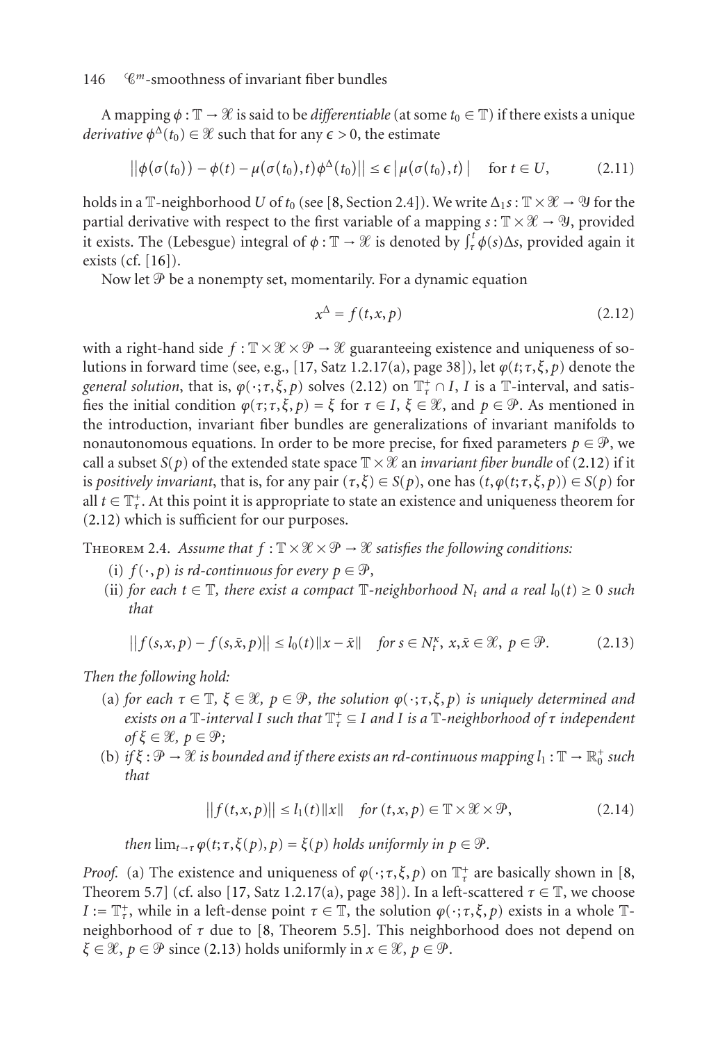A mapping $\phi : \mathbb{T} \to \mathcal{X}$ is said to be *differentiable* (at some $t_0 \in \mathbb{T}$) if there exists a unique *derivative* $\phi^\Delta(t_0) \in \mathcal{X}$ such that for any $\epsilon > 0$, the estimate

$$\|\phi(\sigma(t_0)) - \phi(t) - \mu(\sigma(t_0), t)\phi^\Delta(t_0)\| \leq \epsilon \, |\mu(\sigma(t_0), t)| \quad \text{for } t \in U, \tag{2.11}$$

holds in a $\mathbb{T}$-neighborhood $U$ of $t_0$ (see [8, Section 2.4]). We write $\Delta_1 s : \mathbb{T} \times \mathcal{X} \to \mathcal{Y}$ for the partial derivative with respect to the first variable of a mapping $s : \mathbb{T} \times \mathcal{X} \to \mathcal{Y}$, provided it exists. The (Lebesgue) integral of $\phi : \mathbb{T} \to \mathcal{X}$ is denoted by $\int_\tau^t \phi(s)\Delta s$, provided again it exists (cf. [16]).

Now let $\mathcal{P}$ be a nonempty set, momentarily. For a dynamic equation

$$x^\Delta = f(t, x, p) \tag{2.12}$$

with a right-hand side $f : \mathbb{T} \times \mathcal{X} \times \mathcal{P} \to \mathcal{X}$ guaranteeing existence and uniqueness of solutions in forward time (see, e.g., [17, Satz 1.2.17(a), page 38]), let $\varphi(t; \tau, \xi, p)$ denote the *general solution*, that is, $\varphi(\cdot; \tau, \xi, p)$ solves (2.12) on $\mathbb{T}_\tau^+ \cap I$, $I$ is a $\mathbb{T}$-interval, and satisfies the initial condition $\varphi(\tau; \tau, \xi, p) = \xi$ for $\tau \in I$, $\xi \in \mathcal{X}$, and $p \in \mathcal{P}$. As mentioned in the introduction, invariant fiber bundles are generalizations of invariant manifolds to nonautonomous equations. In order to be more precise, for fixed parameters $p \in \mathcal{P}$, we call a subset $S(p)$ of the extended state space $\mathbb{T} \times \mathcal{X}$ an *invariant fiber bundle* of (2.12) if it is *positively invariant*, that is, for any pair $(\tau, \xi) \in S(p)$, one has $(t, \varphi(t; \tau, \xi, p)) \in S(p)$ for all $t \in \mathbb{T}_\tau^+$. At this point it is appropriate to state an existence and uniqueness theorem for (2.12) which is sufficient for our purposes.

Theorem 2.4. *Assume that $f : \mathbb{T} \times \mathcal{X} \times \mathcal{P} \to \mathcal{X}$ satisfies the following conditions:*

(i) *$f(\cdot, p)$ is rd-continuous for every $p \in \mathcal{P}$,*

(ii) *for each $t \in \mathbb{T}$, there exist a compact $\mathbb{T}$-neighborhood $N_t$ and a real $l_0(t) \geq 0$ such that*

$$\|f(s, x, p) - f(s, \bar{x}, p)\| \leq l_0(t)\|x - \bar{x}\| \quad \text{for } s \in N_t^\kappa,\ x, \bar{x} \in \mathcal{X},\ p \in \mathcal{P}. \tag{2.13}$$

*Then the following hold:*

(a) *for each $\tau \in \mathbb{T}$, $\xi \in \mathcal{X}$, $p \in \mathcal{P}$, the solution $\varphi(\cdot; \tau, \xi, p)$ is uniquely determined and exists on a $\mathbb{T}$-interval $I$ such that $\mathbb{T}_\tau^+ \subseteq I$ and $I$ is a $\mathbb{T}$-neighborhood of $\tau$ independent of $\xi \in \mathcal{X}$, $p \in \mathcal{P}$;*

(b) *if $\xi : \mathcal{P} \to \mathcal{X}$ is bounded and if there exists an rd-continuous mapping $l_1 : \mathbb{T} \to \mathbb{R}_0^+$ such that*

$$\|f(t, x, p)\| \leq l_1(t)\|x\| \quad \text{for } (t, x, p) \in \mathbb{T} \times \mathcal{X} \times \mathcal{P}, \tag{2.14}$$

*then $\lim_{t \to \tau} \varphi(t; \tau, \xi(p), p) = \xi(p)$ holds uniformly in $p \in \mathcal{P}$.*

*Proof.* (a) The existence and uniqueness of $\varphi(\cdot; \tau, \xi, p)$ on $\mathbb{T}_\tau^+$ are basically shown in [8, Theorem 5.7] (cf. also [17, Satz 1.2.17(a), page 38]). In a left-scattered $\tau \in \mathbb{T}$, we choose $I := \mathbb{T}_\tau^+$, while in a left-dense point $\tau \in \mathbb{T}$, the solution $\varphi(\cdot; \tau, \xi, p)$ exists in a whole $\mathbb{T}$-neighborhood of $\tau$ due to [8, Theorem 5.5]. This neighborhood does not depend on $\xi \in \mathcal{X}$, $p \in \mathcal{P}$ since (2.13) holds uniformly in $x \in \mathcal{X}$, $p \in \mathcal{P}$.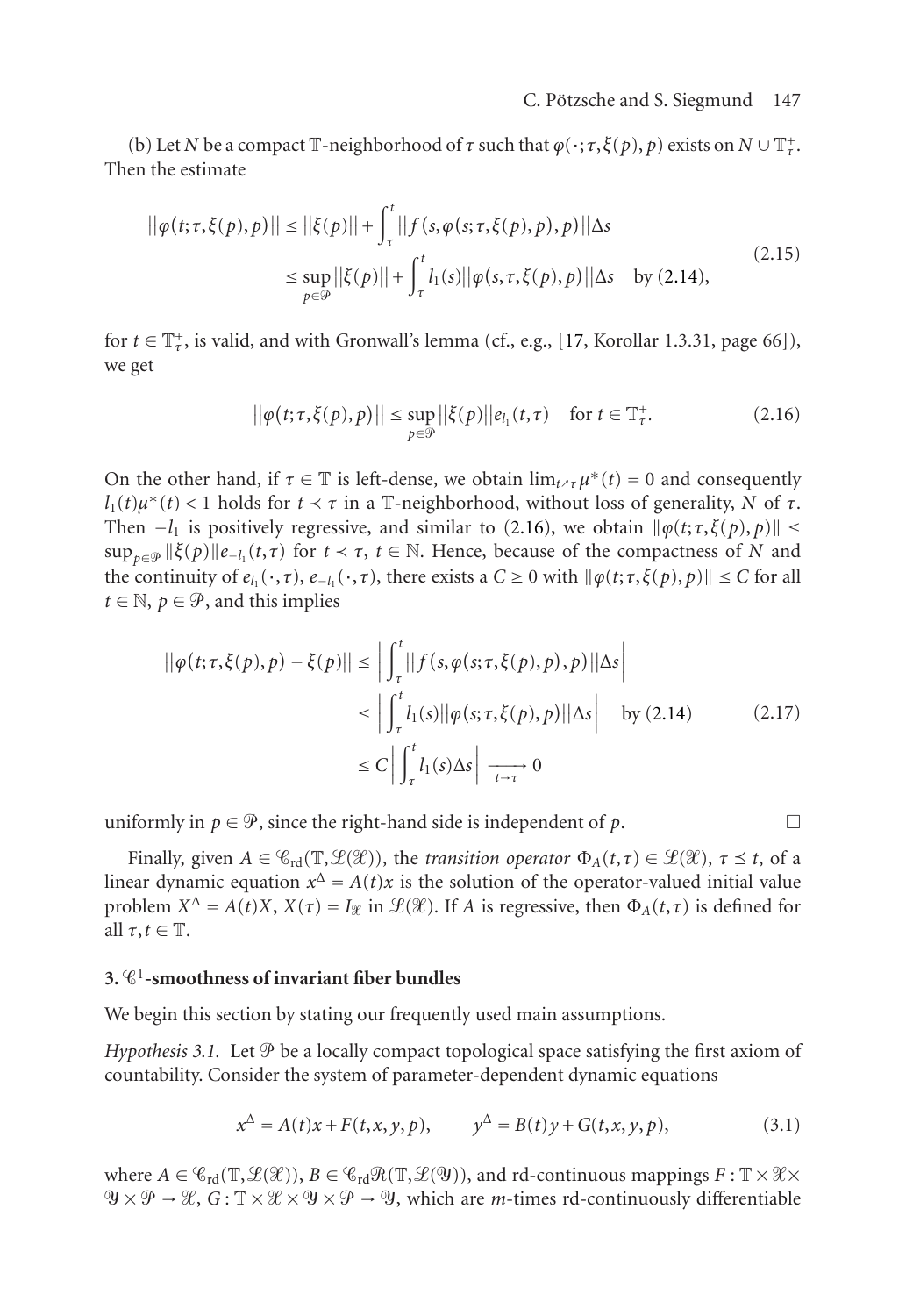(b) Let $N$ be a compact $\mathbb{T}$-neighborhood of $\tau$ such that $\varphi(\cdot;\tau,\xi(p),p)$ exists on $N \cup \mathbb{T}_\tau^+$. Then the estimate

$$
\begin{aligned}
\|\varphi(t;\tau,\xi(p),p)\| &\le \|\xi(p)\| + \int_\tau^t \|f(s,\varphi(s;\tau,\xi(p),p),p)\|\Delta s \\
&\le \sup_{p\in\mathcal{P}}\|\xi(p)\| + \int_\tau^t l_1(s)\|\varphi(s,\tau,\xi(p),p)\|\Delta s \quad \text{by (2.14)},
\end{aligned}
\tag{2.15}
$$

for $t \in \mathbb{T}_\tau^+$, is valid, and with Gronwall's lemma (cf., e.g., [17, Korollar 1.3.31, page 66]), we get

$$
\|\varphi(t;\tau,\xi(p),p)\| \le \sup_{p\in\mathcal{P}}\|\xi(p)\| e_{l_1}(t,\tau) \quad \text{for } t \in \mathbb{T}_\tau^+. \tag{2.16}
$$

On the other hand, if $\tau \in \mathbb{T}$ is left-dense, we obtain $\lim_{t\nearrow\tau}\mu^*(t) = 0$ and consequently $l_1(t)\mu^*(t) < 1$ holds for $t \prec \tau$ in a $\mathbb{T}$-neighborhood, without loss of generality, $N$ of $\tau$. Then $-l_1$ is positively regressive, and similar to (2.16), we obtain $\|\varphi(t;\tau,\xi(p),p)\| \le \sup_{p\in\mathcal{P}}\|\xi(p)\|e_{-l_1}(t,\tau)$ for $t \prec \tau$, $t \in \mathbb{N}$. Hence, because of the compactness of $N$ and the continuity of $e_{l_1}(\cdot,\tau)$, $e_{-l_1}(\cdot,\tau)$, there exists a $C \ge 0$ with $\|\varphi(t;\tau,\xi(p),p)\| \le C$ for all $t \in \mathbb{N}$, $p \in \mathcal{P}$, and this implies

$$
\begin{aligned}
\|\varphi(t;\tau,\xi(p),p) - \xi(p)\| &\le \left|\int_\tau^t \|f(s,\varphi(s;\tau,\xi(p),p),p)\|\Delta s\right| \\
&\le \left|\int_\tau^t l_1(s)\|\varphi(s;\tau,\xi(p),p)\|\Delta s\right| \quad \text{by (2.14)} \\
&\le C\left|\int_\tau^t l_1(s)\Delta s\right| \xrightarrow[t\to\tau]{} 0
\end{aligned}
\tag{2.17}
$$

uniformly in $p \in \mathcal{P}$, since the right-hand side is independent of $p$. $\square$

Finally, given $A \in \mathcal{C}_{\text{rd}}(\mathbb{T},\mathcal{L}(\mathcal{X}))$, the *transition operator* $\Phi_A(t,\tau) \in \mathcal{L}(\mathcal{X})$, $\tau \preceq t$, of a linear dynamic equation $x^\Delta = A(t)x$ is the solution of the operator-valued initial value problem $X^\Delta = A(t)X$, $X(\tau) = I_\mathcal{X}$ in $\mathcal{L}(\mathcal{X})$. If $A$ is regressive, then $\Phi_A(t,\tau)$ is defined for all $\tau, t \in \mathbb{T}$.

## 3. $\mathcal{C}^1$-smoothness of invariant fiber bundles

We begin this section by stating our frequently used main assumptions.

*Hypothesis 3.1.* Let $\mathcal{P}$ be a locally compact topological space satisfying the first axiom of countability. Consider the system of parameter-dependent dynamic equations

$$
x^\Delta = A(t)x + F(t,x,y,p), \qquad y^\Delta = B(t)y + G(t,x,y,p), \tag{3.1}
$$

where $A \in \mathcal{C}_{\text{rd}}(\mathbb{T},\mathcal{L}(\mathcal{X}))$, $B \in \mathcal{C}_{\text{rd}}\mathcal{R}(\mathbb{T},\mathcal{L}(\mathcal{Y}))$, and rd-continuous mappings $F : \mathbb{T}\times\mathcal{X}\times\mathcal{Y}\times\mathcal{P} \to \mathcal{X}$, $G : \mathbb{T}\times\mathcal{X}\times\mathcal{Y}\times\mathcal{P} \to \mathcal{Y}$, which are $m$-times rd-continuously differentiable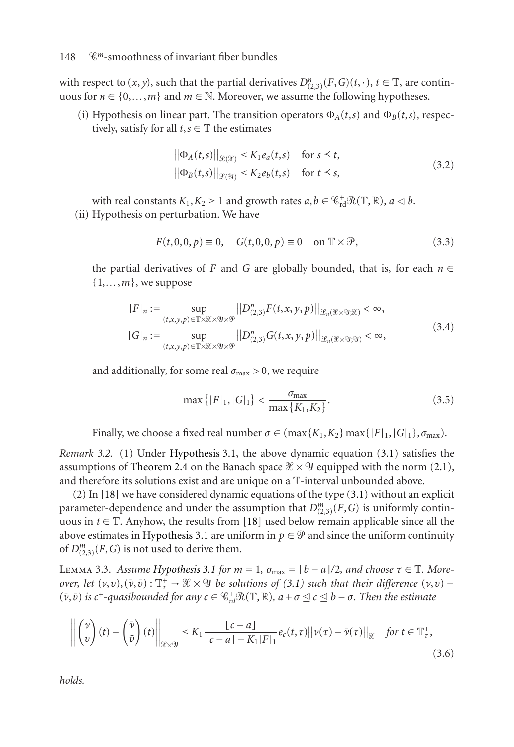with respect to $(x, y)$, such that the partial derivatives $D^n_{(2,3)}(F, G)(t, \cdot)$, $t \in \mathbb{T}$, are continuous for $n \in \{0, \ldots, m\}$ and $m \in \mathbb{N}$. Moreover, we assume the following hypotheses.

(i) Hypothesis on linear part. The transition operators $\Phi_A(t,s)$ and $\Phi_B(t,s)$, respectively, satisfy for all $t, s \in \mathbb{T}$ the estimates

$$\begin{aligned} \|\Phi_A(t,s)\|_{\mathcal{L}(\mathcal{X})} &\le K_1 e_a(t,s) \quad \text{for } s \preceq t, \\ \|\Phi_B(t,s)\|_{\mathcal{L}(\mathcal{Y})} &\le K_2 e_b(t,s) \quad \text{for } t \preceq s, \end{aligned} \tag{3.2}$$

with real constants $K_1, K_2 \ge 1$ and growth rates $a, b \in \mathcal{C}^+_{\mathrm{rd}}\mathcal{R}(\mathbb{T}, \mathbb{R})$, $a \lhd b$.

(ii) Hypothesis on perturbation. We have

$$F(t, 0, 0, p) \equiv 0, \quad G(t, 0, 0, p) \equiv 0 \quad \text{on } \mathbb{T} \times \mathcal{P}, \tag{3.3}$$

the partial derivatives of $F$ and $G$ are globally bounded, that is, for each $n \in \{1, \ldots, m\}$, we suppose

$$\begin{aligned} |F|_n &:= \sup_{(t,x,y,p) \in \mathbb{T} \times \mathcal{X} \times \mathcal{Y} \times \mathcal{P}} \|D^n_{(2,3)} F(t,x,y,p)\|_{\mathcal{L}_n(\mathcal{X} \times \mathcal{Y}; \mathcal{X})} < \infty, \\ |G|_n &:= \sup_{(t,x,y,p) \in \mathbb{T} \times \mathcal{X} \times \mathcal{Y} \times \mathcal{P}} \|D^n_{(2,3)} G(t,x,y,p)\|_{\mathcal{L}_n(\mathcal{X} \times \mathcal{Y}; \mathcal{Y})} < \infty, \end{aligned} \tag{3.4}$$

and additionally, for some real $\sigma_{\max} > 0$, we require

$$\max\{|F|_1, |G|_1\} < \frac{\sigma_{\max}}{\max\{K_1, K_2\}}. \tag{3.5}$$

Finally, we choose a fixed real number $\sigma \in (\max\{K_1, K_2\} \max\{|F|_1, |G|_1\}, \sigma_{\max})$.

*Remark 3.2.* (1) Under Hypothesis 3.1, the above dynamic equation (3.1) satisfies the assumptions of Theorem 2.4 on the Banach space $\mathcal{X} \times \mathcal{Y}$ equipped with the norm (2.1), and therefore its solutions exist and are unique on a $\mathbb{T}$-interval unbounded above.

(2) In [18] we have considered dynamic equations of the type (3.1) without an explicit parameter-dependence and under the assumption that $D^m_{(2,3)}(F, G)$ is uniformly continuous in $t \in \mathbb{T}$. Anyhow, the results from [18] used below remain applicable since all the above estimates in Hypothesis 3.1 are uniform in $p \in \mathcal{P}$ and since the uniform continuity of $D^m_{(2,3)}(F, G)$ is not used to derive them.

Lemma 3.3. *Assume Hypothesis 3.1 for $m = 1$, $\sigma_{\max} = \lfloor b - a \rfloor / 2$, and choose $\tau \in \mathbb{T}$. Moreover, let $(\nu, \upsilon), (\bar{\nu}, \bar{\upsilon}) : \mathbb{T}^+_\tau \to \mathcal{X} \times \mathcal{Y}$ be solutions of (3.1) such that their difference $(\nu, \upsilon) - (\bar{\nu}, \bar{\upsilon})$ is $c^+$-quasibounded for any $c \in \mathcal{C}^+_{rd}\mathcal{R}(\mathbb{T}, \mathbb{R})$, $a + \sigma \unlhd c \unlhd b - \sigma$. Then the estimate*

$$\left\| \begin{pmatrix} \nu \\ \upsilon \end{pmatrix}(t) - \begin{pmatrix} \bar{\nu} \\ \bar{\upsilon} \end{pmatrix}(t) \right\|_{\mathcal{X} \times \mathcal{Y}} \le K_1 \frac{\lfloor c - a \rfloor}{\lfloor c - a \rfloor - K_1 |F|_1} e_c(t, \tau) \|\nu(\tau) - \bar{\nu}(\tau)\|_{\mathcal{X}} \quad \text{for } t \in \mathbb{T}^+_\tau, \tag{3.6}$$

*holds.*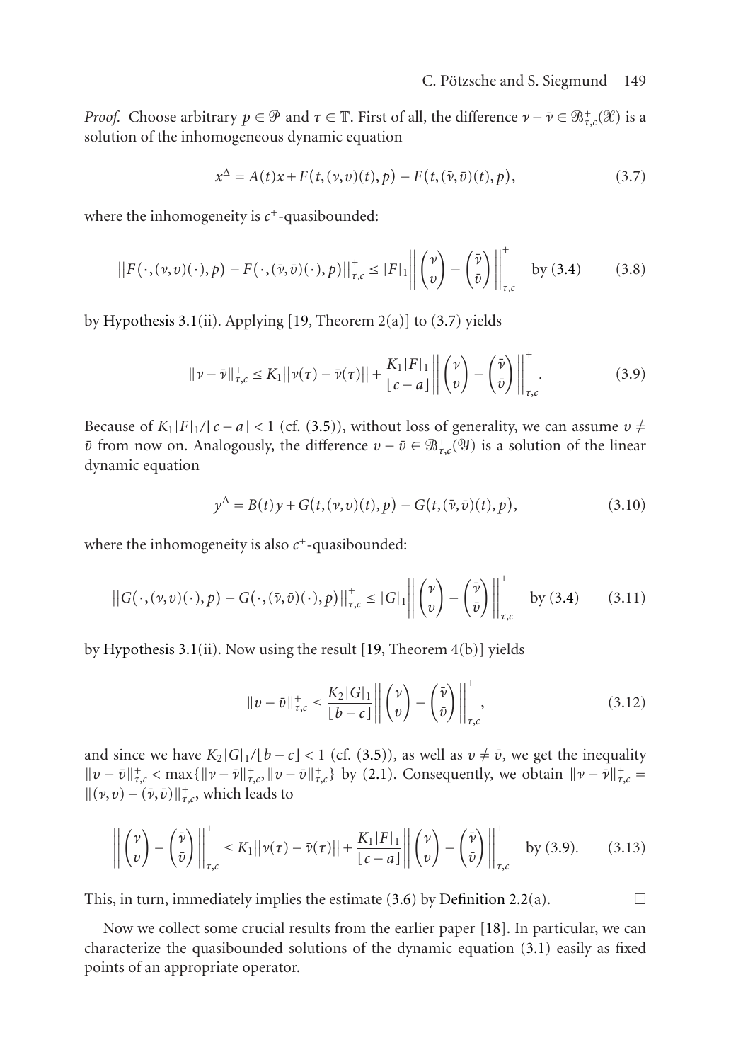*Proof.* Choose arbitrary $p \in \mathcal{P}$ and $\tau \in \mathbb{T}$. First of all, the difference $\nu - \bar{\nu} \in \mathcal{B}^+_{\tau,c}(\mathcal{X})$ is a solution of the inhomogeneous dynamic equation

$$x^\Delta = A(t)x + F\big(t,(\nu,\upsilon)(t),p\big) - F\big(t,(\bar{\nu},\bar{\upsilon})(t),p\big), \tag{3.7}$$

where the inhomogeneity is $c^+$-quasibounded:

$$\big\| F\big(\cdot,(\nu,\upsilon)(\cdot),p\big) - F\big(\cdot,(\bar{\nu},\bar{\upsilon})(\cdot),p\big)\big\|^+_{\tau,c} \le |F|_1 \left\| \begin{pmatrix} \nu \\ \upsilon \end{pmatrix} - \begin{pmatrix} \bar{\nu} \\ \bar{\upsilon} \end{pmatrix} \right\|^+_{\tau,c} \quad \text{by (3.4)} \tag{3.8}$$

by Hypothesis 3.1(ii). Applying [19, Theorem 2(a)] to (3.7) yields

$$\|\nu - \bar{\nu}\|^+_{\tau,c} \le K_1 \big\|\nu(\tau) - \bar{\nu}(\tau)\big\| + \frac{K_1 |F|_1}{\lfloor c - a \rfloor} \left\| \begin{pmatrix} \nu \\ \upsilon \end{pmatrix} - \begin{pmatrix} \bar{\nu} \\ \bar{\upsilon} \end{pmatrix} \right\|^+_{\tau,c}. \tag{3.9}$$

Because of $K_1|F|_1/\lfloor c - a \rfloor < 1$ (cf. (3.5)), without loss of generality, we can assume $\upsilon \ne \bar{\upsilon}$ from now on. Analogously, the difference $\upsilon - \bar{\upsilon} \in \mathcal{B}^+_{\tau,c}(\mathcal{Y})$ is a solution of the linear dynamic equation

$$y^\Delta = B(t)y + G\big(t,(\nu,\upsilon)(t),p\big) - G\big(t,(\bar{\nu},\bar{\upsilon})(t),p\big), \tag{3.10}$$

where the inhomogeneity is also $c^+$-quasibounded:

$$\big\| G\big(\cdot,(\nu,\upsilon)(\cdot),p\big) - G\big(\cdot,(\bar{\nu},\bar{\upsilon})(\cdot),p\big)\big\|^+_{\tau,c} \le |G|_1 \left\| \begin{pmatrix} \nu \\ \upsilon \end{pmatrix} - \begin{pmatrix} \bar{\nu} \\ \bar{\upsilon} \end{pmatrix} \right\|^+_{\tau,c} \quad \text{by (3.4)} \tag{3.11}$$

by Hypothesis 3.1(ii). Now using the result [19, Theorem 4(b)] yields

$$\|\upsilon - \bar{\upsilon}\|^+_{\tau,c} \le \frac{K_2 |G|_1}{\lfloor b - c \rfloor} \left\| \begin{pmatrix} \nu \\ \upsilon \end{pmatrix} - \begin{pmatrix} \bar{\nu} \\ \bar{\upsilon} \end{pmatrix} \right\|^+_{\tau,c}, \tag{3.12}$$

and since we have $K_2|G|_1/\lfloor b - c \rfloor < 1$ (cf. (3.5)), as well as $\upsilon \ne \bar{\upsilon}$, we get the inequality $\|\upsilon - \bar{\upsilon}\|^+_{\tau,c} < \max\{\|\nu - \bar{\nu}\|^+_{\tau,c}, \|\upsilon - \bar{\upsilon}\|^+_{\tau,c}\}$ by (2.1). Consequently, we obtain $\|\nu - \bar{\nu}\|^+_{\tau,c} = \|(\nu,\upsilon) - (\bar{\nu},\bar{\upsilon})\|^+_{\tau,c}$, which leads to

$$\left\| \begin{pmatrix} \nu \\ \upsilon \end{pmatrix} - \begin{pmatrix} \bar{\nu} \\ \bar{\upsilon} \end{pmatrix} \right\|^+_{\tau,c} \le K_1 \big\|\nu(\tau) - \bar{\nu}(\tau)\big\| + \frac{K_1 |F|_1}{\lfloor c - a \rfloor} \left\| \begin{pmatrix} \nu \\ \upsilon \end{pmatrix} - \begin{pmatrix} \bar{\nu} \\ \bar{\upsilon} \end{pmatrix} \right\|^+_{\tau,c} \quad \text{by (3.9)}. \tag{3.13}$$

This, in turn, immediately implies the estimate (3.6) by Definition 2.2(a). $\square$

Now we collect some crucial results from the earlier paper [18]. In particular, we can characterize the quasibounded solutions of the dynamic equation (3.1) easily as fixed points of an appropriate operator.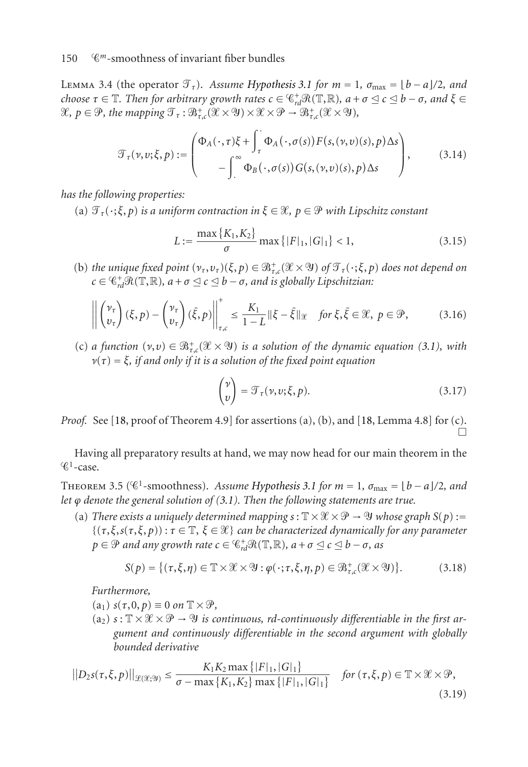Lemma 3.4 (the operator $\mathcal{T}_\tau$). *Assume Hypothesis 3.1 for $m=1$, $\sigma_{\max} = \lfloor b-a \rfloor/2$, and choose $\tau \in \mathbb{T}$. Then for arbitrary growth rates $c \in \mathcal{C}^+_{rd}\mathcal{R}(\mathbb{T},\mathbb{R})$, $a+\sigma \trianglelefteq c \trianglelefteq b-\sigma$, and $\xi \in \mathcal{X}$, $p \in \mathcal{P}$, the mapping $\mathcal{T}_\tau : \mathcal{B}^+_{\tau,c}(\mathcal{X}\times\mathcal{Y}) \times \mathcal{X} \times \mathcal{P} \to \mathcal{B}^+_{\tau,c}(\mathcal{X}\times\mathcal{Y})$,*

$$\mathcal{T}_\tau(\nu,\upsilon;\xi,p) := \begin{pmatrix} \Phi_A(\cdot,\tau)\xi + \int_\tau^{\cdot} \Phi_A(\cdot,\sigma(s)) F(s,(\nu,\upsilon)(s),p)\Delta s \\ -\int_{\cdot}^{\infty} \Phi_B(\cdot,\sigma(s)) G(s,(\nu,\upsilon)(s),p)\Delta s \end{pmatrix}, \tag{3.14}$$

*has the following properties:*

(a) *$\mathcal{T}_\tau(\cdot;\xi,p)$ is a uniform contraction in $\xi \in \mathcal{X}$, $p \in \mathcal{P}$ with Lipschitz constant*

$$L := \frac{\max\{K_1,K_2\}}{\sigma} \max\{|F|_1,|G|_1\} < 1, \tag{3.15}$$

(b) *the unique fixed point $(\nu_\tau,\upsilon_\tau)(\xi,p) \in \mathcal{B}^+_{\tau,c}(\mathcal{X}\times\mathcal{Y})$ of $\mathcal{T}_\tau(\cdot;\xi,p)$ does not depend on $c \in \mathcal{C}^+_{rd}\mathcal{R}(\mathbb{T},\mathbb{R})$, $a+\sigma \trianglelefteq c \trianglelefteq b-\sigma$, and is globally Lipschitzian:*

$$\left\| \begin{pmatrix} \nu_\tau \\ \upsilon_\tau \end{pmatrix}(\xi,p) - \begin{pmatrix} \nu_\tau \\ \upsilon_\tau \end{pmatrix}(\bar{\xi},p) \right\|^+_{\tau,c} \le \frac{K_1}{1-L}\|\xi-\bar{\xi}\|_{\mathcal{X}} \quad \text{for } \xi,\bar{\xi} \in \mathcal{X},\ p \in \mathcal{P}, \tag{3.16}$$

(c) *a function $(\nu,\upsilon) \in \mathcal{B}^+_{\tau,c}(\mathcal{X}\times\mathcal{Y})$ is a solution of the dynamic equation (3.1), with $\nu(\tau)=\xi$, if and only if it is a solution of the fixed point equation*

$$\begin{pmatrix} \nu \\ \upsilon \end{pmatrix} = \mathcal{T}_\tau(\nu,\upsilon;\xi,p). \tag{3.17}$$

*Proof.* See [18, proof of Theorem 4.9] for assertions (a), (b), and [18, Lemma 4.8] for (c). □

Having all preparatory results at hand, we may now head for our main theorem in the $\mathcal{C}^1$-case.

Theorem 3.5 ($\mathcal{C}^1$-smoothness). *Assume Hypothesis 3.1 for $m=1$, $\sigma_{\max} = \lfloor b-a \rfloor/2$, and let $\varphi$ denote the general solution of (3.1). Then the following statements are true.*

(a) *There exists a uniquely determined mapping $s : \mathbb{T}\times\mathcal{X}\times\mathcal{P} \to \mathcal{Y}$ whose graph $S(p) := \{(\tau,\xi,s(\tau,\xi,p)) : \tau \in \mathbb{T},\ \xi \in \mathcal{X}\}$ can be characterized dynamically for any parameter $p \in \mathcal{P}$ and any growth rate $c \in \mathcal{C}^+_{rd}\mathcal{R}(\mathbb{T},\mathbb{R})$, $a+\sigma \trianglelefteq c \trianglelefteq b-\sigma$, as*

$$S(p) = \{(\tau,\xi,\eta) \in \mathbb{T}\times\mathcal{X}\times\mathcal{Y} : \varphi(\cdot;\tau,\xi,\eta,p) \in \mathcal{B}^+_{\tau,c}(\mathcal{X}\times\mathcal{Y})\}. \tag{3.18}$$

*Furthermore,*

($a_1$) *$s(\tau,0,p) \equiv 0$ on $\mathbb{T}\times\mathcal{P}$,*

($a_2$) *$s : \mathbb{T}\times\mathcal{X}\times\mathcal{P} \to \mathcal{Y}$ is continuous, rd-continuously differentiable in the first argument and continuously differentiable in the second argument with globally bounded derivative*

$$\|D_2 s(\tau,\xi,p)\|_{\mathcal{L}(\mathcal{X};\mathcal{Y})} \le \frac{K_1K_2\max\{|F|_1,|G|_1\}}{\sigma - \max\{K_1,K_2\}\max\{|F|_1,|G|_1\}} \quad \text{for } (\tau,\xi,p) \in \mathbb{T}\times\mathcal{X}\times\mathcal{P}, \tag{3.19}$$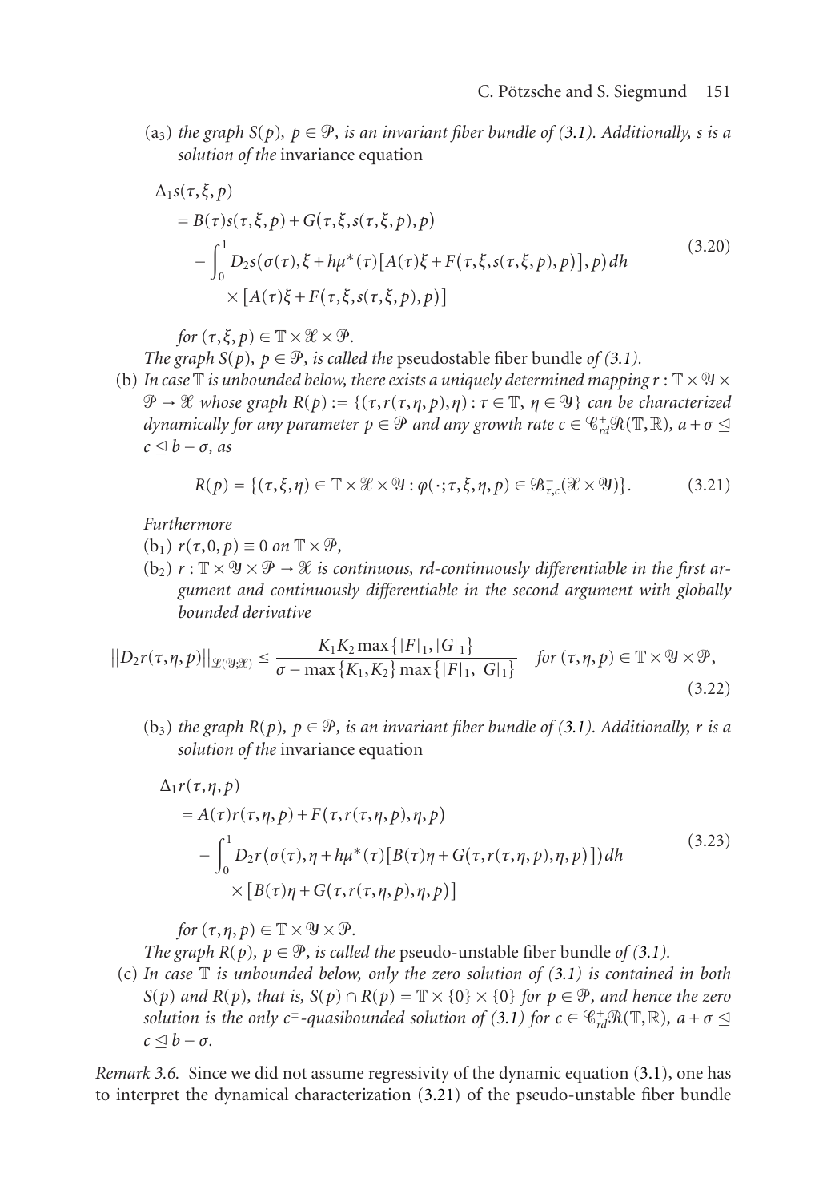(a$_3$) *the graph $S(p)$, $p \in \mathcal{P}$, is an invariant fiber bundle of (3.1). Additionally, $s$ is a solution of the* invariance equation

$$
\begin{aligned}
&\Delta_1 s(\tau,\xi,p)\\
&\quad = B(\tau)s(\tau,\xi,p) + G(\tau,\xi,s(\tau,\xi,p),p)\\
&\qquad - \int_0^1 D_2 s(\sigma(\tau),\xi + h\mu^*(\tau)[A(\tau)\xi + F(\tau,\xi,s(\tau,\xi,p),p)],p)\,dh\\
&\qquad\quad \times [A(\tau)\xi + F(\tau,\xi,s(\tau,\xi,p),p)]
\end{aligned}
\tag{3.20}
$$

*for $(\tau,\xi,p) \in \mathbb{T} \times \mathcal{X} \times \mathcal{P}$.*

*The graph $S(p)$, $p \in \mathcal{P}$, is called the* pseudostable fiber bundle *of (3.1).*

(b) *In case $\mathbb{T}$ is unbounded below, there exists a uniquely determined mapping $r : \mathbb{T} \times \mathcal{Y} \times \mathcal{P} \to \mathcal{X}$ whose graph $R(p) := \{(\tau, r(\tau,\eta,p),\eta) : \tau \in \mathbb{T},\ \eta \in \mathcal{Y}\}$ can be characterized dynamically for any parameter $p \in \mathcal{P}$ and any growth rate $c \in \mathcal{C}^+_{rd}\mathcal{R}(\mathbb{T},\mathbb{R})$, $a + \sigma \trianglelefteq c \trianglelefteq b - \sigma$, as*

$$
R(p) = \{(\tau,\xi,\eta) \in \mathbb{T} \times \mathcal{X} \times \mathcal{Y} : \varphi(\cdot;\tau,\xi,\eta,p) \in \mathcal{B}^-_{\tau,c}(\mathcal{X} \times \mathcal{Y})\}.
\tag{3.21}
$$

*Furthermore*

(b$_1$) *$r(\tau,0,p) \equiv 0$ on $\mathbb{T} \times \mathcal{P}$,*

(b$_2$) *$r : \mathbb{T} \times \mathcal{Y} \times \mathcal{P} \to \mathcal{X}$ is continuous, rd-continuously differentiable in the first argument and continuously differentiable in the second argument with globally bounded derivative*

$$
\|D_2 r(\tau,\eta,p)\|_{\mathcal{L}(\mathcal{Y};\mathcal{X})} \le \frac{K_1K_2 \max\{|F|_1,|G|_1\}}{\sigma - \max\{K_1,K_2\}\max\{|F|_1,|G|_1\}} \quad \text{for } (\tau,\eta,p) \in \mathbb{T} \times \mathcal{Y} \times \mathcal{P},
\tag{3.22}
$$

(b$_3$) *the graph $R(p)$, $p \in \mathcal{P}$, is an invariant fiber bundle of (3.1). Additionally, $r$ is a solution of the* invariance equation

$$
\begin{aligned}
&\Delta_1 r(\tau,\eta,p)\\
&\quad = A(\tau)r(\tau,\eta,p) + F(\tau,r(\tau,\eta,p),\eta,p)\\
&\qquad - \int_0^1 D_2 r(\sigma(\tau),\eta + h\mu^*(\tau)[B(\tau)\eta + G(\tau,r(\tau,\eta,p),\eta,p)])\,dh\\
&\qquad\quad \times [B(\tau)\eta + G(\tau,r(\tau,\eta,p),\eta,p)]
\end{aligned}
\tag{3.23}
$$

*for $(\tau,\eta,p) \in \mathbb{T} \times \mathcal{Y} \times \mathcal{P}$.*

*The graph $R(p)$, $p \in \mathcal{P}$, is called the* pseudo-unstable fiber bundle *of (3.1).*

(c) *In case $\mathbb{T}$ is unbounded below, only the zero solution of (3.1) is contained in both $S(p)$ and $R(p)$, that is, $S(p) \cap R(p) = \mathbb{T} \times \{0\} \times \{0\}$ for $p \in \mathcal{P}$, and hence the zero solution is the only $c^\pm$-quasibounded solution of (3.1) for $c \in \mathcal{C}^+_{rd}\mathcal{R}(\mathbb{T},\mathbb{R})$, $a + \sigma \trianglelefteq c \trianglelefteq b - \sigma$.*

*Remark 3.6.* Since we did not assume regressivity of the dynamic equation (3.1), one has to interpret the dynamical characterization (3.21) of the pseudo-unstable fiber bundle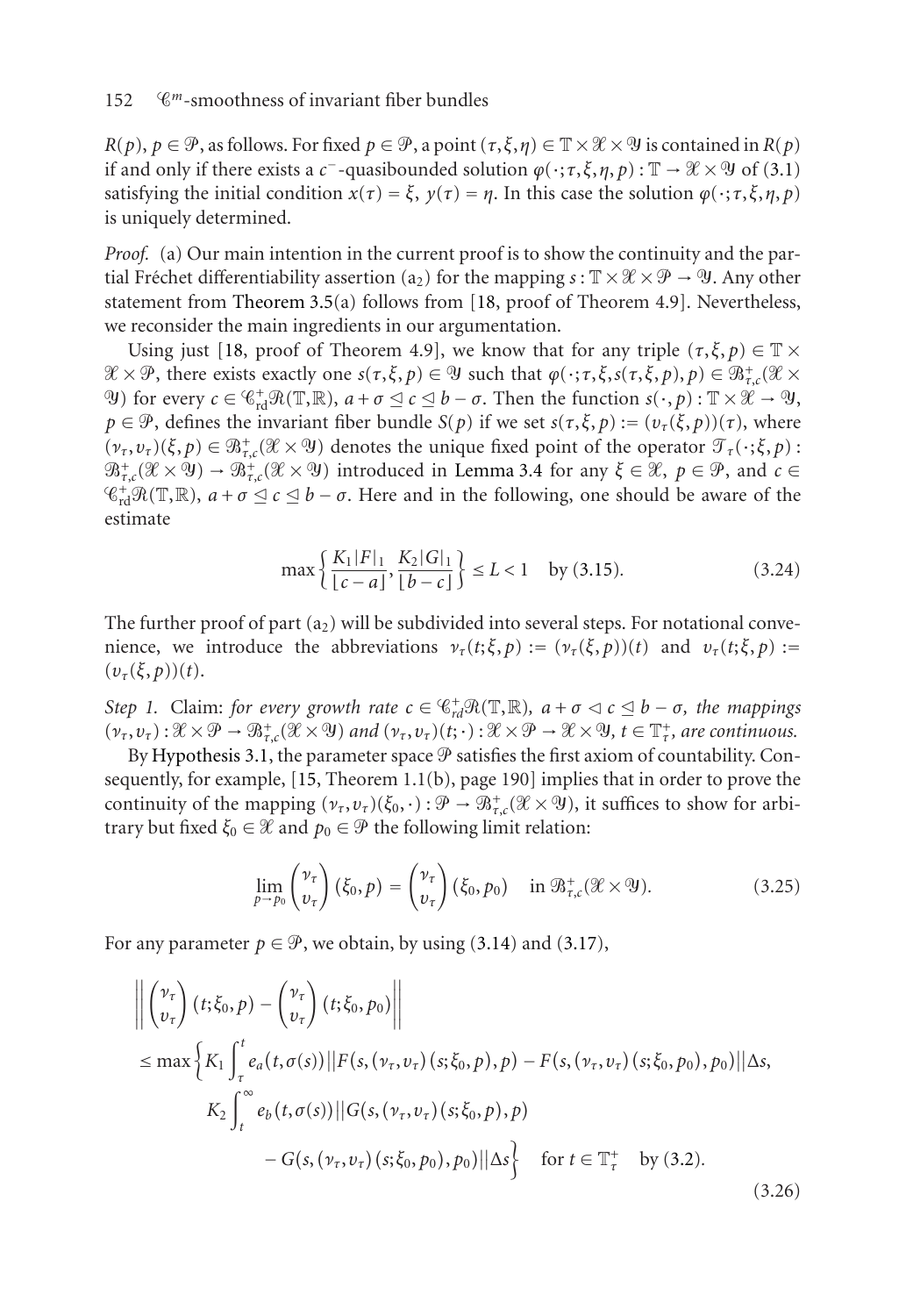$R(p)$, $p \in \mathcal{P}$, as follows. For fixed $p \in \mathcal{P}$, a point $(\tau, \xi, \eta) \in \mathbb{T} \times \mathcal{X} \times \mathcal{Y}$ is contained in $R(p)$ if and only if there exists a $c^-$-quasibounded solution $\varphi(\cdot; \tau, \xi, \eta, p) : \mathbb{T} \to \mathcal{X} \times \mathcal{Y}$ of (3.1) satisfying the initial condition $x(\tau) = \xi$, $y(\tau) = \eta$. In this case the solution $\varphi(\cdot; \tau, \xi, \eta, p)$ is uniquely determined.

*Proof.* (a) Our main intention in the current proof is to show the continuity and the partial Fréchet differentiability assertion ($a_2$) for the mapping $s : \mathbb{T} \times \mathcal{X} \times \mathcal{P} \to \mathcal{Y}$. Any other statement from Theorem 3.5(a) follows from [18, proof of Theorem 4.9]. Nevertheless, we reconsider the main ingredients in our argumentation.

Using just [18, proof of Theorem 4.9], we know that for any triple $(\tau, \xi, p) \in \mathbb{T} \times \mathcal{X} \times \mathcal{P}$, there exists exactly one $s(\tau, \xi, p) \in \mathcal{Y}$ such that $\varphi(\cdot; \tau, \xi, s(\tau, \xi, p), p) \in \mathcal{B}^+_{\tau,c}(\mathcal{X} \times \mathcal{Y})$ for every $c \in \mathcal{C}^+_{\text{rd}}\mathcal{R}(\mathbb{T}, \mathbb{R})$, $a + \sigma \trianglelefteq c \trianglelefteq b - \sigma$. Then the function $s(\cdot, p) : \mathbb{T} \times \mathcal{X} \to \mathcal{Y}$, $p \in \mathcal{P}$, defines the invariant fiber bundle $S(p)$ if we set $s(\tau, \xi, p) := (\upsilon_\tau(\xi, p))(\tau)$, where $(\nu_\tau, \upsilon_\tau)(\xi, p) \in \mathcal{B}^+_{\tau,c}(\mathcal{X} \times \mathcal{Y})$ denotes the unique fixed point of the operator $\mathcal{T}_\tau(\cdot; \xi, p) : \mathcal{B}^+_{\tau,c}(\mathcal{X} \times \mathcal{Y}) \to \mathcal{B}^+_{\tau,c}(\mathcal{X} \times \mathcal{Y})$ introduced in Lemma 3.4 for any $\xi \in \mathcal{X}$, $p \in \mathcal{P}$, and $c \in \mathcal{C}^+_{\text{rd}}\mathcal{R}(\mathbb{T}, \mathbb{R})$, $a + \sigma \trianglelefteq c \trianglelefteq b - \sigma$. Here and in the following, one should be aware of the estimate

$$\max\left\{\frac{K_1 |F|_1}{\lfloor c - a \rfloor}, \frac{K_2 |G|_1}{\lfloor b - c \rfloor}\right\} \le L < 1 \quad \text{by (3.15).} \tag{3.24}$$

The further proof of part ($a_2$) will be subdivided into several steps. For notational convenience, we introduce the abbreviations $\nu_\tau(t; \xi, p) := (\nu_\tau(\xi, p))(t)$ and $\upsilon_\tau(t; \xi, p) := (\upsilon_\tau(\xi, p))(t)$.

*Step 1.* Claim: *for every growth rate $c \in \mathcal{C}^+_{rd}\mathcal{R}(\mathbb{T}, \mathbb{R})$, $a + \sigma \lhd c \trianglelefteq b - \sigma$, the mappings $(\nu_\tau, \upsilon_\tau) : \mathcal{X} \times \mathcal{P} \to \mathcal{B}^+_{\tau,c}(\mathcal{X} \times \mathcal{Y})$ and $(\nu_\tau, \upsilon_\tau)(t; \cdot) : \mathcal{X} \times \mathcal{P} \to \mathcal{X} \times \mathcal{Y}$, $t \in \mathbb{T}^+_\tau$, are continuous.*

By Hypothesis 3.1, the parameter space $\mathcal{P}$ satisfies the first axiom of countability. Consequently, for example, [15, Theorem 1.1(b), page 190] implies that in order to prove the continuity of the mapping $(\nu_\tau, \upsilon_\tau)(\xi_0, \cdot) : \mathcal{P} \to \mathcal{B}^+_{\tau,c}(\mathcal{X} \times \mathcal{Y})$, it suffices to show for arbitrary but fixed $\xi_0 \in \mathcal{X}$ and $p_0 \in \mathcal{P}$ the following limit relation:

$$\lim_{p \to p_0} \begin{pmatrix} \nu_\tau \\ \upsilon_\tau \end{pmatrix}(\xi_0, p) = \begin{pmatrix} \nu_\tau \\ \upsilon_\tau \end{pmatrix}(\xi_0, p_0) \quad \text{in } \mathcal{B}^+_{\tau,c}(\mathcal{X} \times \mathcal{Y}). \tag{3.25}$$

For any parameter $p \in \mathcal{P}$, we obtain, by using (3.14) and (3.17),

$$\begin{aligned}
&\left\| \begin{pmatrix} \nu_\tau \\ \upsilon_\tau \end{pmatrix}(t; \xi_0, p) - \begin{pmatrix} \nu_\tau \\ \upsilon_\tau \end{pmatrix}(t; \xi_0, p_0) \right\| \\
&\le \max\Big\{ K_1 \int_\tau^t e_a(t, \sigma(s)) \| F(s, (\nu_\tau, \upsilon_\tau)(s; \xi_0, p), p) - F(s, (\nu_\tau, \upsilon_\tau)(s; \xi_0, p_0), p_0) \| \Delta s, \\
&\qquad K_2 \int_t^\infty e_b(t, \sigma(s)) \| G(s, (\nu_\tau, \upsilon_\tau)(s; \xi_0, p), p) \\
&\qquad\quad - G(s, (\nu_\tau, \upsilon_\tau)(s; \xi_0, p_0), p_0) \| \Delta s \Big\} \quad \text{for } t \in \mathbb{T}^+_\tau \quad \text{by (3.2).}
\end{aligned} \tag{3.26}$$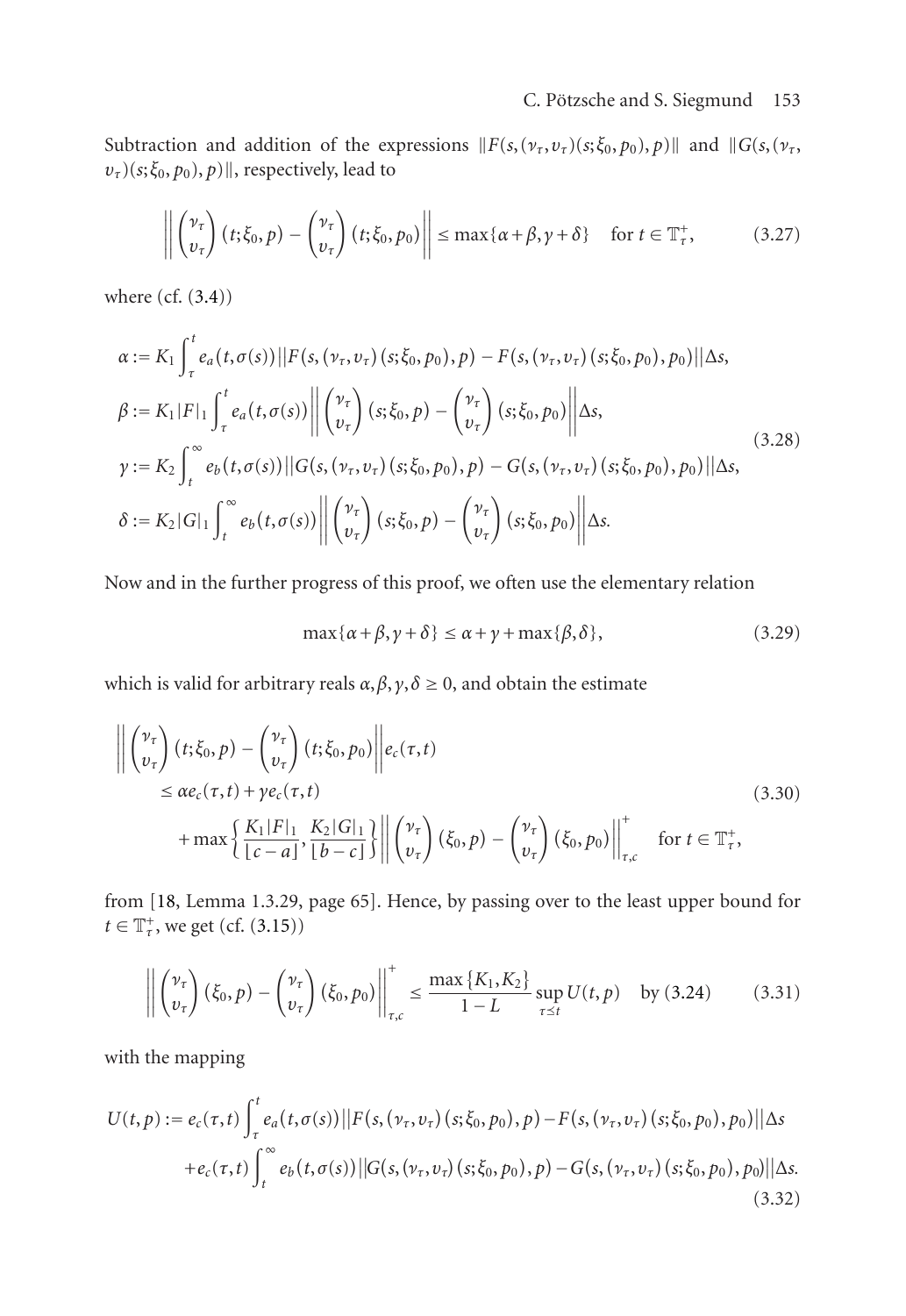Subtraction and addition of the expressions $\|F(s,(\nu_\tau,\upsilon_\tau)(s;\xi_0,p_0),p)\|$ and $\|G(s,(\nu_\tau,\upsilon_\tau)(s;\xi_0,p_0),p)\|$, respectively, lead to

$$\left\|\begin{pmatrix}\nu_\tau\\ \upsilon_\tau\end{pmatrix}(t;\xi_0,p)-\begin{pmatrix}\nu_\tau\\ \upsilon_\tau\end{pmatrix}(t;\xi_0,p_0)\right\|\leq\max\{\alpha+\beta,\gamma+\delta\}\quad\text{for } t\in\mathbb{T}_\tau^+,\tag{3.27}$$

where (cf. (3.4))

$$\begin{aligned}
\alpha&:=K_1\int_\tau^t e_a(t,\sigma(s))\|F(s,(\nu_\tau,\upsilon_\tau)(s;\xi_0,p_0),p)-F(s,(\nu_\tau,\upsilon_\tau)(s;\xi_0,p_0),p_0)\|\Delta s,\\
\beta&:=K_1|F|_1\int_\tau^t e_a(t,\sigma(s))\left\|\begin{pmatrix}\nu_\tau\\ \upsilon_\tau\end{pmatrix}(s;\xi_0,p)-\begin{pmatrix}\nu_\tau\\ \upsilon_\tau\end{pmatrix}(s;\xi_0,p_0)\right\|\Delta s,\\
\gamma&:=K_2\int_t^\infty e_b(t,\sigma(s))\|G(s,(\nu_\tau,\upsilon_\tau)(s;\xi_0,p_0),p)-G(s,(\nu_\tau,\upsilon_\tau)(s;\xi_0,p_0),p_0)\|\Delta s,\\
\delta&:=K_2|G|_1\int_t^\infty e_b(t,\sigma(s))\left\|\begin{pmatrix}\nu_\tau\\ \upsilon_\tau\end{pmatrix}(s;\xi_0,p)-\begin{pmatrix}\nu_\tau\\ \upsilon_\tau\end{pmatrix}(s;\xi_0,p_0)\right\|\Delta s.
\end{aligned}\tag{3.28}$$

Now and in the further progress of this proof, we often use the elementary relation

$$\max\{\alpha+\beta,\gamma+\delta\}\leq\alpha+\gamma+\max\{\beta,\delta\},\tag{3.29}$$

which is valid for arbitrary reals $\alpha,\beta,\gamma,\delta\geq 0$, and obtain the estimate

$$\begin{aligned}
&\left\|\begin{pmatrix}\nu_\tau\\ \upsilon_\tau\end{pmatrix}(t;\xi_0,p)-\begin{pmatrix}\nu_\tau\\ \upsilon_\tau\end{pmatrix}(t;\xi_0,p_0)\right\|e_c(\tau,t)\\
&\quad\leq\alpha e_c(\tau,t)+\gamma e_c(\tau,t)\\
&\qquad+\max\left\{\frac{K_1|F|_1}{\lfloor c-a\rfloor},\frac{K_2|G|_1}{\lfloor b-c\rfloor}\right\}\left\|\begin{pmatrix}\nu_\tau\\ \upsilon_\tau\end{pmatrix}(\xi_0,p)-\begin{pmatrix}\nu_\tau\\ \upsilon_\tau\end{pmatrix}(\xi_0,p_0)\right\|_{\tau,c}^+\quad\text{for } t\in\mathbb{T}_\tau^+,
\end{aligned}\tag{3.30}$$

from [18, Lemma 1.3.29, page 65]. Hence, by passing over to the least upper bound for $t\in\mathbb{T}_\tau^+$, we get (cf. (3.15))

$$\left\|\begin{pmatrix}\nu_\tau\\ \upsilon_\tau\end{pmatrix}(\xi_0,p)-\begin{pmatrix}\nu_\tau\\ \upsilon_\tau\end{pmatrix}(\xi_0,p_0)\right\|_{\tau,c}^+\leq\frac{\max\{K_1,K_2\}}{1-L}\sup_{\tau\leq t}U(t,p)\quad\text{by (3.24)}\tag{3.31}$$

with the mapping

$$\begin{aligned}
U(t,p):=\;&e_c(\tau,t)\int_\tau^t e_a(t,\sigma(s))\|F(s,(\nu_\tau,\upsilon_\tau)(s;\xi_0,p_0),p)-F(s,(\nu_\tau,\upsilon_\tau)(s;\xi_0,p_0),p_0)\|\Delta s\\
&+e_c(\tau,t)\int_t^\infty e_b(t,\sigma(s))\|G(s,(\nu_\tau,\upsilon_\tau)(s;\xi_0,p_0),p)-G(s,(\nu_\tau,\upsilon_\tau)(s;\xi_0,p_0),p_0)\|\Delta s.
\end{aligned}\tag{3.32}$$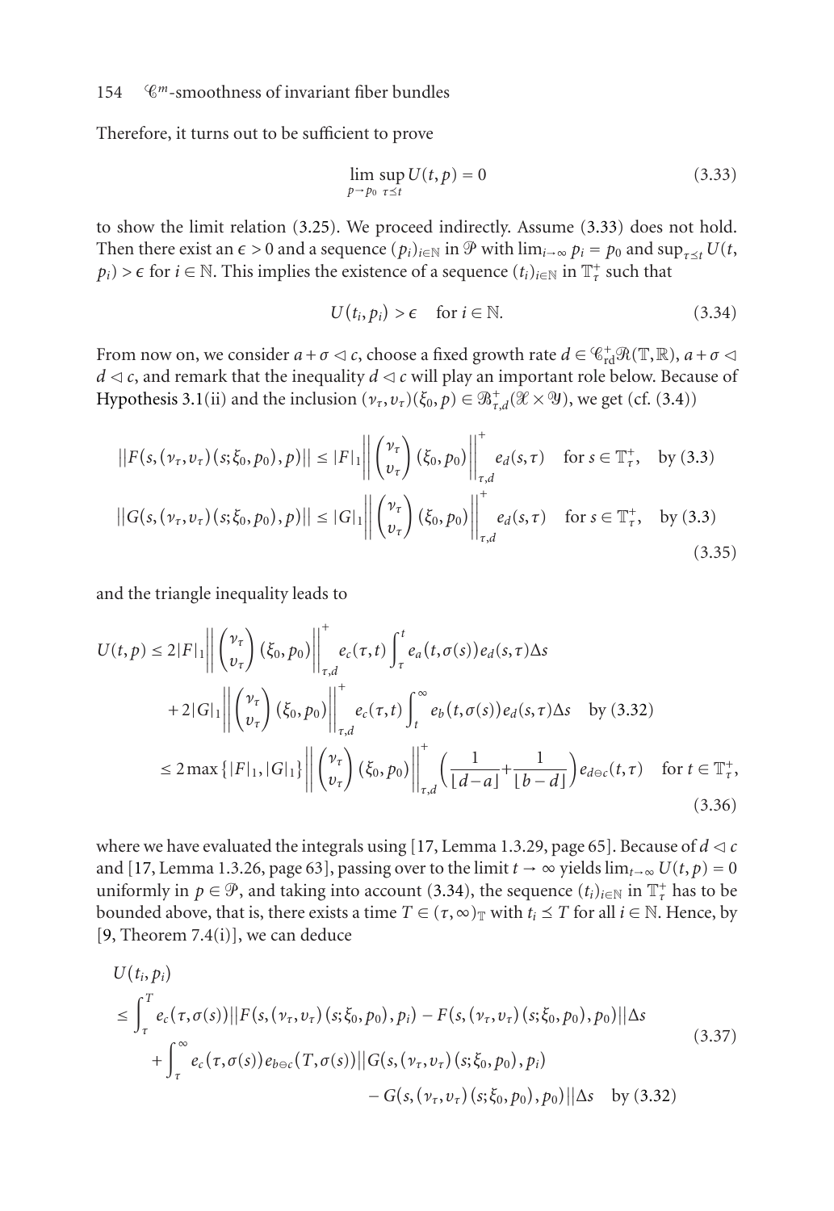Therefore, it turns out to be sufficient to prove

$$\lim_{p\to p_0}\sup_{\tau\preceq t} U(t,p)=0 \tag{3.33}$$

to show the limit relation (3.25). We proceed indirectly. Assume (3.33) does not hold. Then there exist an $\epsilon>0$ and a sequence $(p_i)_{i\in\mathbb{N}}$ in $\mathcal{P}$ with $\lim_{i\to\infty} p_i = p_0$ and $\sup_{\tau\preceq t} U(t, p_i) > \epsilon$ for $i\in\mathbb{N}$. This implies the existence of a sequence $(t_i)_{i\in\mathbb{N}}$ in $\mathbb{T}_\tau^+$ such that

$$U(t_i,p_i)>\epsilon \quad \text{for } i\in\mathbb{N}. \tag{3.34}$$

From now on, we consider $a+\sigma \lhd c$, choose a fixed growth rate $d\in\mathcal{C}^+_{\text{rd}}\mathcal{R}(\mathbb{T},\mathbb{R})$, $a+\sigma\lhd d\lhd c$, and remark that the inequality $d\lhd c$ will play an important role below. Because of Hypothesis 3.1(ii) and the inclusion $(\nu_\tau,\upsilon_\tau)(\xi_0,p)\in\mathcal{B}^+_{\tau,d}(\mathcal{X}\times\mathcal{Y})$, we get (cf. (3.4))

$$\begin{aligned}
\|F(s,(\nu_\tau,\upsilon_\tau)(s;\xi_0,p_0),p)\| &\le |F|_1 \left\|\begin{pmatrix}\nu_\tau\\ \upsilon_\tau\end{pmatrix}(\xi_0,p_0)\right\|^+_{\tau,d} e_d(s,\tau) \quad \text{for } s\in\mathbb{T}^+_\tau, \quad \text{by (3.3)}\\
\|G(s,(\nu_\tau,\upsilon_\tau)(s;\xi_0,p_0),p)\| &\le |G|_1 \left\|\begin{pmatrix}\nu_\tau\\ \upsilon_\tau\end{pmatrix}(\xi_0,p_0)\right\|^+_{\tau,d} e_d(s,\tau) \quad \text{for } s\in\mathbb{T}^+_\tau, \quad \text{by (3.3)}
\end{aligned} \tag{3.35}$$

and the triangle inequality leads to

$$\begin{aligned}
U(t,p) &\le 2|F|_1 \left\|\begin{pmatrix}\nu_\tau\\ \upsilon_\tau\end{pmatrix}(\xi_0,p_0)\right\|^+_{\tau,d} e_c(\tau,t)\int_\tau^t e_a(t,\sigma(s))e_d(s,\tau)\Delta s\\
&\quad + 2|G|_1 \left\|\begin{pmatrix}\nu_\tau\\ \upsilon_\tau\end{pmatrix}(\xi_0,p_0)\right\|^+_{\tau,d} e_c(\tau,t)\int_t^\infty e_b(t,\sigma(s))e_d(s,\tau)\Delta s \quad \text{by (3.32)}\\
&\le 2\max\{|F|_1,|G|_1\}\left\|\begin{pmatrix}\nu_\tau\\ \upsilon_\tau\end{pmatrix}(\xi_0,p_0)\right\|^+_{\tau,d}\left(\frac{1}{\lfloor d-a\rfloor}+\frac{1}{\lfloor b-d\rfloor}\right)e_{d\ominus c}(t,\tau) \quad \text{for } t\in\mathbb{T}^+_\tau,
\end{aligned} \tag{3.36}$$

where we have evaluated the integrals using [17, Lemma 1.3.29, page 65]. Because of $d\lhd c$ and [17, Lemma 1.3.26, page 63], passing over to the limit $t\to\infty$ yields $\lim_{t\to\infty}U(t,p)=0$ uniformly in $p\in\mathcal{P}$, and taking into account (3.34), the sequence $(t_i)_{i\in\mathbb{N}}$ in $\mathbb{T}^+_\tau$ has to be bounded above, that is, there exists a time $T\in(\tau,\infty)_\mathbb{T}$ with $t_i\preceq T$ for all $i\in\mathbb{N}$. Hence, by [9, Theorem 7.4(i)], we can deduce

$$\begin{aligned}
&U(t_i,p_i)\\
&\le \int_\tau^T e_c(\tau,\sigma(s))\|F(s,(\nu_\tau,\upsilon_\tau)(s;\xi_0,p_0),p_i)-F(s,(\nu_\tau,\upsilon_\tau)(s;\xi_0,p_0),p_0)\|\Delta s\\
&\quad+\int_\tau^\infty e_c(\tau,\sigma(s))e_{b\ominus c}(T,\sigma(s))\|G(s,(\nu_\tau,\upsilon_\tau)(s;\xi_0,p_0),p_i)\\
&\qquad\qquad - G(s,(\nu_\tau,\upsilon_\tau)(s;\xi_0,p_0),p_0)\|\Delta s \quad \text{by (3.32)}
\end{aligned} \tag{3.37}$$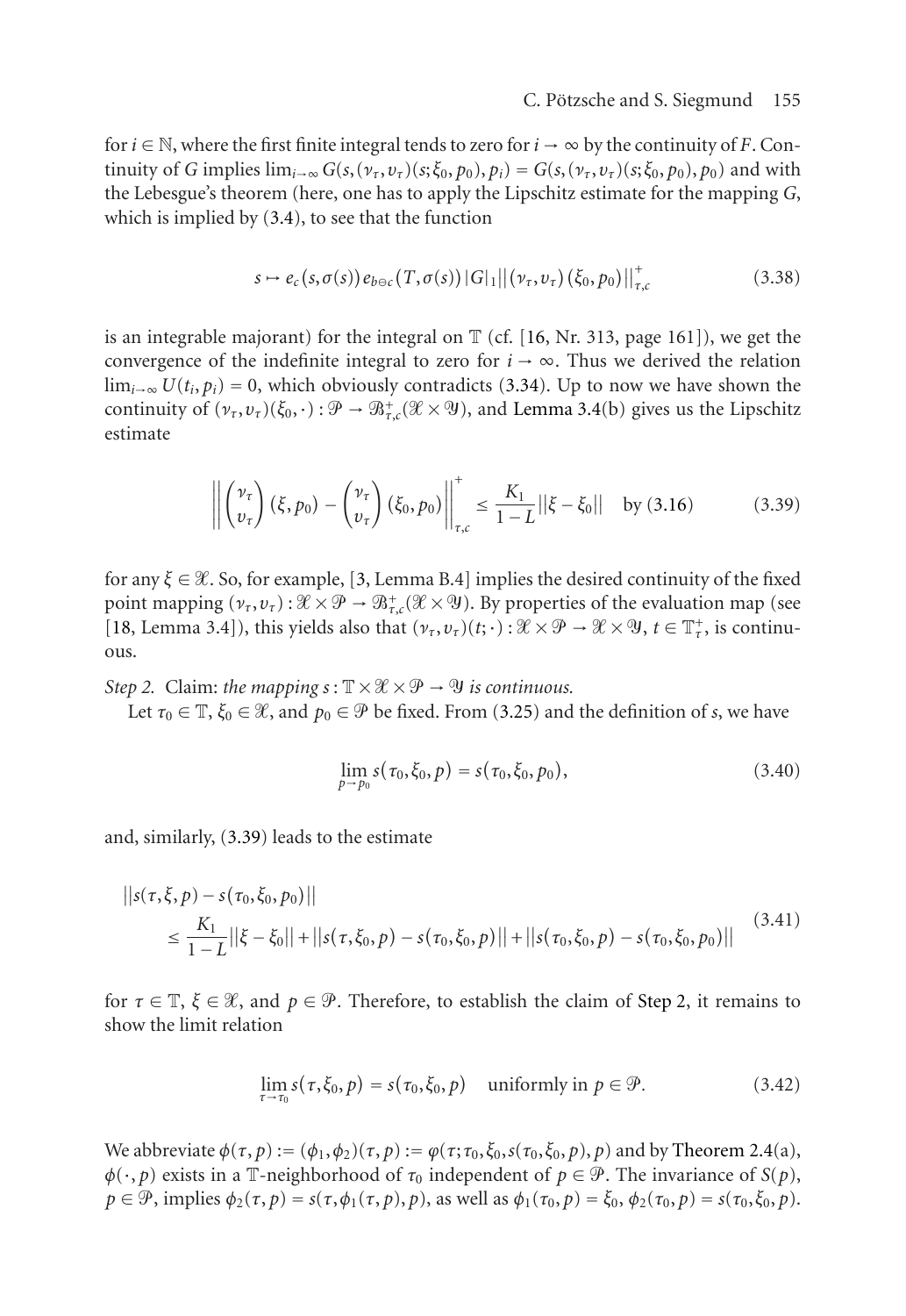for $i \in \mathbb{N}$, where the first finite integral tends to zero for $i \to \infty$ by the continuity of $F$. Continuity of $G$ implies $\lim_{i\to\infty} G(s,(\nu_\tau,\upsilon_\tau)(s;\xi_0,p_0),p_i) = G(s,(\nu_\tau,\upsilon_\tau)(s;\xi_0,p_0),p_0)$ and with the Lebesgue's theorem (here, one has to apply the Lipschitz estimate for the mapping $G$, which is implied by (3.4), to see that the function

$$s \mapsto e_c(s,\sigma(s))\, e_{b\ominus c}(T,\sigma(s))\, |G|_1 \|(\nu_\tau,\upsilon_\tau)(\xi_0,p_0)\|^+_{\tau,c} \tag{3.38}$$

is an integrable majorant) for the integral on $\mathbb{T}$ (cf. [16, Nr. 313, page 161]), we get the convergence of the indefinite integral to zero for $i \to \infty$. Thus we derived the relation $\lim_{i\to\infty} U(t_i,p_i) = 0$, which obviously contradicts (3.34). Up to now we have shown the continuity of $(\nu_\tau,\upsilon_\tau)(\xi_0,\cdot) : \mathcal{P} \to \mathcal{B}^+_{\tau,c}(\mathcal{X}\times\mathcal{Y})$, and Lemma 3.4(b) gives us the Lipschitz estimate

$$\left\| \begin{pmatrix} \nu_\tau \\ \upsilon_\tau \end{pmatrix}(\xi,p_0) - \begin{pmatrix} \nu_\tau \\ \upsilon_\tau \end{pmatrix}(\xi_0,p_0) \right\|^+_{\tau,c} \le \frac{K_1}{1-L}\|\xi - \xi_0\| \quad \text{by (3.16)} \tag{3.39}$$

for any $\xi \in \mathcal{X}$. So, for example, [3, Lemma B.4] implies the desired continuity of the fixed point mapping $(\nu_\tau,\upsilon_\tau) : \mathcal{X}\times\mathcal{P} \to \mathcal{B}^+_{\tau,c}(\mathcal{X}\times\mathcal{Y})$. By properties of the evaluation map (see [18, Lemma 3.4]), this yields also that $(\nu_\tau,\upsilon_\tau)(t;\cdot) : \mathcal{X}\times\mathcal{P} \to \mathcal{X}\times\mathcal{Y}$, $t \in \mathbb{T}^+_\tau$, is continuous.

*Step 2.* Claim: *the mapping $s : \mathbb{T}\times\mathcal{X}\times\mathcal{P} \to \mathcal{Y}$ is continuous.*

Let $\tau_0 \in \mathbb{T}$, $\xi_0 \in \mathcal{X}$, and $p_0 \in \mathcal{P}$ be fixed. From (3.25) and the definition of $s$, we have

$$\lim_{p\to p_0} s(\tau_0,\xi_0,p) = s(\tau_0,\xi_0,p_0), \tag{3.40}$$

and, similarly, (3.39) leads to the estimate

$$\begin{aligned} &\|s(\tau,\xi,p) - s(\tau_0,\xi_0,p_0)\| \\ &\quad \le \frac{K_1}{1-L}\|\xi-\xi_0\| + \|s(\tau,\xi_0,p) - s(\tau_0,\xi_0,p)\| + \|s(\tau_0,\xi_0,p) - s(\tau_0,\xi_0,p_0)\| \end{aligned} \tag{3.41}$$

for $\tau \in \mathbb{T}$, $\xi \in \mathcal{X}$, and $p \in \mathcal{P}$. Therefore, to establish the claim of Step 2, it remains to show the limit relation

$$\lim_{\tau\to\tau_0} s(\tau,\xi_0,p) = s(\tau_0,\xi_0,p) \quad \text{uniformly in } p \in \mathcal{P}. \tag{3.42}$$

We abbreviate $\phi(\tau,p) := (\phi_1,\phi_2)(\tau,p) := \varphi(\tau;\tau_0,\xi_0,s(\tau_0,\xi_0,p),p)$ and by Theorem 2.4(a), $\phi(\cdot,p)$ exists in a $\mathbb{T}$-neighborhood of $\tau_0$ independent of $p \in \mathcal{P}$. The invariance of $S(p)$, $p \in \mathcal{P}$, implies $\phi_2(\tau,p) = s(\tau,\phi_1(\tau,p),p)$, as well as $\phi_1(\tau_0,p) = \xi_0$, $\phi_2(\tau_0,p) = s(\tau_0,\xi_0,p)$.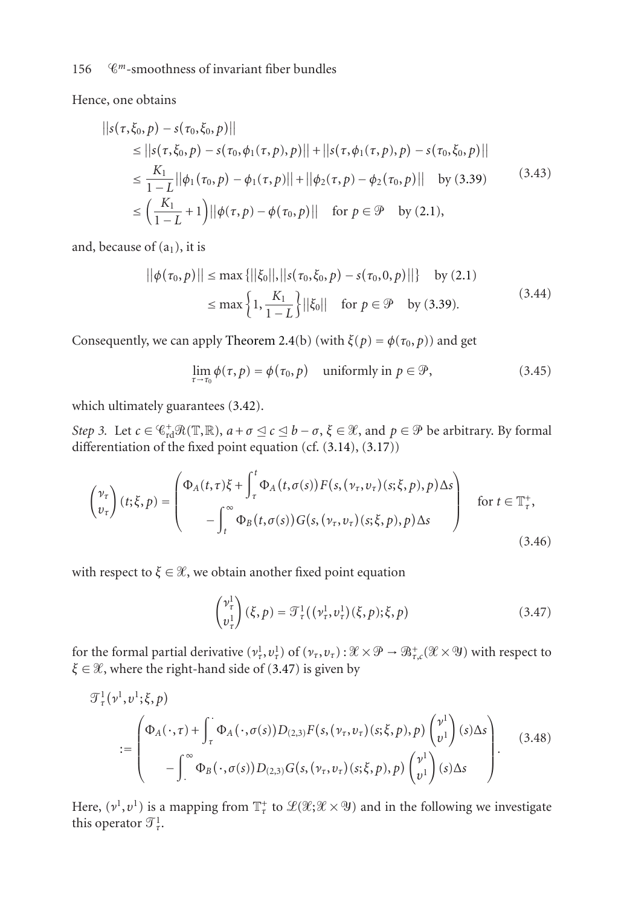Hence, one obtains

$$
\begin{aligned}
&\|s(\tau,\xi_0,p) - s(\tau_0,\xi_0,p)\| \\
&\quad \le \|s(\tau,\xi_0,p) - s(\tau_0,\phi_1(\tau,p),p)\| + \|s(\tau,\phi_1(\tau,p),p) - s(\tau_0,\xi_0,p)\| \\
&\quad \le \frac{K_1}{1-L}\|\phi_1(\tau_0,p) - \phi_1(\tau,p)\| + \|\phi_2(\tau,p) - \phi_2(\tau_0,p)\| \quad \text{by (3.39)} \\
&\quad \le \left(\frac{K_1}{1-L} + 1\right)\|\phi(\tau,p) - \phi(\tau_0,p)\| \quad \text{for } p \in \mathcal{P} \quad \text{by (2.1)},
\end{aligned}
\tag{3.43}
$$

and, because of $(a_1)$, it is

$$
\begin{aligned}
\|\phi(\tau_0,p)\| &\le \max\{\|\xi_0\|, \|s(\tau_0,\xi_0,p) - s(\tau_0,0,p)\|\} \quad \text{by (2.1)} \\
&\le \max\left\{1, \frac{K_1}{1-L}\right\}\|\xi_0\| \quad \text{for } p \in \mathcal{P} \quad \text{by (3.39)}.
\end{aligned}
\tag{3.44}
$$

Consequently, we can apply Theorem 2.4(b) (with $\xi(p) = \phi(\tau_0,p)$) and get

$$
\lim_{\tau \to \tau_0} \phi(\tau,p) = \phi(\tau_0,p) \quad \text{uniformly in } p \in \mathcal{P},
\tag{3.45}
$$

which ultimately guarantees (3.42).

*Step 3.* Let $c \in \mathscr{C}^+_{\mathrm{rd}}\mathcal{R}(\mathbb{T},\mathbb{R})$, $a + \sigma \trianglelefteq c \trianglelefteq b - \sigma$, $\xi \in \mathcal{X}$, and $p \in \mathcal{P}$ be arbitrary. By formal differentiation of the fixed point equation (cf. (3.14), (3.17))

$$
\begin{pmatrix} \nu_\tau \\ \upsilon_\tau \end{pmatrix}(t;\xi,p) = \begin{pmatrix} \Phi_A(t,\tau)\xi + \displaystyle\int_\tau^t \Phi_A(t,\sigma(s))F(s,(\nu_\tau,\upsilon_\tau)(s;\xi,p),p)\Delta s \\ -\displaystyle\int_t^\infty \Phi_B(t,\sigma(s))G(s,(\nu_\tau,\upsilon_\tau)(s;\xi,p),p)\Delta s \end{pmatrix} \quad \text{for } t \in \mathbb{T}^+_\tau,
\tag{3.46}
$$

with respect to $\xi \in \mathcal{X}$, we obtain another fixed point equation

$$
\begin{pmatrix} \nu^1_\tau \\ \upsilon^1_\tau \end{pmatrix}(\xi,p) = \mathcal{T}^1_\tau((\nu^1_\tau,\upsilon^1_\tau)(\xi,p);\xi,p)
\tag{3.47}
$$

for the formal partial derivative $(\nu^1_\tau,\upsilon^1_\tau)$ of $(\nu_\tau,\upsilon_\tau): \mathcal{X} \times \mathcal{P} \to \mathcal{B}^+_{\tau,c}(\mathcal{X} \times \mathcal{Y})$ with respect to $\xi \in \mathcal{X}$, where the right-hand side of (3.47) is given by

$$
\begin{aligned}
&\mathcal{T}^1_\tau(\nu^1,\upsilon^1;\xi,p) \\
&\quad := \begin{pmatrix} \Phi_A(\cdot,\tau) + \displaystyle\int_\tau^\cdot \Phi_A(\cdot,\sigma(s))D_{(2,3)}F(s,(\nu_\tau,\upsilon_\tau)(s;\xi,p),p)\begin{pmatrix} \nu^1 \\ \upsilon^1 \end{pmatrix}(s)\Delta s \\ -\displaystyle\int_\cdot^\infty \Phi_B(\cdot,\sigma(s))D_{(2,3)}G(s,(\nu_\tau,\upsilon_\tau)(s;\xi,p),p)\begin{pmatrix} \nu^1 \\ \upsilon^1 \end{pmatrix}(s)\Delta s \end{pmatrix}.
\end{aligned}
\tag{3.48}
$$

Here, $(\nu^1,\upsilon^1)$ is a mapping from $\mathbb{T}^+_\tau$ to $\mathcal{L}(\mathcal{X};\mathcal{X} \times \mathcal{Y})$ and in the following we investigate this operator $\mathcal{T}^1_\tau$.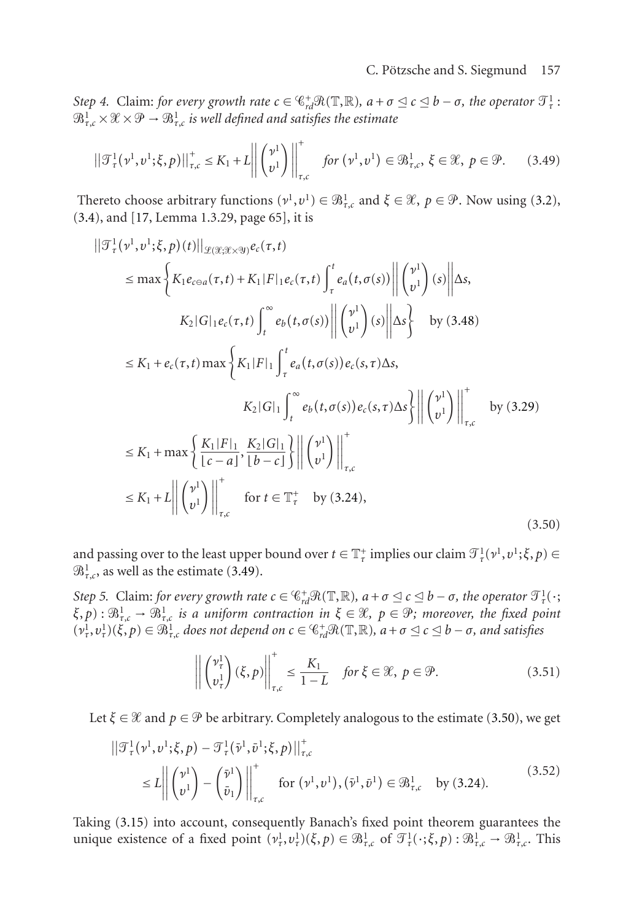*Step 4.* Claim: *for every growth rate $c \in \mathcal{C}^+_{rd}\mathcal{R}(\mathbb{T},\mathbb{R})$, $a+\sigma \trianglelefteq c \trianglelefteq b-\sigma$, the operator $\mathcal{T}^1_\tau : \mathcal{B}^1_{\tau,c} \times \mathcal{X} \times \mathcal{P} \to \mathcal{B}^1_{\tau,c}$ is well defined and satisfies the estimate*

$$\left\|\mathcal{T}^1_\tau(\nu^1, \upsilon^1;\xi,p)\right\|^+_{\tau,c} \le K_1 + L\left\|\begin{pmatrix}\nu^1\\ \upsilon^1\end{pmatrix}\right\|^+_{\tau,c} \quad \textit{for } (\nu^1,\upsilon^1) \in \mathcal{B}^1_{\tau,c},\ \xi \in \mathcal{X},\ p \in \mathcal{P}. \tag{3.49}$$

Thereto choose arbitrary functions $(\nu^1, \upsilon^1) \in \mathcal{B}^1_{\tau,c}$ and $\xi \in \mathcal{X}$, $p \in \mathcal{P}$. Now using (3.2), (3.4), and [17, Lemma 1.3.29, page 65], it is

$$\begin{aligned}
&\left\|\mathcal{T}^1_\tau(\nu^1,\upsilon^1;\xi,p)(t)\right\|_{\mathcal{L}(\mathcal{X};\mathcal{X}\times\mathcal{Y})} e_c(\tau,t)\\
&\quad\le \max\left\{K_1 e_{c\ominus a}(\tau,t) + K_1|F|_1 e_c(\tau,t)\int_\tau^t e_a(t,\sigma(s))\left\|\begin{pmatrix}\nu^1\\ \upsilon^1\end{pmatrix}(s)\right\|\Delta s,\right.\\
&\qquad\qquad \left. K_2|G|_1 e_c(\tau,t)\int_t^\infty e_b(t,\sigma(s))\left\|\begin{pmatrix}\nu^1\\ \upsilon^1\end{pmatrix}(s)\right\|\Delta s\right\} \quad \text{by (3.48)}\\
&\quad\le K_1 + e_c(\tau,t)\max\left\{K_1|F|_1\int_\tau^t e_a(t,\sigma(s))e_c(s,\tau)\Delta s,\right.\\
&\qquad\qquad \left. K_2|G|_1\int_t^\infty e_b(t,\sigma(s))e_c(s,\tau)\Delta s\right\}\left\|\begin{pmatrix}\nu^1\\ \upsilon^1\end{pmatrix}\right\|^+_{\tau,c} \quad \text{by (3.29)}\\
&\quad\le K_1 + \max\left\{\frac{K_1|F|_1}{\lfloor c-a\rfloor}, \frac{K_2|G|_1}{\lfloor b-c\rfloor}\right\}\left\|\begin{pmatrix}\nu^1\\ \upsilon^1\end{pmatrix}\right\|^+_{\tau,c}\\
&\quad\le K_1 + L\left\|\begin{pmatrix}\nu^1\\ \upsilon^1\end{pmatrix}\right\|^+_{\tau,c} \quad \text{for } t \in \mathbb{T}^+_\tau \quad \text{by (3.24)},
\end{aligned} \tag{3.50}$$

and passing over to the least upper bound over $t \in \mathbb{T}^+_\tau$ implies our claim $\mathcal{T}^1_\tau(\nu^1,\upsilon^1;\xi,p) \in \mathcal{B}^1_{\tau,c}$, as well as the estimate (3.49).

*Step 5.* Claim: *for every growth rate $c \in \mathcal{C}^+_{rd}\mathcal{R}(\mathbb{T},\mathbb{R})$, $a+\sigma \trianglelefteq c \trianglelefteq b-\sigma$, the operator $\mathcal{T}^1_\tau(\cdot;\xi,p) : \mathcal{B}^1_{\tau,c} \to \mathcal{B}^1_{\tau,c}$ is a uniform contraction in $\xi \in \mathcal{X}$, $p \in \mathcal{P}$; moreover, the fixed point $(\nu^1_\tau, \upsilon^1_\tau)(\xi,p) \in \mathcal{B}^1_{\tau,c}$ does not depend on $c \in \mathcal{C}^+_{rd}\mathcal{R}(\mathbb{T},\mathbb{R})$, $a+\sigma \trianglelefteq c \trianglelefteq b-\sigma$, and satisfies*

$$\left\|\begin{pmatrix}\nu^1_\tau\\ \upsilon^1_\tau\end{pmatrix}(\xi,p)\right\|^+_{\tau,c} \le \frac{K_1}{1-L} \quad \textit{for } \xi \in \mathcal{X},\ p \in \mathcal{P}. \tag{3.51}$$

Let $\xi \in \mathcal{X}$ and $p \in \mathcal{P}$ be arbitrary. Completely analogous to the estimate (3.50), we get

$$\begin{aligned}
&\left\|\mathcal{T}^1_\tau(\nu^1,\upsilon^1;\xi,p) - \mathcal{T}^1_\tau(\bar\nu^1,\bar\upsilon^1;\xi,p)\right\|^+_{\tau,c}\\
&\quad\le L\left\|\begin{pmatrix}\nu^1\\ \upsilon^1\end{pmatrix} - \begin{pmatrix}\bar\nu^1\\ \bar\upsilon_1\end{pmatrix}\right\|^+_{\tau,c} \quad \text{for } (\nu^1,\upsilon^1), (\bar\nu^1,\bar\upsilon^1) \in \mathcal{B}^1_{\tau,c} \quad \text{by (3.24)}.
\end{aligned} \tag{3.52}$$

Taking (3.15) into account, consequently Banach's fixed point theorem guarantees the unique existence of a fixed point $(\nu^1_\tau, \upsilon^1_\tau)(\xi,p) \in \mathcal{B}^1_{\tau,c}$ of $\mathcal{T}^1_\tau(\cdot;\xi,p) : \mathcal{B}^1_{\tau,c} \to \mathcal{B}^1_{\tau,c}$. This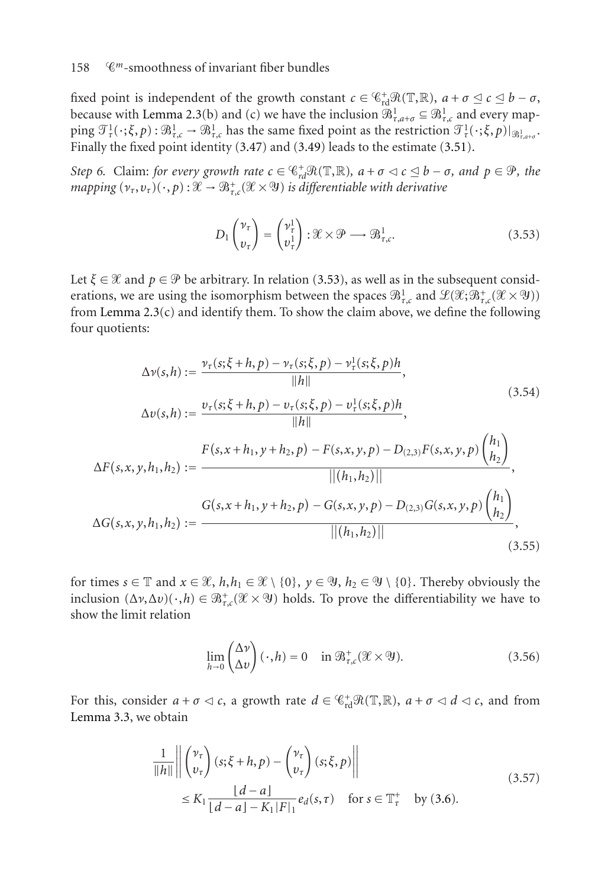fixed point is independent of the growth constant $c \in \mathscr{C}^+_{\mathrm{rd}}\mathscr{R}(\mathbb{T},\mathbb{R})$, $a+\sigma \trianglelefteq c \trianglelefteq b-\sigma$, because with Lemma 2.3(b) and (c) we have the inclusion $\mathscr{B}^1_{\tau,a+\sigma} \subseteq \mathscr{B}^1_{\tau,c}$ and every mapping $\mathscr{T}^1_\tau(\cdot;\xi,p) : \mathscr{B}^1_{\tau,c} \to \mathscr{B}^1_{\tau,c}$ has the same fixed point as the restriction $\mathscr{T}^1_\tau(\cdot;\xi,p)|_{\mathscr{B}^1_{\tau,a+\sigma}}$. Finally the fixed point identity (3.47) and (3.49) leads to the estimate (3.51).

*Step 6.* Claim: *for every growth rate $c \in \mathscr{C}^+_{rd}\mathscr{R}(\mathbb{T},\mathbb{R})$, $a+\sigma \lhd c \trianglelefteq b-\sigma$, and $p \in \mathscr{P}$, the mapping $(\nu_\tau, \upsilon_\tau)(\cdot,p) : \mathscr{X} \to \mathscr{B}^+_{\tau,c}(\mathscr{X}\times\mathscr{Y})$ is differentiable with derivative*

$$D_1 \begin{pmatrix} \nu_\tau \\ \upsilon_\tau \end{pmatrix} = \begin{pmatrix} \nu^1_\tau \\ \upsilon^1_\tau \end{pmatrix} : \mathscr{X}\times\mathscr{P} \longrightarrow \mathscr{B}^1_{\tau,c}. \tag{3.53}$$

Let $\xi \in \mathscr{X}$ and $p \in \mathscr{P}$ be arbitrary. In relation (3.53), as well as in the subsequent considerations, we are using the isomorphism between the spaces $\mathscr{B}^1_{\tau,c}$ and $\mathscr{L}(\mathscr{X};\mathscr{B}^+_{\tau,c}(\mathscr{X}\times\mathscr{Y}))$ from Lemma 2.3(c) and identify them. To show the claim above, we define the following four quotients:

$$\begin{aligned}
\Delta\nu(s,h) &:= \frac{\nu_\tau(s;\xi+h,p) - \nu_\tau(s;\xi,p) - \nu^1_\tau(s;\xi,p)h}{\|h\|}, \\
\Delta\upsilon(s,h) &:= \frac{\upsilon_\tau(s;\xi+h,p) - \upsilon_\tau(s;\xi,p) - \upsilon^1_\tau(s;\xi,p)h}{\|h\|},
\end{aligned} \tag{3.54}$$

$$\begin{aligned}
\Delta F(s,x,y,h_1,h_2) &:= \frac{F(s,x+h_1,y+h_2,p) - F(s,x,y,p) - D_{(2,3)}F(s,x,y,p)\begin{pmatrix} h_1 \\ h_2 \end{pmatrix}}{\|(h_1,h_2)\|}, \\
\Delta G(s,x,y,h_1,h_2) &:= \frac{G(s,x+h_1,y+h_2,p) - G(s,x,y,p) - D_{(2,3)}G(s,x,y,p)\begin{pmatrix} h_1 \\ h_2 \end{pmatrix}}{\|(h_1,h_2)\|},
\end{aligned} \tag{3.55}$$

for times $s \in \mathbb{T}$ and $x \in \mathscr{X}$, $h, h_1 \in \mathscr{X}\setminus\{0\}$, $y \in \mathscr{Y}$, $h_2 \in \mathscr{Y}\setminus\{0\}$. Thereby obviously the inclusion $(\Delta\nu,\Delta\upsilon)(\cdot,h) \in \mathscr{B}^+_{\tau,c}(\mathscr{X}\times\mathscr{Y})$ holds. To prove the differentiability we have to show the limit relation

$$\lim_{h\to 0} \begin{pmatrix} \Delta\nu \\ \Delta\upsilon \end{pmatrix}(\cdot,h) = 0 \quad \text{in } \mathscr{B}^+_{\tau,c}(\mathscr{X}\times\mathscr{Y}). \tag{3.56}$$

For this, consider $a+\sigma \lhd c$, a growth rate $d \in \mathscr{C}^+_{\mathrm{rd}}\mathscr{R}(\mathbb{T},\mathbb{R})$, $a+\sigma \lhd d \lhd c$, and from Lemma 3.3, we obtain

$$\begin{aligned}
&\frac{1}{\|h\|}\left\| \begin{pmatrix} \nu_\tau \\ \upsilon_\tau \end{pmatrix}(s;\xi+h,p) - \begin{pmatrix} \nu_\tau \\ \upsilon_\tau \end{pmatrix}(s;\xi,p) \right\| \\
&\quad \le K_1 \frac{\lfloor d-a \rfloor}{\lfloor d-a \rfloor - K_1|F|_1} e_d(s,\tau) \quad \text{for } s \in \mathbb{T}^+_\tau \quad \text{by (3.6)}.
\end{aligned} \tag{3.57}$$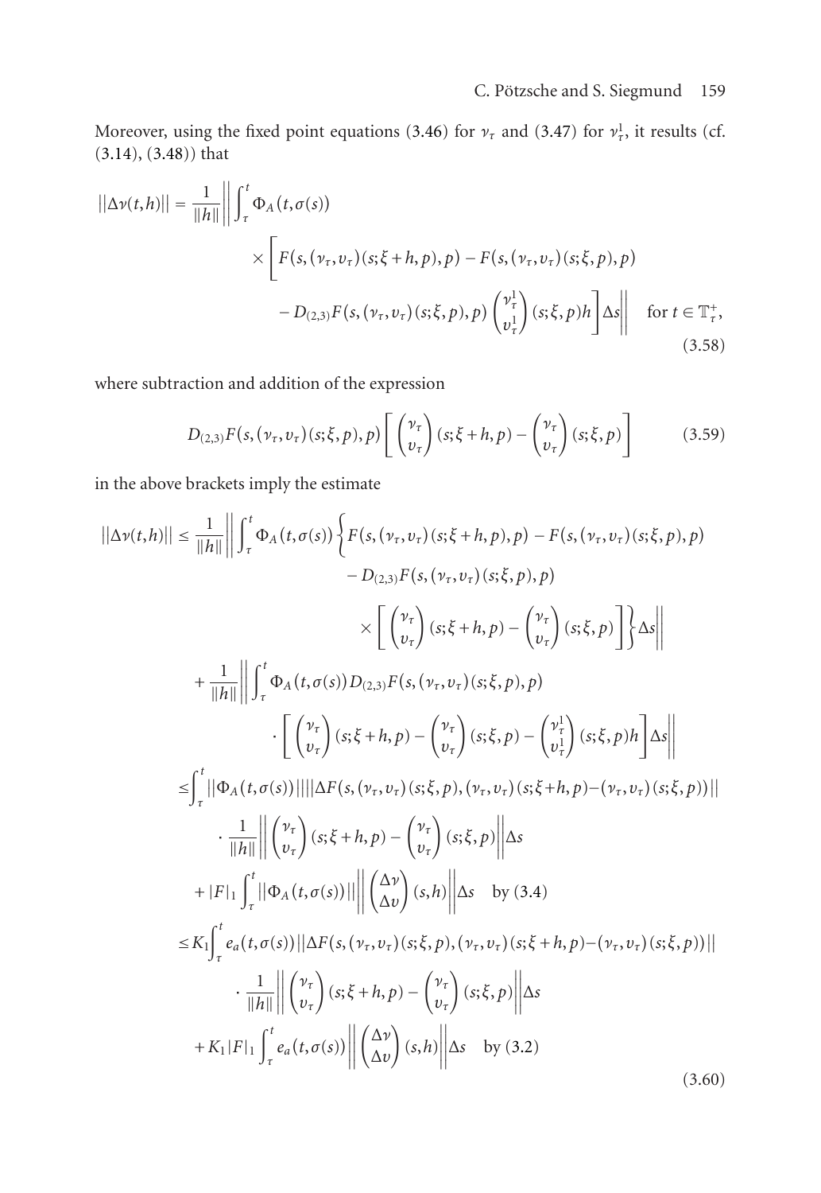Moreover, using the fixed point equations (3.46) for $\nu_\tau$ and (3.47) for $\nu_\tau^1$, it results (cf. (3.14), (3.48)) that

$$
\begin{aligned}
\|\Delta\nu(t,h)\| = \frac{1}{\|h\|}\bigg\| \int_\tau^t \Phi_A(t,\sigma(s)) & \\
\times \bigg[ F(s,(\nu_\tau,\upsilon_\tau)(s;\xi+h,p),p) &- F(s,(\nu_\tau,\upsilon_\tau)(s;\xi,p),p) \\
&- D_{(2,3)}F(s,(\nu_\tau,\upsilon_\tau)(s;\xi,p),p)\begin{pmatrix}\nu_\tau^1\\ \upsilon_\tau^1\end{pmatrix}(s;\xi,p)h\bigg]\Delta s\bigg\| \quad \text{for } t\in\mathbb{T}_\tau^+,
\end{aligned}
\tag{3.58}
$$

where subtraction and addition of the expression

$$
D_{(2,3)}F(s,(\nu_\tau,\upsilon_\tau)(s;\xi,p),p)\left[\begin{pmatrix}\nu_\tau\\ \upsilon_\tau\end{pmatrix}(s;\xi+h,p)-\begin{pmatrix}\nu_\tau\\ \upsilon_\tau\end{pmatrix}(s;\xi,p)\right]
\tag{3.59}
$$

in the above brackets imply the estimate

$$
\begin{aligned}
\|\Delta\nu(t,h)\| \le{}& \frac{1}{\|h\|}\bigg\|\int_\tau^t \Phi_A(t,\sigma(s))\bigg\{F(s,(\nu_\tau,\upsilon_\tau)(s;\xi+h,p),p)-F(s,(\nu_\tau,\upsilon_\tau)(s;\xi,p),p) \\
&\qquad - D_{(2,3)}F(s,(\nu_\tau,\upsilon_\tau)(s;\xi,p),p) \\
&\qquad \times\left[\begin{pmatrix}\nu_\tau\\ \upsilon_\tau\end{pmatrix}(s;\xi+h,p)-\begin{pmatrix}\nu_\tau\\ \upsilon_\tau\end{pmatrix}(s;\xi,p)\right]\bigg\}\Delta s\bigg\| \\
&+\frac{1}{\|h\|}\bigg\|\int_\tau^t \Phi_A(t,\sigma(s))D_{(2,3)}F(s,(\nu_\tau,\upsilon_\tau)(s;\xi,p),p) \\
&\qquad \cdot\left[\begin{pmatrix}\nu_\tau\\ \upsilon_\tau\end{pmatrix}(s;\xi+h,p)-\begin{pmatrix}\nu_\tau\\ \upsilon_\tau\end{pmatrix}(s;\xi,p)-\begin{pmatrix}\nu_\tau^1\\ \upsilon_\tau^1\end{pmatrix}(s;\xi,p)h\right]\Delta s\bigg\| \\
\le{}& \int_\tau^t \|\Phi_A(t,\sigma(s))\|\|\Delta F(s,(\nu_\tau,\upsilon_\tau)(s;\xi,p),(\nu_\tau,\upsilon_\tau)(s;\xi+h,p)-(\nu_\tau,\upsilon_\tau)(s;\xi,p))\| \\
&\qquad \cdot\frac{1}{\|h\|}\left\|\begin{pmatrix}\nu_\tau\\ \upsilon_\tau\end{pmatrix}(s;\xi+h,p)-\begin{pmatrix}\nu_\tau\\ \upsilon_\tau\end{pmatrix}(s;\xi,p)\right\|\Delta s \\
&+|F|_1\int_\tau^t \|\Phi_A(t,\sigma(s))\|\left\|\begin{pmatrix}\Delta\nu\\ \Delta\upsilon\end{pmatrix}(s,h)\right\|\Delta s \quad \text{by (3.4)} \\
\le{}& K_1\int_\tau^t e_a(t,\sigma(s))\|\Delta F(s,(\nu_\tau,\upsilon_\tau)(s;\xi,p),(\nu_\tau,\upsilon_\tau)(s;\xi+h,p)-(\nu_\tau,\upsilon_\tau)(s;\xi,p))\| \\
&\qquad \cdot\frac{1}{\|h\|}\left\|\begin{pmatrix}\nu_\tau\\ \upsilon_\tau\end{pmatrix}(s;\xi+h,p)-\begin{pmatrix}\nu_\tau\\ \upsilon_\tau\end{pmatrix}(s;\xi,p)\right\|\Delta s \\
&+K_1|F|_1\int_\tau^t e_a(t,\sigma(s))\left\|\begin{pmatrix}\Delta\nu\\ \Delta\upsilon\end{pmatrix}(s,h)\right\|\Delta s \quad \text{by (3.2)}
\end{aligned}
\tag{3.60}
$$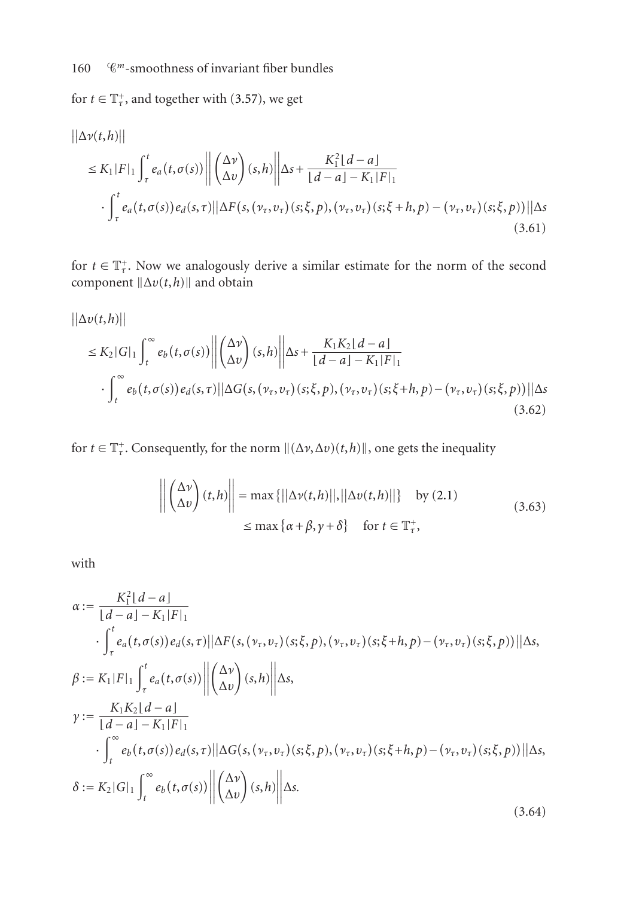for $t \in \mathbb{T}_\tau^+$, and together with (3.57), we get

$$
\begin{aligned}
&\|\Delta\nu(t,h)\| \\
&\quad \leq K_1|F|_1 \int_\tau^t e_a(t,\sigma(s)) \left\| \begin{pmatrix} \Delta\nu \\ \Delta\upsilon \end{pmatrix}(s,h) \right\| \Delta s + \frac{K_1^2 \lfloor d-a \rfloor}{\lfloor d-a \rfloor - K_1|F|_1} \\
&\quad \cdot \int_\tau^t e_a(t,\sigma(s)) e_d(s,\tau) \| \Delta F(s,(\nu_\tau,\upsilon_\tau)(s;\xi,p),(\nu_\tau,\upsilon_\tau)(s;\xi+h,p)-(\nu_\tau,\upsilon_\tau)(s;\xi,p)) \| \Delta s
\end{aligned}
\tag{3.61}
$$

for $t \in \mathbb{T}_\tau^+$. Now we analogously derive a similar estimate for the norm of the second component $\|\Delta\upsilon(t,h)\|$ and obtain

$$
\begin{aligned}
&\|\Delta\upsilon(t,h)\| \\
&\quad \leq K_2|G|_1 \int_t^\infty e_b(t,\sigma(s)) \left\| \begin{pmatrix} \Delta\nu \\ \Delta\upsilon \end{pmatrix}(s,h) \right\| \Delta s + \frac{K_1 K_2 \lfloor d-a \rfloor}{\lfloor d-a \rfloor - K_1|F|_1} \\
&\quad \cdot \int_t^\infty e_b(t,\sigma(s)) e_d(s,\tau) \| \Delta G(s,(\nu_\tau,\upsilon_\tau)(s;\xi,p),(\nu_\tau,\upsilon_\tau)(s;\xi+h,p)-(\nu_\tau,\upsilon_\tau)(s;\xi,p)) \| \Delta s
\end{aligned}
\tag{3.62}
$$

for $t \in \mathbb{T}_\tau^+$. Consequently, for the norm $\|(\Delta\nu,\Delta\upsilon)(t,h)\|$, one gets the inequality

$$
\begin{aligned}
\left\| \begin{pmatrix} \Delta\nu \\ \Delta\upsilon \end{pmatrix}(t,h) \right\| &= \max\{\|\Delta\nu(t,h)\|, \|\Delta\upsilon(t,h)\|\} \quad \text{by (2.1)} \\
&\leq \max\{\alpha+\beta, \gamma+\delta\} \quad \text{for } t \in \mathbb{T}_\tau^+,
\end{aligned}
\tag{3.63}
$$

with

$$
\begin{aligned}
\alpha &:= \frac{K_1^2 \lfloor d-a \rfloor}{\lfloor d-a \rfloor - K_1|F|_1} \\
&\quad \cdot \int_\tau^t e_a(t,\sigma(s)) e_d(s,\tau) \| \Delta F(s,(\nu_\tau,\upsilon_\tau)(s;\xi,p),(\nu_\tau,\upsilon_\tau)(s;\xi+h,p)-(\nu_\tau,\upsilon_\tau)(s;\xi,p)) \| \Delta s, \\
\beta &:= K_1|F|_1 \int_\tau^t e_a(t,\sigma(s)) \left\| \begin{pmatrix} \Delta\nu \\ \Delta\upsilon \end{pmatrix}(s,h) \right\| \Delta s, \\
\gamma &:= \frac{K_1 K_2 \lfloor d-a \rfloor}{\lfloor d-a \rfloor - K_1|F|_1} \\
&\quad \cdot \int_t^\infty e_b(t,\sigma(s)) e_d(s,\tau) \| \Delta G(s,(\nu_\tau,\upsilon_\tau)(s;\xi,p),(\nu_\tau,\upsilon_\tau)(s;\xi+h,p)-(\nu_\tau,\upsilon_\tau)(s;\xi,p)) \| \Delta s, \\
\delta &:= K_2|G|_1 \int_t^\infty e_b(t,\sigma(s)) \left\| \begin{pmatrix} \Delta\nu \\ \Delta\upsilon \end{pmatrix}(s,h) \right\| \Delta s.
\end{aligned}
\tag{3.64}
$$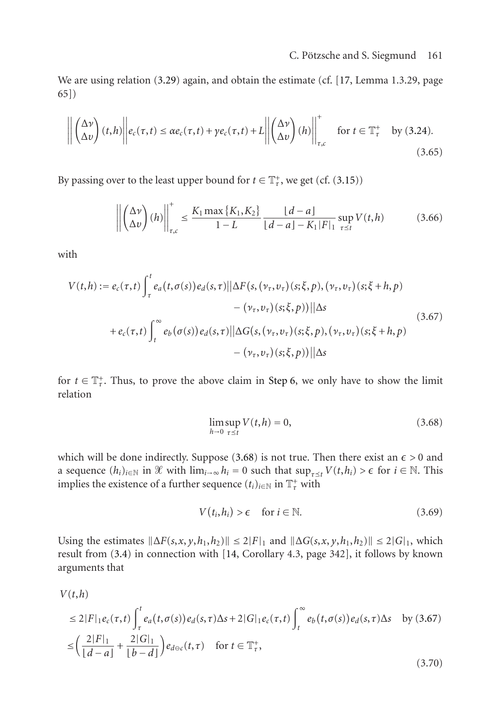We are using relation (3.29) again, and obtain the estimate (cf. [17, Lemma 1.3.29, page 65])

$$\left\| \begin{pmatrix} \Delta \nu \\ \Delta \upsilon \end{pmatrix} (t,h) \right\| e_c(\tau,t) \leq \alpha e_c(\tau,t) + \gamma e_c(\tau,t) + L \left\| \begin{pmatrix} \Delta \nu \\ \Delta \upsilon \end{pmatrix} (h) \right\|_{\tau,c}^{+} \quad \text{for } t \in \mathbb{T}_\tau^+ \quad \text{by (3.24)}. \tag{3.65}$$

By passing over to the least upper bound for $t \in \mathbb{T}_\tau^+$, we get (cf. (3.15))

$$\left\| \begin{pmatrix} \Delta \nu \\ \Delta \upsilon \end{pmatrix} (h) \right\|_{\tau,c}^{+} \leq \frac{K_1 \max\{K_1, K_2\}}{1-L} \frac{\lfloor d-a \rfloor}{\lfloor d-a \rfloor - K_1 |F|_1} \sup_{\tau \preceq t} V(t,h) \tag{3.66}$$

with

$$\begin{aligned} V(t,h) := e_c(\tau,t) \int_\tau^t & e_a(t,\sigma(s)) e_d(s,\tau) \| \Delta F(s, (\nu_\tau, \upsilon_\tau)(s;\xi,p), (\nu_\tau, \upsilon_\tau)(s;\xi+h,p) \\ & \qquad - (\nu_\tau, \upsilon_\tau)(s;\xi,p)) \| \Delta s \\ + e_c(\tau,t) \int_t^\infty & e_b(\sigma(s)) e_d(s,\tau) \| \Delta G(s, (\nu_\tau, \upsilon_\tau)(s;\xi,p), (\nu_\tau, \upsilon_\tau)(s;\xi+h,p) \\ & \qquad - (\nu_\tau, \upsilon_\tau)(s;\xi,p)) \| \Delta s \end{aligned} \tag{3.67}$$

for $t \in \mathbb{T}_\tau^+$. Thus, to prove the above claim in Step 6, we only have to show the limit relation

$$\limsup_{h \to 0} \sup_{\tau \preceq t} V(t,h) = 0, \tag{3.68}$$

which will be done indirectly. Suppose (3.68) is not true. Then there exist an $\epsilon > 0$ and a sequence $(h_i)_{i \in \mathbb{N}}$ in $\mathscr{X}$ with $\lim_{i \to \infty} h_i = 0$ such that $\sup_{\tau \preceq t} V(t,h_i) > \epsilon$ for $i \in \mathbb{N}$. This implies the existence of a further sequence $(t_i)_{i \in \mathbb{N}}$ in $\mathbb{T}_\tau^+$ with

$$V(t_i, h_i) > \epsilon \quad \text{for } i \in \mathbb{N}. \tag{3.69}$$

Using the estimates $\|\Delta F(s,x,y,h_1,h_2)\| \leq 2|F|_1$ and $\|\Delta G(s,x,y,h_1,h_2)\| \leq 2|G|_1$, which result from (3.4) in connection with [14, Corollary 4.3, page 342], it follows by known arguments that

$$\begin{aligned} & V(t,h) \\ & \leq 2|F|_1 e_c(\tau,t) \int_\tau^t e_a(t,\sigma(s)) e_d(s,\tau) \Delta s + 2|G|_1 e_c(\tau,t) \int_t^\infty e_b(t,\sigma(s)) e_d(s,\tau) \Delta s \quad \text{by (3.67)} \\ & \leq \left( \frac{2|F|_1}{\lfloor d-a \rfloor} + \frac{2|G|_1}{\lfloor b-d \rfloor} \right) e_{d \ominus c}(t,\tau) \quad \text{for } t \in \mathbb{T}_\tau^+, \end{aligned} \tag{3.70}$$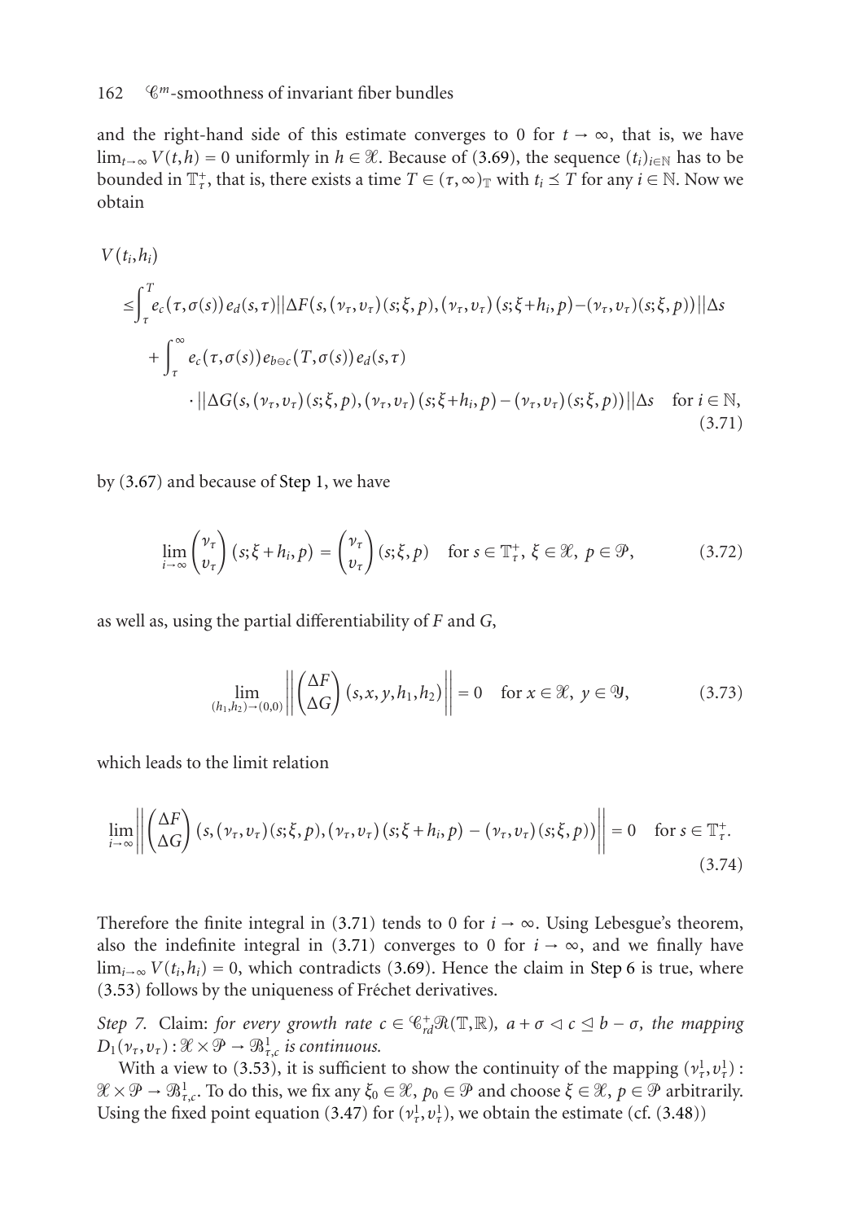and the right-hand side of this estimate converges to 0 for $t \to \infty$, that is, we have $\lim_{t\to\infty} V(t,h) = 0$ uniformly in $h \in \mathcal{X}$. Because of (3.69), the sequence $(t_i)_{i\in\mathbb{N}}$ has to be bounded in $\mathbb{T}_\tau^+$, that is, there exists a time $T \in (\tau,\infty)_\mathbb{T}$ with $t_i \preceq T$ for any $i \in \mathbb{N}$. Now we obtain

$$
\begin{aligned}
&V(t_i,h_i) \\
&\leq \int_\tau^T e_c(\tau,\sigma(s))\, e_d(s,\tau) \| \Delta F(s,(\nu_\tau,\upsilon_\tau)(s;\xi,p),(\nu_\tau,\upsilon_\tau)(s;\xi+h_i,p)-(\nu_\tau,\upsilon_\tau)(s;\xi,p)) \| \Delta s \\
&\quad + \int_\tau^\infty e_c(\tau,\sigma(s))\, e_{b\ominus c}(T,\sigma(s))\, e_d(s,\tau) \\
&\qquad \cdot \| \Delta G(s,(\nu_\tau,\upsilon_\tau)(s;\xi,p),(\nu_\tau,\upsilon_\tau)(s;\xi+h_i,p)-(\nu_\tau,\upsilon_\tau)(s;\xi,p)) \| \Delta s \quad \text{for } i \in \mathbb{N},
\end{aligned}
\tag{3.71}
$$

by (3.67) and because of Step 1, we have

$$
\lim_{i\to\infty} \begin{pmatrix} \nu_\tau \\ \upsilon_\tau \end{pmatrix}(s;\xi+h_i,p) = \begin{pmatrix} \nu_\tau \\ \upsilon_\tau \end{pmatrix}(s;\xi,p) \quad \text{for } s \in \mathbb{T}_\tau^+,\ \xi \in \mathcal{X},\ p \in \mathcal{P}, \tag{3.72}
$$

as well as, using the partial differentiability of $F$ and $G$,

$$
\lim_{(h_1,h_2)\to(0,0)} \left\| \begin{pmatrix} \Delta F \\ \Delta G \end{pmatrix}(s,x,y,h_1,h_2) \right\| = 0 \quad \text{for } x \in \mathcal{X},\ y \in \mathcal{Y}, \tag{3.73}
$$

which leads to the limit relation

$$
\lim_{i\to\infty} \left\| \begin{pmatrix} \Delta F \\ \Delta G \end{pmatrix}(s,(\nu_\tau,\upsilon_\tau)(s;\xi,p),(\nu_\tau,\upsilon_\tau)(s;\xi+h_i,p) - (\nu_\tau,\upsilon_\tau)(s;\xi,p)) \right\| = 0 \quad \text{for } s \in \mathbb{T}_\tau^+. \tag{3.74}
$$

Therefore the finite integral in (3.71) tends to 0 for $i \to \infty$. Using Lebesgue's theorem, also the indefinite integral in (3.71) converges to 0 for $i \to \infty$, and we finally have $\lim_{i\to\infty} V(t_i,h_i) = 0$, which contradicts (3.69). Hence the claim in Step 6 is true, where (3.53) follows by the uniqueness of Fréchet derivatives.

*Step 7.* Claim: *for every growth rate $c \in \mathcal{C}_{rd}^+\mathcal{R}(\mathbb{T},\mathbb{R})$, $a+\sigma \lhd c \unlhd b-\sigma$, the mapping $D_1(\nu_\tau,\upsilon_\tau) : \mathcal{X}\times\mathcal{P} \to \mathcal{B}_{\tau,c}^1$ is continuous.*

With a view to (3.53), it is sufficient to show the continuity of the mapping $(\nu_\tau^1,\upsilon_\tau^1) : \mathcal{X}\times\mathcal{P} \to \mathcal{B}_{\tau,c}^1$. To do this, we fix any $\xi_0 \in \mathcal{X}$, $p_0 \in \mathcal{P}$ and choose $\xi \in \mathcal{X}$, $p \in \mathcal{P}$ arbitrarily. Using the fixed point equation (3.47) for $(\nu_\tau^1,\upsilon_\tau^1)$, we obtain the estimate (cf. (3.48))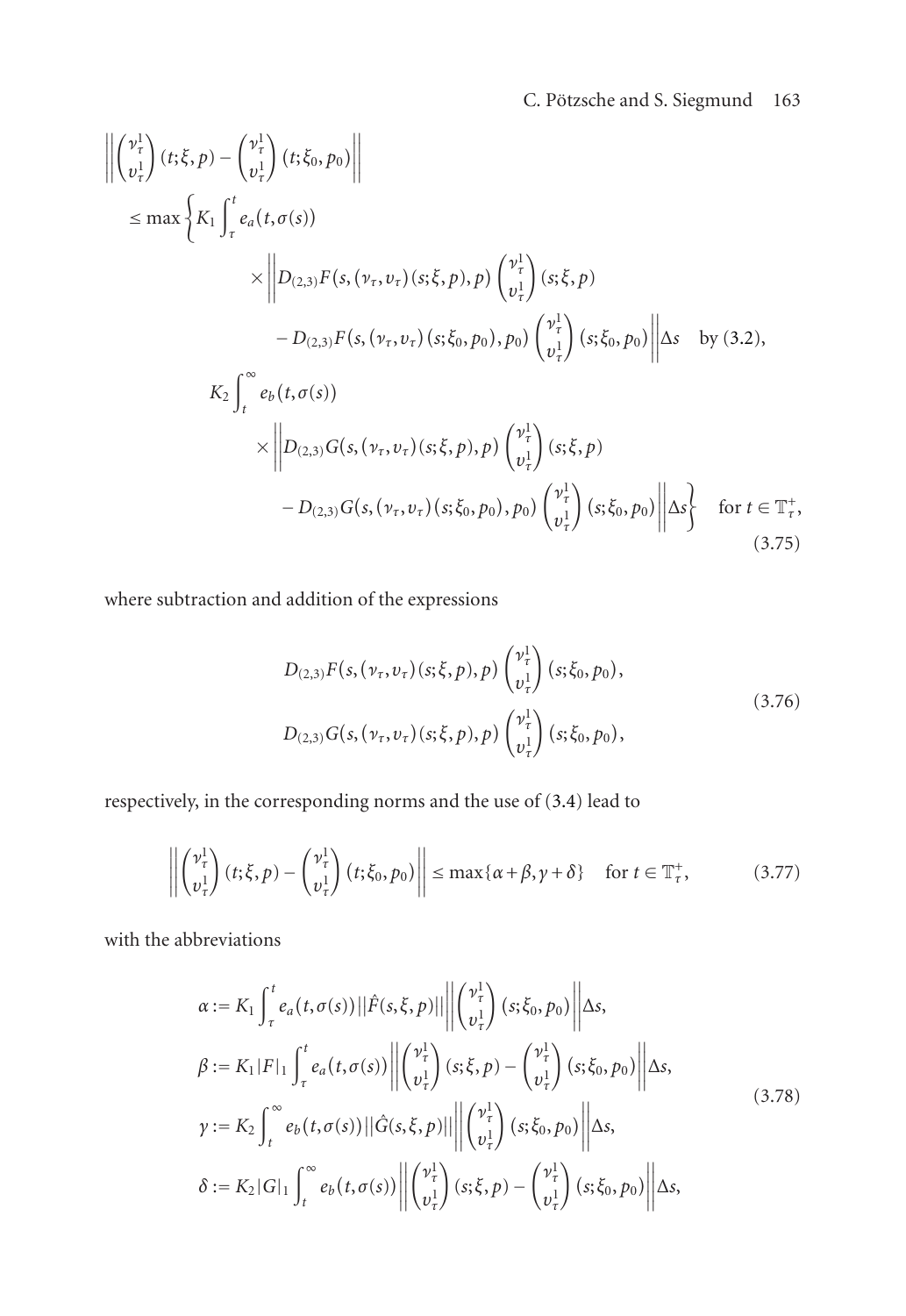$$
\begin{aligned}
&\left\|\begin{pmatrix}\nu_\tau^1\\ \upsilon_\tau^1\end{pmatrix}(t;\xi,p)-\begin{pmatrix}\nu_\tau^1\\ \upsilon_\tau^1\end{pmatrix}(t;\xi_0,p_0)\right\|\\
&\quad\le \max\Bigg\{K_1\int_\tau^t e_a(t,\sigma(s))\\
&\qquad\qquad\times\Bigg\|D_{(2,3)}F(s,(\nu_\tau,\upsilon_\tau)(s;\xi,p),p)\begin{pmatrix}\nu_\tau^1\\ \upsilon_\tau^1\end{pmatrix}(s;\xi,p)\\
&\qquad\qquad\quad-D_{(2,3)}F(s,(\nu_\tau,\upsilon_\tau)(s;\xi_0,p_0),p_0)\begin{pmatrix}\nu_\tau^1\\ \upsilon_\tau^1\end{pmatrix}(s;\xi_0,p_0)\Bigg\|\Delta s \quad \text{by (3.2)},\\
&\qquad K_2\int_t^\infty e_b(t,\sigma(s))\\
&\qquad\qquad\times\Bigg\|D_{(2,3)}G(s,(\nu_\tau,\upsilon_\tau)(s;\xi,p),p)\begin{pmatrix}\nu_\tau^1\\ \upsilon_\tau^1\end{pmatrix}(s;\xi,p)\\
&\qquad\qquad\quad-D_{(2,3)}G(s,(\nu_\tau,\upsilon_\tau)(s;\xi_0,p_0),p_0)\begin{pmatrix}\nu_\tau^1\\ \upsilon_\tau^1\end{pmatrix}(s;\xi_0,p_0)\Bigg\|\Delta s\Bigg\} \quad \text{for } t\in\mathbb{T}_\tau^+,
\end{aligned}
\tag{3.75}
$$

where subtraction and addition of the expressions

$$
\begin{aligned}
&D_{(2,3)}F(s,(\nu_\tau,\upsilon_\tau)(s;\xi,p),p)\begin{pmatrix}\nu_\tau^1\\ \upsilon_\tau^1\end{pmatrix}(s;\xi_0,p_0),\\
&D_{(2,3)}G(s,(\nu_\tau,\upsilon_\tau)(s;\xi,p),p)\begin{pmatrix}\nu_\tau^1\\ \upsilon_\tau^1\end{pmatrix}(s;\xi_0,p_0),
\end{aligned}
\tag{3.76}
$$

respectively, in the corresponding norms and the use of (3.4) lead to

$$
\left\|\begin{pmatrix}\nu_\tau^1\\ \upsilon_\tau^1\end{pmatrix}(t;\xi,p)-\begin{pmatrix}\nu_\tau^1\\ \upsilon_\tau^1\end{pmatrix}(t;\xi_0,p_0)\right\|\le\max\{\alpha+\beta,\gamma+\delta\}\quad\text{for } t\in\mathbb{T}_\tau^+,
\tag{3.77}
$$

with the abbreviations

$$
\begin{aligned}
\alpha&:=K_1\int_\tau^t e_a(t,\sigma(s))\|\hat F(s,\xi,p)\|\left\|\begin{pmatrix}\nu_\tau^1\\ \upsilon_\tau^1\end{pmatrix}(s;\xi_0,p_0)\right\|\Delta s,\\
\beta&:=K_1|F|_1\int_\tau^t e_a(t,\sigma(s))\left\|\begin{pmatrix}\nu_\tau^1\\ \upsilon_\tau^1\end{pmatrix}(s;\xi,p)-\begin{pmatrix}\nu_\tau^1\\ \upsilon_\tau^1\end{pmatrix}(s;\xi_0,p_0)\right\|\Delta s,\\
\gamma&:=K_2\int_t^\infty e_b(t,\sigma(s))\|\hat G(s,\xi,p)\|\left\|\begin{pmatrix}\nu_\tau^1\\ \upsilon_\tau^1\end{pmatrix}(s;\xi_0,p_0)\right\|\Delta s,\\
\delta&:=K_2|G|_1\int_t^\infty e_b(t,\sigma(s))\left\|\begin{pmatrix}\nu_\tau^1\\ \upsilon_\tau^1\end{pmatrix}(s;\xi,p)-\begin{pmatrix}\nu_\tau^1\\ \upsilon_\tau^1\end{pmatrix}(s;\xi_0,p_0)\right\|\Delta s,
\end{aligned}
\tag{3.78}
$$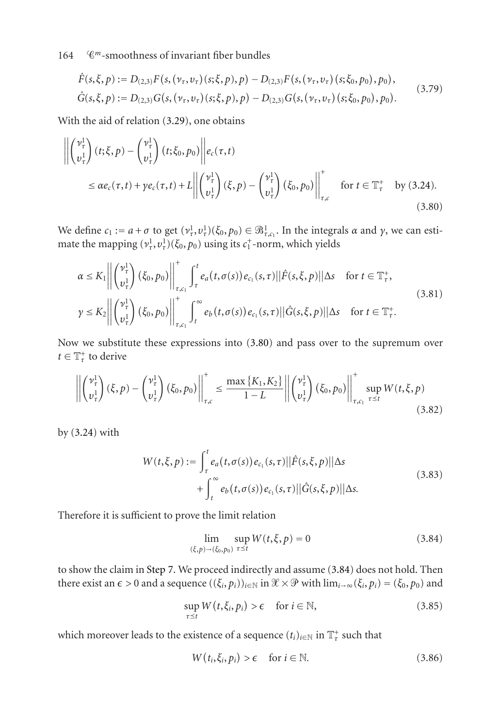$$
\begin{aligned}
\hat{F}(s,\xi,p) &:= D_{(2,3)}F(s,(\nu_\tau,\upsilon_\tau)(s;\xi,p),p) - D_{(2,3)}F(s,(\nu_\tau,\upsilon_\tau)(s;\xi_0,p_0),p_0),\\
\hat{G}(s,\xi,p) &:= D_{(2,3)}G(s,(\nu_\tau,\upsilon_\tau)(s;\xi,p),p) - D_{(2,3)}G(s,(\nu_\tau,\upsilon_\tau)(s;\xi_0,p_0),p_0).
\end{aligned}
\tag{3.79}
$$

With the aid of relation (3.29), one obtains

$$
\begin{aligned}
&\left\| \begin{pmatrix} \nu_\tau^1 \\ \upsilon_\tau^1 \end{pmatrix}(t;\xi,p) - \begin{pmatrix} \nu_\tau^1 \\ \upsilon_\tau^1 \end{pmatrix}(t;\xi_0,p_0) \right\| e_c(\tau,t)\\
&\quad \leq \alpha e_c(\tau,t) + \gamma e_c(\tau,t) + L \left\| \begin{pmatrix} \nu_\tau^1 \\ \upsilon_\tau^1 \end{pmatrix}(\xi,p) - \begin{pmatrix} \nu_\tau^1 \\ \upsilon_\tau^1 \end{pmatrix}(\xi_0,p_0) \right\|_{\tau,c}^{+} \quad \text{for } t \in \mathbb{T}_\tau^+ \quad \text{by (3.24)}.
\end{aligned}
\tag{3.80}
$$

We define $c_1 := a + \sigma$ to get $(\nu_\tau^1,\upsilon_\tau^1)(\xi_0,p_0) \in \mathcal{B}_{\tau,c_1}^1$. In the integrals $\alpha$ and $\gamma$, we can estimate the mapping $(\nu_\tau^1,\upsilon_\tau^1)(\xi_0,p_0)$ using its $c_1^+$-norm, which yields

$$
\begin{aligned}
\alpha &\leq K_1 \left\| \begin{pmatrix} \nu_\tau^1 \\ \upsilon_\tau^1 \end{pmatrix}(\xi_0,p_0) \right\|_{\tau,c_1}^{+} \int_\tau^t e_a(t,\sigma(s)) e_{c_1}(s,\tau) \|\hat{F}(s,\xi,p)\| \Delta s \quad \text{for } t \in \mathbb{T}_\tau^+,\\
\gamma &\leq K_2 \left\| \begin{pmatrix} \nu_\tau^1 \\ \upsilon_\tau^1 \end{pmatrix}(\xi_0,p_0) \right\|_{\tau,c_1}^{+} \int_t^\infty e_b(t,\sigma(s)) e_{c_1}(s,\tau) \|\hat{G}(s,\xi,p)\| \Delta s \quad \text{for } t \in \mathbb{T}_\tau^+.
\end{aligned}
\tag{3.81}
$$

Now we substitute these expressions into (3.80) and pass over to the supremum over $t \in \mathbb{T}_\tau^+$ to derive

$$
\left\| \begin{pmatrix} \nu_\tau^1 \\ \upsilon_\tau^1 \end{pmatrix}(\xi,p) - \begin{pmatrix} \nu_\tau^1 \\ \upsilon_\tau^1 \end{pmatrix}(\xi_0,p_0) \right\|_{\tau,c}^{+} \leq \frac{\max\{K_1,K_2\}}{1-L} \left\| \begin{pmatrix} \nu_\tau^1 \\ \upsilon_\tau^1 \end{pmatrix}(\xi_0,p_0) \right\|_{\tau,c_1}^{+} \sup_{\tau \preceq t} W(t,\xi,p)
\tag{3.82}
$$

by (3.24) with

$$
\begin{aligned}
W(t,\xi,p) := &\int_\tau^t e_a(t,\sigma(s)) e_{c_1}(s,\tau) \|\hat{F}(s,\xi,p)\| \Delta s\\
&+ \int_t^\infty e_b(t,\sigma(s)) e_{c_1}(s,\tau) \|\hat{G}(s,\xi,p)\| \Delta s.
\end{aligned}
\tag{3.83}
$$

Therefore it is sufficient to prove the limit relation

$$
\lim_{(\xi,p)\to(\xi_0,p_0)} \sup_{\tau \preceq t} W(t,\xi,p) = 0
\tag{3.84}
$$

to show the claim in Step 7. We proceed indirectly and assume (3.84) does not hold. Then there exist an $\epsilon > 0$ and a sequence $((\xi_i,p_i))_{i\in\mathbb{N}}$ in $\mathcal{X} \times \mathcal{P}$ with $\lim_{i\to\infty}(\xi_i,p_i) = (\xi_0,p_0)$ and

$$
\sup_{\tau \preceq t} W(t,\xi_i,p_i) > \epsilon \quad \text{for } i \in \mathbb{N},
\tag{3.85}
$$

which moreover leads to the existence of a sequence $(t_i)_{i\in\mathbb{N}}$ in $\mathbb{T}_\tau^+$ such that

$$
W(t_i,\xi_i,p_i) > \epsilon \quad \text{for } i \in \mathbb{N}.
\tag{3.86}
$$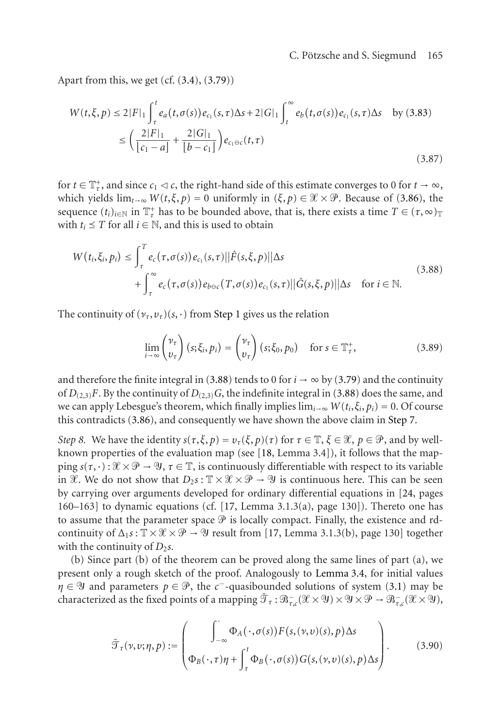Apart from this, we get (cf. (3.4), (3.79))

$$
\begin{aligned}
W(t,\xi,p) &\leq 2|F|_1 \int_\tau^t e_a(t,\sigma(s)) e_{c_1}(s,\tau)\Delta s + 2|G|_1 \int_t^\infty e_b(t,\sigma(s)) e_{c_1}(s,\tau)\Delta s \quad \text{by (3.83)} \\
&\leq \left( \frac{2|F|_1}{\lfloor c_1 - a \rfloor} + \frac{2|G|_1}{\lfloor b - c_1 \rfloor} \right) e_{c_1 \ominus c}(t,\tau)
\end{aligned}
\tag{3.87}
$$

for $t \in \mathbb{T}_\tau^+$, and since $c_1 \lhd c$, the right-hand side of this estimate converges to 0 for $t \to \infty$, which yields $\lim_{t\to\infty} W(t,\xi,p) = 0$ uniformly in $(\xi,p) \in \mathcal{X} \times \mathcal{P}$. Because of (3.86), the sequence $(t_i)_{i\in\mathbb{N}}$ in $\mathbb{T}_\tau^+$ has to be bounded above, that is, there exists a time $T \in (\tau,\infty)_\mathbb{T}$ with $t_i \preceq T$ for all $i \in \mathbb{N}$, and this is used to obtain

$$
\begin{aligned}
W(t_i,\xi_i,p_i) \leq &\int_\tau^T e_c(\tau,\sigma(s)) e_{c_1}(s,\tau) \| \hat{F}(s,\xi,p) \| \Delta s \\
&+ \int_\tau^\infty e_c(\tau,\sigma(s)) e_{b\ominus c}(T,\sigma(s)) e_{c_1}(s,\tau) \| \hat{G}(s,\xi,p) \| \Delta s \quad \text{for } i \in \mathbb{N}.
\end{aligned}
\tag{3.88}
$$

The continuity of $(\nu_\tau, \upsilon_\tau)(s,\cdot)$ from Step 1 gives us the relation

$$
\lim_{i\to\infty} \begin{pmatrix} \nu_\tau \\ \upsilon_\tau \end{pmatrix} (s;\xi_i,p_i) = \begin{pmatrix} \nu_\tau \\ \upsilon_\tau \end{pmatrix} (s;\xi_0,p_0) \quad \text{for } s \in \mathbb{T}_\tau^+,
\tag{3.89}
$$

and therefore the finite integral in (3.88) tends to 0 for $i \to \infty$ by (3.79) and the continuity of $D_{(2,3)}F$. By the continuity of $D_{(2,3)}G$, the indefinite integral in (3.88) does the same, and we can apply Lebesgue's theorem, which finally implies $\lim_{i\to\infty} W(t_i,\xi_i,p_i) = 0$. Of course this contradicts (3.86), and consequently we have shown the above claim in Step 7.

*Step 8.* We have the identity $s(\tau,\xi,p) = \upsilon_\tau(\xi,p)(\tau)$ for $\tau \in \mathbb{T}$, $\xi \in \mathcal{X}$, $p \in \mathcal{P}$, and by well-known properties of the evaluation map (see [18, Lemma 3.4]), it follows that the mapping $s(\tau,\cdot) : \mathcal{X} \times \mathcal{P} \to \mathcal{Y}$, $\tau \in \mathbb{T}$, is continuously differentiable with respect to its variable in $\mathcal{X}$. We do not show that $D_2 s : \mathbb{T} \times \mathcal{X} \times \mathcal{P} \to \mathcal{Y}$ is continuous here. This can be seen by carrying over arguments developed for ordinary differential equations in [24, pages 160–163] to dynamic equations (cf. [17, Lemma 3.1.3(a), page 130]). Thereto one has to assume that the parameter space $\mathcal{P}$ is locally compact. Finally, the existence and rd-continuity of $\Delta_1 s : \mathbb{T} \times \mathcal{X} \times \mathcal{P} \to \mathcal{Y}$ result from [17, Lemma 3.1.3(b), page 130] together with the continuity of $D_2 s$.

(b) Since part (b) of the theorem can be proved along the same lines of part (a), we present only a rough sketch of the proof. Analogously to Lemma 3.4, for initial values $\eta \in \mathcal{Y}$ and parameters $p \in \mathcal{P}$, the $c^-$-quasibounded solutions of system (3.1) may be characterized as the fixed points of a mapping $\bar{\mathcal{T}}_\tau : \mathcal{B}_{\tau,c}^-(\mathcal{X} \times \mathcal{Y}) \times \mathcal{Y} \times \mathcal{P} \to \mathcal{B}_{\tau,c}^-(\mathcal{X} \times \mathcal{Y})$,

$$
\bar{\mathcal{T}}_\tau(\nu,\upsilon;\eta,p) := \begin{pmatrix} \displaystyle\int_{-\infty}^{\cdot} \Phi_A(\cdot,\sigma(s)) F(s,(\nu,\upsilon)(s),p)\Delta s \\ \displaystyle\Phi_B(\cdot,\tau)\eta + \int_\tau^t \Phi_B(\cdot,\sigma(s)) G(s,(\nu,\upsilon)(s),p)\Delta s \end{pmatrix}.
\tag{3.90}
$$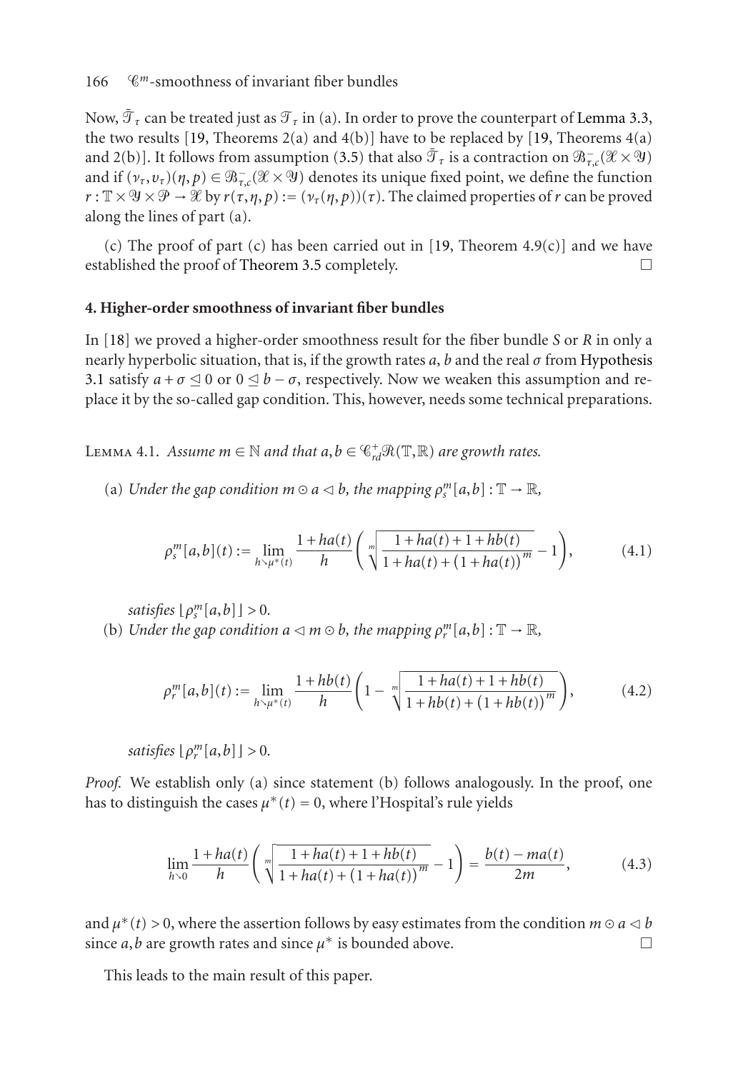Now, $\bar{\mathcal{T}}_\tau$ can be treated just as $\mathcal{T}_\tau$ in (a). In order to prove the counterpart of Lemma 3.3, the two results [19, Theorems 2(a) and 4(b)] have to be replaced by [19, Theorems 4(a) and 2(b)]. It follows from assumption (3.5) that also $\bar{\mathcal{T}}_\tau$ is a contraction on $\mathcal{B}^-_{\tau,c}(\mathcal{X} \times \mathcal{Y})$ and if $(\nu_\tau, \upsilon_\tau)(\eta, p) \in \mathcal{B}^-_{\tau,c}(\mathcal{X} \times \mathcal{Y})$ denotes its unique fixed point, we define the function $r : \mathbb{T} \times \mathcal{Y} \times \mathcal{P} \to \mathcal{X}$ by $r(\tau, \eta, p) := (\nu_\tau(\eta, p))(\tau)$. The claimed properties of $r$ can be proved along the lines of part (a).

(c) The proof of part (c) has been carried out in [19, Theorem 4.9(c)] and we have established the proof of Theorem 3.5 completely. □

## 4. Higher-order smoothness of invariant fiber bundles

In [18] we proved a higher-order smoothness result for the fiber bundle $S$ or $R$ in only a nearly hyperbolic situation, that is, if the growth rates $a$, $b$ and the real $\sigma$ from Hypothesis 3.1 satisfy $a + \sigma \trianglelefteq 0$ or $0 \trianglelefteq b - \sigma$, respectively. Now we weaken this assumption and replace it by the so-called gap condition. This, however, needs some technical preparations.

Lemma 4.1. *Assume $m \in \mathbb{N}$ and that $a, b \in \mathcal{C}^+_{rd}\mathcal{R}(\mathbb{T}, \mathbb{R})$ are growth rates.*

(a) *Under the gap condition $m \odot a \lhd b$, the mapping $\rho^m_s[a,b] : \mathbb{T} \to \mathbb{R}$,*

$$\rho^m_s[a,b](t) := \lim_{h \searrow \mu^*(t)} \frac{1 + ha(t)}{h} \left( \sqrt[m]{\frac{1 + ha(t) + 1 + hb(t)}{1 + ha(t) + \big(1 + ha(t)\big)^m}} - 1 \right), \tag{4.1}$$

*satisfies $\lfloor \rho^m_s[a,b] \rfloor > 0$.*

(b) *Under the gap condition $a \lhd m \odot b$, the mapping $\rho^m_r[a,b] : \mathbb{T} \to \mathbb{R}$,*

$$\rho^m_r[a,b](t) := \lim_{h \searrow \mu^*(t)} \frac{1 + hb(t)}{h} \left( 1 - \sqrt[m]{\frac{1 + ha(t) + 1 + hb(t)}{1 + hb(t) + \big(1 + hb(t)\big)^m}} \right), \tag{4.2}$$

*satisfies $\lfloor \rho^m_r[a,b] \rfloor > 0$.*

*Proof.* We establish only (a) since statement (b) follows analogously. In the proof, one has to distinguish the cases $\mu^*(t) = 0$, where l'Hospital's rule yields

$$\lim_{h \searrow 0} \frac{1 + ha(t)}{h} \left( \sqrt[m]{\frac{1 + ha(t) + 1 + hb(t)}{1 + ha(t) + \big(1 + ha(t)\big)^m}} - 1 \right) = \frac{b(t) - ma(t)}{2m}, \tag{4.3}$$

and $\mu^*(t) > 0$, where the assertion follows by easy estimates from the condition $m \odot a \lhd b$ since $a, b$ are growth rates and since $\mu^*$ is bounded above. □

This leads to the main result of this paper.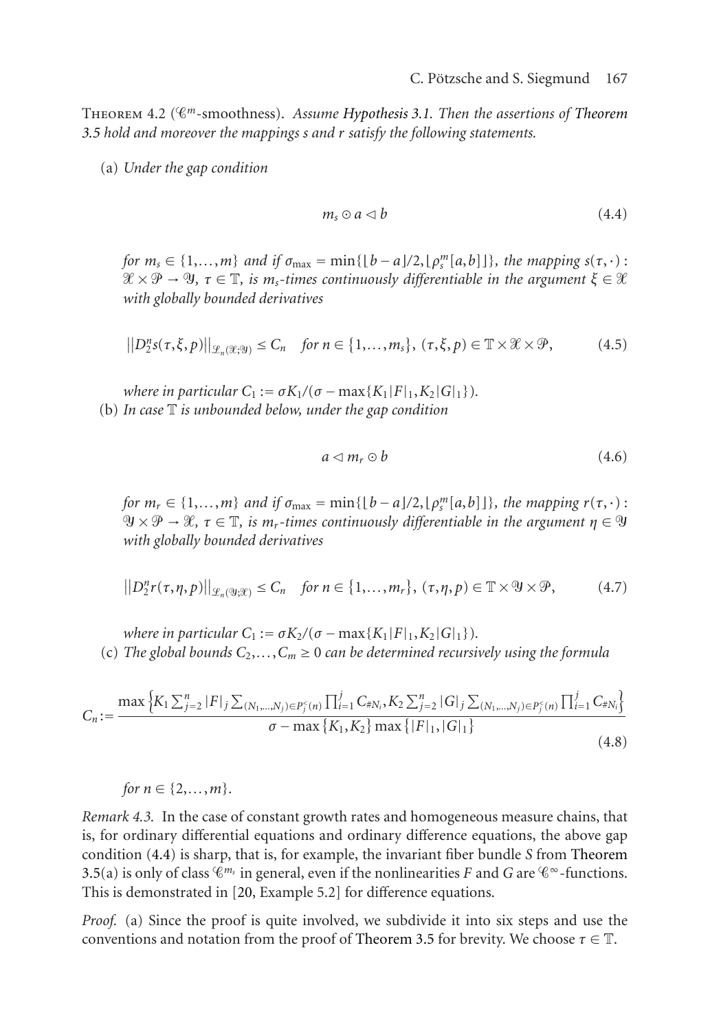Theorem 4.2 ($\mathscr{C}^m$-smoothness). *Assume Hypothesis 3.1. Then the assertions of Theorem 3.5 hold and moreover the mappings s and r satisfy the following statements.*

(a) *Under the gap condition*

$$m_s \odot a \lhd b \tag{4.4}$$

*for $m_s \in \{1,\dots,m\}$ and if $\sigma_{\max} = \min\{\lfloor b-a \rfloor/2, \lfloor \rho_s^m[a,b] \rfloor\}$, the mapping $s(\tau,\cdot) : \mathscr{X} \times \mathscr{P} \to \mathscr{Y}$, $\tau \in \mathbb{T}$, is $m_s$-times continuously differentiable in the argument $\xi \in \mathscr{X}$ with globally bounded derivatives*

$$\left\| D_2^n s(\tau,\xi,p) \right\|_{\mathscr{L}_n(\mathscr{X};\mathscr{Y})} \le C_n \quad \text{for } n \in \{1,\dots,m_s\},\ (\tau,\xi,p) \in \mathbb{T} \times \mathscr{X} \times \mathscr{P}, \tag{4.5}$$

*where in particular $C_1 := \sigma K_1/(\sigma - \max\{K_1|F|_1, K_2|G|_1\})$.*

(b) *In case $\mathbb{T}$ is unbounded below, under the gap condition*

$$a \lhd m_r \odot b \tag{4.6}$$

*for $m_r \in \{1,\dots,m\}$ and if $\sigma_{\max} = \min\{\lfloor b-a \rfloor/2, \lfloor \rho_s^m[a,b] \rfloor\}$, the mapping $r(\tau,\cdot) : \mathscr{Y} \times \mathscr{P} \to \mathscr{X}$, $\tau \in \mathbb{T}$, is $m_r$-times continuously differentiable in the argument $\eta \in \mathscr{Y}$ with globally bounded derivatives*

$$\left\| D_2^n r(\tau,\eta,p) \right\|_{\mathscr{L}_n(\mathscr{Y};\mathscr{X})} \le C_n \quad \text{for } n \in \{1,\dots,m_r\},\ (\tau,\eta,p) \in \mathbb{T} \times \mathscr{Y} \times \mathscr{P}, \tag{4.7}$$

*where in particular $C_1 := \sigma K_2/(\sigma - \max\{K_1|F|_1, K_2|G|_1\})$.*

(c) *The global bounds $C_2,\dots,C_m \ge 0$ can be determined recursively using the formula*

$$C_n := \frac{\max\left\{K_1 \sum_{j=2}^n |F|_j \sum_{(N_1,\dots,N_j)\in P_j^<(n)} \prod_{i=1}^j C_{\#N_i},\ K_2 \sum_{j=2}^n |G|_j \sum_{(N_1,\dots,N_j)\in P_j^<(n)} \prod_{i=1}^j C_{\#N_i}\right\}}{\sigma - \max\{K_1,K_2\}\max\{|F|_1,|G|_1\}} \tag{4.8}$$

*for $n \in \{2,\dots,m\}$.*

*Remark 4.3.* In the case of constant growth rates and homogeneous measure chains, that is, for ordinary differential equations and ordinary difference equations, the above gap condition (4.4) is sharp, that is, for example, the invariant fiber bundle $S$ from Theorem 3.5(a) is only of class $\mathscr{C}^{m_s}$ in general, even if the nonlinearities $F$ and $G$ are $\mathscr{C}^\infty$-functions. This is demonstrated in [20, Example 5.2] for difference equations.

*Proof.* (a) Since the proof is quite involved, we subdivide it into six steps and use the conventions and notation from the proof of Theorem 3.5 for brevity. We choose $\tau \in \mathbb{T}$.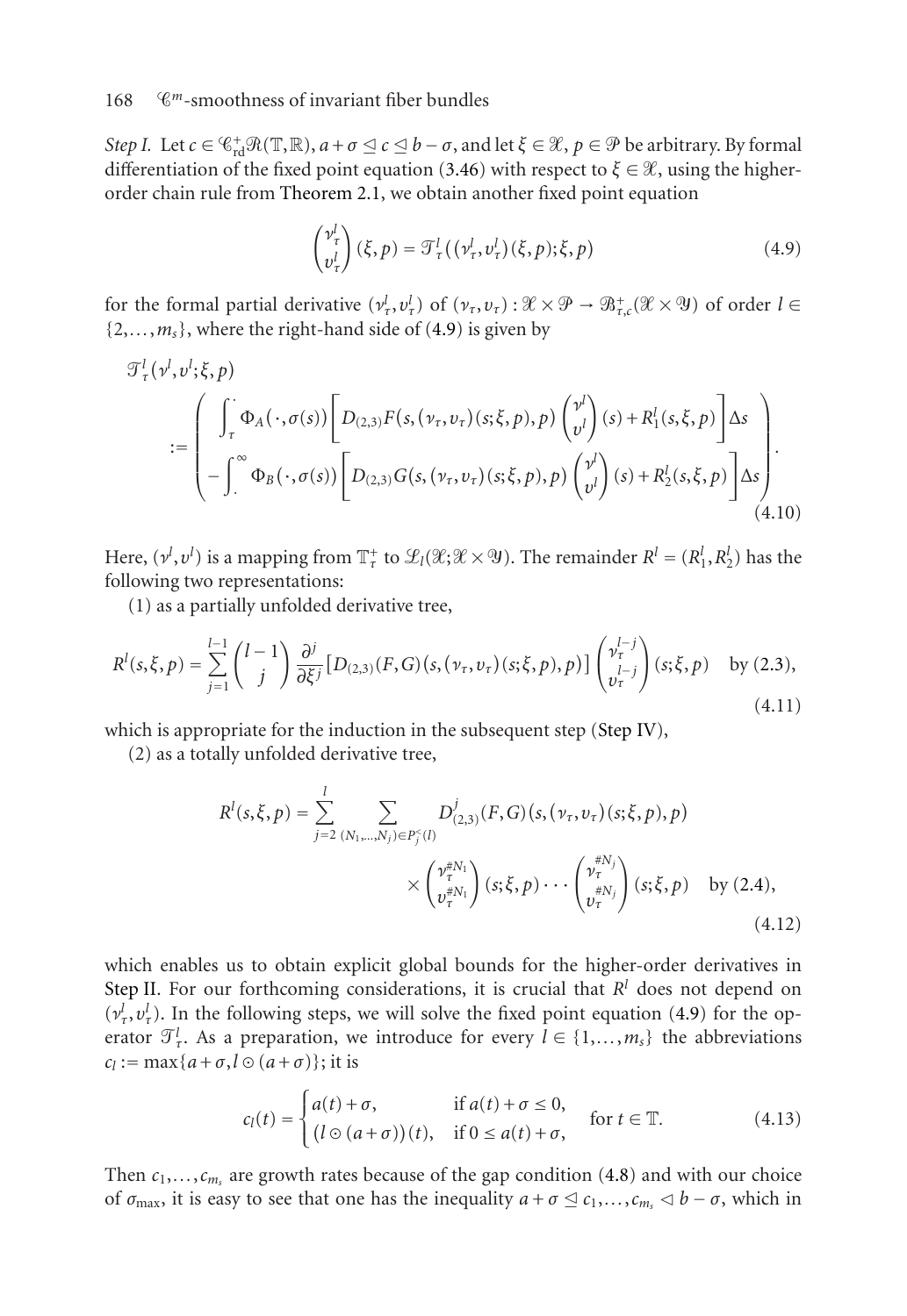*Step I.* Let $c \in \mathscr{C}^+_{\mathrm{rd}}\mathscr{R}(\mathbb{T},\mathbb{R})$, $a+\sigma \trianglelefteq c \trianglelefteq b-\sigma$, and let $\xi \in \mathscr{X}$, $p \in \mathscr{P}$ be arbitrary. By formal differentiation of the fixed point equation (3.46) with respect to $\xi \in \mathscr{X}$, using the higher-order chain rule from Theorem 2.1, we obtain another fixed point equation

$$\begin{pmatrix} \nu_\tau^l \\ \upsilon_\tau^l \end{pmatrix}(\xi,p) = \mathscr{T}_\tau^l\big((\nu_\tau^l,\upsilon_\tau^l)(\xi,p);\xi,p\big) \tag{4.9}$$

for the formal partial derivative $(\nu_\tau^l,\upsilon_\tau^l)$ of $(\nu_\tau,\upsilon_\tau) : \mathscr{X}\times\mathscr{P} \to \mathscr{B}^+_{\tau,c}(\mathscr{X}\times\mathscr{Y})$ of order $l \in \{2,\dots,m_s\}$, where the right-hand side of (4.9) is given by

$$\mathscr{T}_\tau^l(\nu^l,\upsilon^l;\xi,p) := \begin{pmatrix} \displaystyle\int_\tau^{\cdot} \Phi_A(\cdot,\sigma(s))\left[D_{(2,3)}F(s,(\nu_\tau,\upsilon_\tau)(s;\xi,p),p)\begin{pmatrix}\nu^l\\ \upsilon^l\end{pmatrix}(s) + R_1^l(s,\xi,p)\right]\Delta s \\ \displaystyle -\int_{\cdot}^{\infty} \Phi_B(\cdot,\sigma(s))\left[D_{(2,3)}G(s,(\nu_\tau,\upsilon_\tau)(s;\xi,p),p)\begin{pmatrix}\nu^l\\ \upsilon^l\end{pmatrix}(s) + R_2^l(s,\xi,p)\right]\Delta s \end{pmatrix}. \tag{4.10}$$

Here, $(\nu^l,\upsilon^l)$ is a mapping from $\mathbb{T}^+_\tau$ to $\mathscr{L}_l(\mathscr{X};\mathscr{X}\times\mathscr{Y})$. The remainder $R^l = (R_1^l,R_2^l)$ has the following two representations:

(1) as a partially unfolded derivative tree,

$$R^l(s,\xi,p) = \sum_{j=1}^{l-1}\binom{l-1}{j}\frac{\partial^j}{\partial\xi^j}\big[D_{(2,3)}(F,G)(s,(\nu_\tau,\upsilon_\tau)(s;\xi,p),p)\big]\begin{pmatrix}\nu_\tau^{l-j}\\ \upsilon_\tau^{l-j}\end{pmatrix}(s;\xi,p) \quad \text{by (2.3)}, \tag{4.11}$$

which is appropriate for the induction in the subsequent step (Step IV),

(2) as a totally unfolded derivative tree,

$$R^l(s,\xi,p) = \sum_{j=2}^{l}\sum_{(N_1,\dots,N_j)\in P_j^<(l)} D^j_{(2,3)}(F,G)(s,(\nu_\tau,\upsilon_\tau)(s;\xi,p),p) \times \begin{pmatrix}\nu_\tau^{\#N_1}\\ \upsilon_\tau^{\#N_1}\end{pmatrix}(s;\xi,p)\cdots\begin{pmatrix}\nu_\tau^{\#N_j}\\ \upsilon_\tau^{\#N_j}\end{pmatrix}(s;\xi,p) \quad \text{by (2.4)}, \tag{4.12}$$

which enables us to obtain explicit global bounds for the higher-order derivatives in Step II. For our forthcoming considerations, it is crucial that $R^l$ does not depend on $(\nu_\tau^l,\upsilon_\tau^l)$. In the following steps, we will solve the fixed point equation (4.9) for the operator $\mathscr{T}_\tau^l$. As a preparation, we introduce for every $l \in \{1,\dots,m_s\}$ the abbreviations $c_l := \max\{a+\sigma, l\odot(a+\sigma)\}$; it is

$$c_l(t) = \begin{cases} a(t)+\sigma, & \text{if } a(t)+\sigma \le 0, \\ \big(l\odot(a+\sigma)\big)(t), & \text{if } 0 \le a(t)+\sigma, \end{cases} \quad \text{for } t\in\mathbb{T}. \tag{4.13}$$

Then $c_1,\dots,c_{m_s}$ are growth rates because of the gap condition (4.8) and with our choice of $\sigma_{\max}$, it is easy to see that one has the inequality $a+\sigma \trianglelefteq c_1,\dots,c_{m_s} \triangleleft b-\sigma$, which in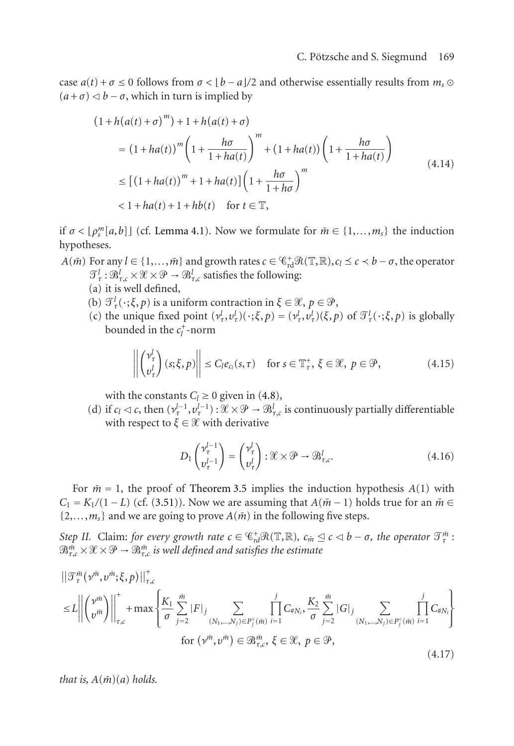case $a(t) + \sigma \leq 0$ follows from $\sigma < \lfloor b - a \rfloor / 2$ and otherwise essentially results from $m_s \odot (a + \sigma) \lhd b - \sigma$, which in turn is implied by

$$
\begin{aligned}
&\left(1 + h\left(a(t) + \sigma\right)^m\right) + 1 + h\left(a(t) + \sigma\right) \\
&\quad = \left(1 + ha(t)\right)^m \left(1 + \frac{h\sigma}{1 + ha(t)}\right)^m + \left(1 + ha(t)\right)\left(1 + \frac{h\sigma}{1 + ha(t)}\right) \\
&\quad \leq \left[\left(1 + ha(t)\right)^m + 1 + ha(t)\right]\left(1 + \frac{h\sigma}{1 + h\sigma}\right)^m \\
&\quad < 1 + ha(t) + 1 + hb(t) \quad \text{for } t \in \mathbb{T},
\end{aligned}
\tag{4.14}
$$

if $\sigma < \lfloor \rho_s^m[a, b] \rfloor$ (cf. Lemma 4.1). Now we formulate for $\bar{m} \in \{1, \ldots, m_s\}$ the induction hypotheses.

$A(\bar{m})$ For any $l \in \{1, \ldots, \bar{m}\}$ and growth rates $c \in \mathscr{C}_{\mathrm{rd}}^+ \mathscr{R}(\mathbb{T}, \mathbb{R}), c_l \preceq c \prec b - \sigma$, the operator $\mathcal{T}_\tau^l : \mathscr{B}_{\tau,c}^l \times \mathscr{X} \times \mathscr{P} \to \mathscr{B}_{\tau,c}^l$ satisfies the following:

(a) it is well defined,

(b) $\mathcal{T}_\tau^l(\cdot; \xi, p)$ is a uniform contraction in $\xi \in \mathscr{X}$, $p \in \mathscr{P}$,

(c) the unique fixed point $(\nu_\tau^l, \upsilon_\tau^l)(\cdot; \xi, p) = (\nu_\tau^l, \upsilon_\tau^l)(\xi, p)$ of $\mathcal{T}_\tau^l(\cdot; \xi, p)$ is globally bounded in the $c_l^+$-norm

$$
\left\| \begin{pmatrix} \nu_\tau^l \\ \upsilon_\tau^l \end{pmatrix} (s; \xi, p) \right\| \leq C_l e_{c_l}(s, \tau) \quad \text{for } s \in \mathbb{T}_\tau^+,\ \xi \in \mathscr{X},\ p \in \mathscr{P},
\tag{4.15}
$$

with the constants $C_l \geq 0$ given in (4.8),

(d) if $c_l \lhd c$, then $(\nu_\tau^{l-1}, \upsilon_\tau^{l-1}) : \mathscr{X} \times \mathscr{P} \to \mathscr{B}_{\tau,c}^l$ is continuously partially differentiable with respect to $\xi \in \mathscr{X}$ with derivative

$$
D_1 \begin{pmatrix} \nu_\tau^{l-1} \\ \upsilon_\tau^{l-1} \end{pmatrix} = \begin{pmatrix} \nu_\tau^l \\ \upsilon_\tau^l \end{pmatrix} : \mathscr{X} \times \mathscr{P} \to \mathscr{B}_{\tau,c}^l.
\tag{4.16}
$$

For $\bar{m} = 1$, the proof of Theorem 3.5 implies the induction hypothesis $A(1)$ with $C_1 = K_1/(1 - L)$ (cf. (3.51)). Now we are assuming that $A(\bar{m} - 1)$ holds true for an $\bar{m} \in \{2, \ldots, m_s\}$ and we are going to prove $A(\bar{m})$ in the following five steps.

*Step II.* Claim: *for every growth rate $c \in \mathscr{C}_{rd}^+ \mathscr{R}(\mathbb{T}, \mathbb{R})$, $c_{\bar{m}} \unlhd c \lhd b - \sigma$, the operator $\mathcal{T}_\tau^{\bar{m}} : \mathscr{B}_{\tau,c}^{\bar{m}} \times \mathscr{X} \times \mathscr{P} \to \mathscr{B}_{\tau,c}^{\bar{m}}$ is well defined and satisfies the estimate*

$$
\begin{aligned}
&\left\| \mathcal{T}_\tau^{\bar{m}}(\nu^{\bar{m}}, \upsilon^{\bar{m}}; \xi, p) \right\|_{\tau,c}^+ \\
&\quad \leq L \left\| \begin{pmatrix} \nu^{\bar{m}} \\ \upsilon^{\bar{m}} \end{pmatrix} \right\|_{\tau,c}^+ + \max \left\{ \frac{K_1}{\sigma} \sum_{j=2}^{\bar{m}} |F|_j \sum_{(N_1, \ldots, N_j) \in P_j^<(\bar{m})} \prod_{i=1}^j C_{\# N_i}, \frac{K_2}{\sigma} \sum_{j=2}^{\bar{m}} |G|_j \sum_{(N_1, \ldots, N_j) \in P_j^<(\bar{m})} \prod_{i=1}^j C_{\# N_i} \right\} \\
&\qquad \text{for } (\nu^{\bar{m}}, \upsilon^{\bar{m}}) \in \mathscr{B}_{\tau,c}^{\bar{m}},\ \xi \in \mathscr{X},\ p \in \mathscr{P},
\end{aligned}
\tag{4.17}
$$

*that is, $A(\bar{m})(a)$ holds.*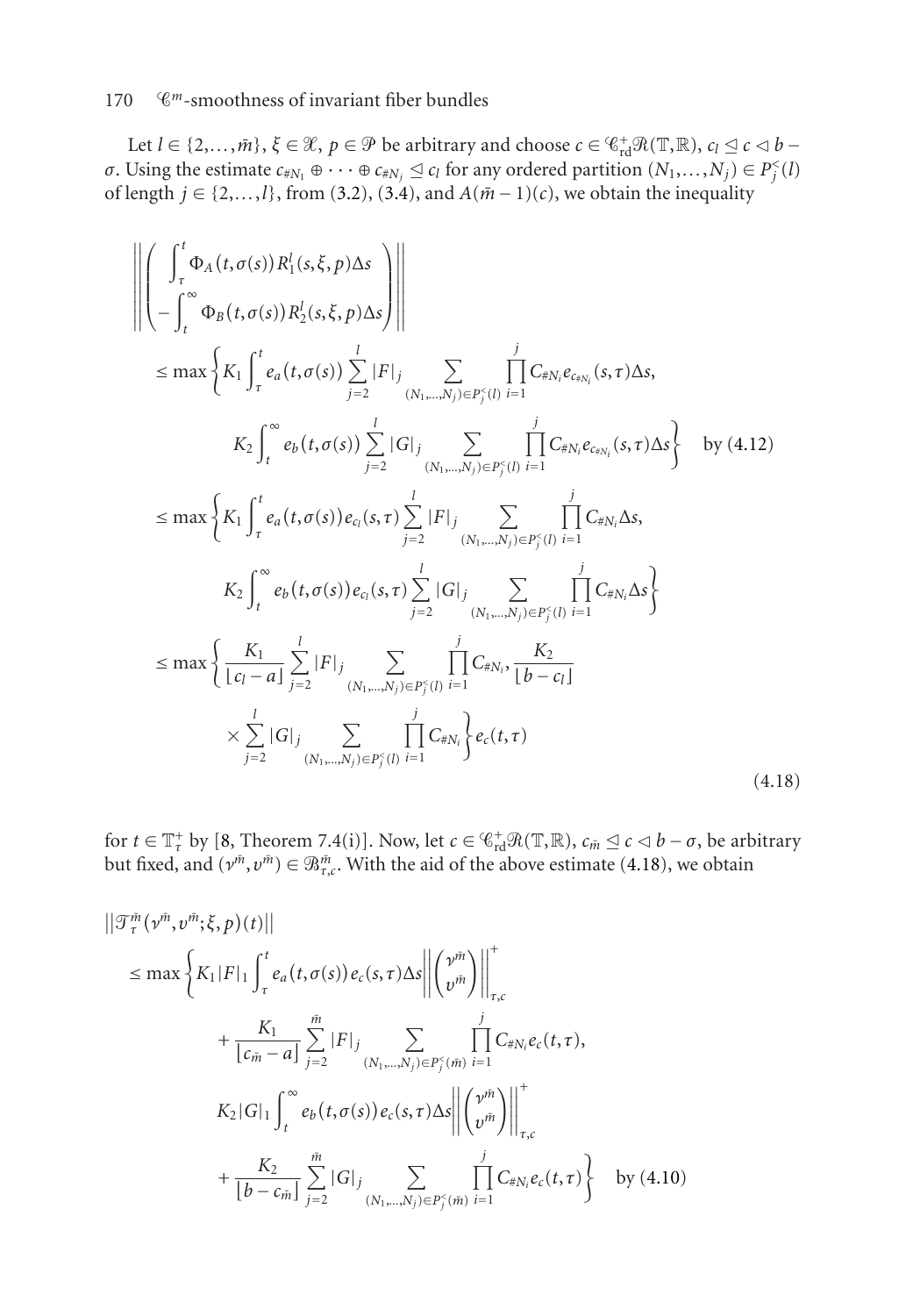Let $l \in \{2,\dots,\bar{m}\}$, $\xi \in \mathscr{X}$, $p \in \mathscr{P}$ be arbitrary and choose $c \in \mathscr{C}^+_{\mathrm{rd}}\mathscr{R}(\mathbb{T},\mathbb{R})$, $c_l \trianglelefteq c \triangleleft b - \sigma$. Using the estimate $c_{\#N_1} \oplus \cdots \oplus c_{\#N_j} \trianglelefteq c_l$ for any ordered partition $(N_1,\dots,N_j) \in P_j^<(l)$ of length $j \in \{2,\dots,l\}$, from (3.2), (3.4), and $A(\bar{m}-1)(c)$, we obtain the inequality

$$
\begin{aligned}
&\left\| \begin{pmatrix} \displaystyle\int_\tau^t \Phi_A(t,\sigma(s)) R_1^l(s,\xi,p)\Delta s \\ \displaystyle -\int_t^\infty \Phi_B(t,\sigma(s)) R_2^l(s,\xi,p)\Delta s \end{pmatrix} \right\| \\
&\quad \le \max\Bigg\{ K_1 \int_\tau^t e_a(t,\sigma(s)) \sum_{j=2}^{l} |F|_j \sum_{(N_1,\dots,N_j)\in P_j^<(l)} \prod_{i=1}^{j} C_{\#N_i} e_{c_{\#N_i}}(s,\tau)\Delta s, \\
&\qquad\qquad K_2 \int_t^\infty e_b(t,\sigma(s)) \sum_{j=2}^{l} |G|_j \sum_{(N_1,\dots,N_j)\in P_j^<(l)} \prod_{i=1}^{j} C_{\#N_i} e_{c_{\#N_i}}(s,\tau)\Delta s \Bigg\} \quad \text{by (4.12)} \\
&\quad \le \max\Bigg\{ K_1 \int_\tau^t e_a(t,\sigma(s)) e_{c_l}(s,\tau) \sum_{j=2}^{l} |F|_j \sum_{(N_1,\dots,N_j)\in P_j^<(l)} \prod_{i=1}^{j} C_{\#N_i} \Delta s, \\
&\qquad\qquad K_2 \int_t^\infty e_b(t,\sigma(s)) e_{c_l}(s,\tau) \sum_{j=2}^{l} |G|_j \sum_{(N_1,\dots,N_j)\in P_j^<(l)} \prod_{i=1}^{j} C_{\#N_i} \Delta s \Bigg\} \\
&\quad \le \max\Bigg\{ \frac{K_1}{\lfloor c_l - a \rfloor} \sum_{j=2}^{l} |F|_j \sum_{(N_1,\dots,N_j)\in P_j^<(l)} \prod_{i=1}^{j} C_{\#N_i}, \frac{K_2}{\lfloor b - c_l \rfloor} \\
&\qquad\qquad \times \sum_{j=2}^{l} |G|_j \sum_{(N_1,\dots,N_j)\in P_j^<(l)} \prod_{i=1}^{j} C_{\#N_i} \Bigg\} e_c(t,\tau)
\end{aligned}
\tag{4.18}
$$

for $t \in \mathbb{T}_\tau^+$ by [8, Theorem 7.4(i)]. Now, let $c \in \mathscr{C}^+_{\mathrm{rd}}\mathscr{R}(\mathbb{T},\mathbb{R})$, $c_{\bar{m}} \trianglelefteq c \triangleleft b - \sigma$, be arbitrary but fixed, and $(\nu^{\bar{m}}, \upsilon^{\bar{m}}) \in \mathscr{B}_{\tau,c}^{\bar{m}}$. With the aid of the above estimate (4.18), we obtain

$$
\begin{aligned}
&\left\| \mathscr{T}_\tau^{\bar{m}}(\nu^{\bar{m}}, \upsilon^{\bar{m}}; \xi, p)(t) \right\| \\
&\quad \le \max\Bigg\{ K_1 |F|_1 \int_\tau^t e_a(t,\sigma(s)) e_c(s,\tau)\Delta s \left\| \begin{pmatrix} \nu^{\bar{m}} \\ \upsilon^{\bar{m}} \end{pmatrix} \right\|_{\tau,c}^+ \\
&\qquad\qquad + \frac{K_1}{\lfloor c_{\bar{m}} - a \rfloor} \sum_{j=2}^{\bar{m}} |F|_j \sum_{(N_1,\dots,N_j)\in P_j^<(\bar{m})} \prod_{i=1}^{j} C_{\#N_i} e_c(t,\tau), \\
&\qquad\qquad K_2 |G|_1 \int_t^\infty e_b(t,\sigma(s)) e_c(s,\tau)\Delta s \left\| \begin{pmatrix} \nu^{\bar{m}} \\ \upsilon^{\bar{m}} \end{pmatrix} \right\|_{\tau,c}^+ \\
&\qquad\qquad + \frac{K_2}{\lfloor b - c_{\bar{m}} \rfloor} \sum_{j=2}^{\bar{m}} |G|_j \sum_{(N_1,\dots,N_j)\in P_j^<(\bar{m})} \prod_{i=1}^{j} C_{\#N_i} e_c(t,\tau) \Bigg\} \quad \text{by (4.10)}
\end{aligned}
$$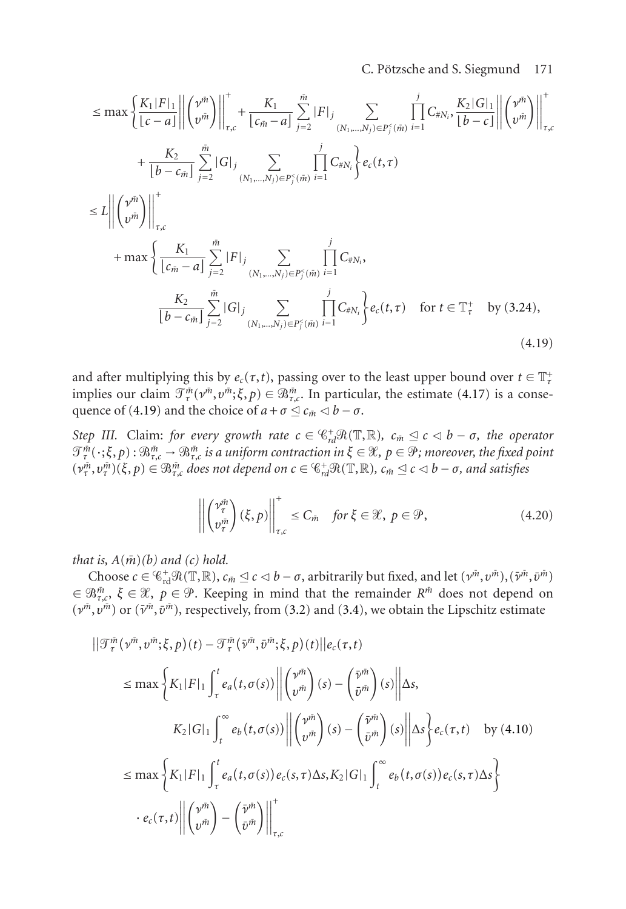$$
\begin{aligned}
&\le \max\left\{\frac{K_1|F|_1}{\lfloor c-a\rfloor}\left\|\begin{pmatrix}\nu^{\bar m}\\ \upsilon^{\bar m}\end{pmatrix}\right\|^+_{\tau,c}+\frac{K_1}{\lfloor c_{\bar m}-a\rfloor}\sum_{j=2}^{\bar m}|F|_j\sum_{(N_1,\dots,N_j)\in P_j^<(\bar m)}\prod_{i=1}^{j}C_{\#N_i},\frac{K_2|G|_1}{\lfloor b-c\rfloor}\left\|\begin{pmatrix}\nu^{\bar m}\\ \upsilon^{\bar m}\end{pmatrix}\right\|^+_{\tau,c}\right.\\
&\qquad\left.+\frac{K_2}{\lfloor b-c_{\bar m}\rfloor}\sum_{j=2}^{\bar m}|G|_j\sum_{(N_1,\dots,N_j)\in P_j^<(\bar m)}\prod_{i=1}^{j}C_{\#N_i}\right\}e_c(t,\tau)\\
&\le L\left\|\begin{pmatrix}\nu^{\bar m}\\ \upsilon^{\bar m}\end{pmatrix}\right\|^+_{\tau,c}\\
&\qquad+\max\left\{\frac{K_1}{\lfloor c_{\bar m}-a\rfloor}\sum_{j=2}^{\bar m}|F|_j\sum_{(N_1,\dots,N_j)\in P_j^<(\bar m)}\prod_{i=1}^{j}C_{\#N_i},\right.\\
&\qquad\qquad\left.\frac{K_2}{\lfloor b-c_{\bar m}\rfloor}\sum_{j=2}^{\bar m}|G|_j\sum_{(N_1,\dots,N_j)\in P_j^<(\bar m)}\prod_{i=1}^{j}C_{\#N_i}\right\}e_c(t,\tau)\quad\text{for } t\in\mathbb{T}_\tau^+\quad\text{by (3.24)},
\end{aligned}
\tag{4.19}
$$

and after multiplying this by $e_c(\tau,t)$, passing over to the least upper bound over $t\in\mathbb{T}_\tau^+$ implies our claim $\mathcal{T}_\tau^{\bar m}(\nu^{\bar m},\upsilon^{\bar m};\xi,p)\in\mathcal{B}_{\tau,c}^{\bar m}$. In particular, the estimate (4.17) is a consequence of (4.19) and the choice of $a+\sigma\trianglelefteq c_{\bar m}\lhd b-\sigma$.

*Step III.* Claim: *for every growth rate $c\in\mathcal{C}_{rd}^+\mathcal{R}(\mathbb{T},\mathbb{R})$, $c_{\bar m}\trianglelefteq c\lhd b-\sigma$, the operator $\mathcal{T}_\tau^{\bar m}(\cdot;\xi,p):\mathcal{B}_{\tau,c}^{\bar m}\to\mathcal{B}_{\tau,c}^{\bar m}$ is a uniform contraction in $\xi\in\mathcal{X}$, $p\in\mathcal{P}$; moreover, the fixed point $(\nu_\tau^{\bar m},\upsilon_\tau^{\bar m})(\xi,p)\in\mathcal{B}_{\tau,c}^{\bar m}$ does not depend on $c\in\mathcal{C}_{rd}^+\mathcal{R}(\mathbb{T},\mathbb{R})$, $c_{\bar m}\trianglelefteq c\lhd b-\sigma$, and satisfies*

$$
\left\|\begin{pmatrix}\nu_\tau^{\bar m}\\ \upsilon_\tau^{\bar m}\end{pmatrix}(\xi,p)\right\|^+_{\tau,c}\le C_{\bar m}\quad\text{for } \xi\in\mathcal{X},\ p\in\mathcal{P},
\tag{4.20}
$$

*that is, $A(\bar m)(b)$ and (c) hold.*

Choose $c\in\mathcal{C}_{rd}^+\mathcal{R}(\mathbb{T},\mathbb{R})$, $c_{\bar m}\trianglelefteq c\lhd b-\sigma$, arbitrarily but fixed, and let $(\nu^{\bar m},\upsilon^{\bar m}),(\bar\nu^{\bar m},\bar\upsilon^{\bar m})\in\mathcal{B}_{\tau,c}^{\bar m}$, $\xi\in\mathcal{X}$, $p\in\mathcal{P}$. Keeping in mind that the remainder $R^{\bar m}$ does not depend on $(\nu^{\bar m},\upsilon^{\bar m})$ or $(\bar\nu^{\bar m},\bar\upsilon^{\bar m})$, respectively, from (3.2) and (3.4), we obtain the Lipschitz estimate

$$
\begin{aligned}
&\left\|\mathcal{T}_\tau^{\bar m}(\nu^{\bar m},\upsilon^{\bar m};\xi,p)(t)-\mathcal{T}_\tau^{\bar m}(\bar\nu^{\bar m},\bar\upsilon^{\bar m};\xi,p)(t)\right\|e_c(\tau,t)\\
&\le\max\left\{K_1|F|_1\int_\tau^t e_a(t,\sigma(s))\left\|\begin{pmatrix}\nu^{\bar m}\\ \upsilon^{\bar m}\end{pmatrix}(s)-\begin{pmatrix}\bar\nu^{\bar m}\\ \bar\upsilon^{\bar m}\end{pmatrix}(s)\right\|\Delta s,\right.\\
&\qquad\left.K_2|G|_1\int_t^\infty e_b(t,\sigma(s))\left\|\begin{pmatrix}\nu^{\bar m}\\ \upsilon^{\bar m}\end{pmatrix}(s)-\begin{pmatrix}\bar\nu^{\bar m}\\ \bar\upsilon^{\bar m}\end{pmatrix}(s)\right\|\Delta s\right\}e_c(\tau,t)\quad\text{by (4.10)}\\
&\le\max\left\{K_1|F|_1\int_\tau^t e_a(t,\sigma(s))e_c(s,\tau)\Delta s,K_2|G|_1\int_t^\infty e_b(t,\sigma(s))e_c(s,\tau)\Delta s\right\}\\
&\qquad\cdot e_c(\tau,t)\left\|\begin{pmatrix}\nu^{\bar m}\\ \upsilon^{\bar m}\end{pmatrix}-\begin{pmatrix}\bar\nu^{\bar m}\\ \bar\upsilon^{\bar m}\end{pmatrix}\right\|^+_{\tau,c}
\end{aligned}
$$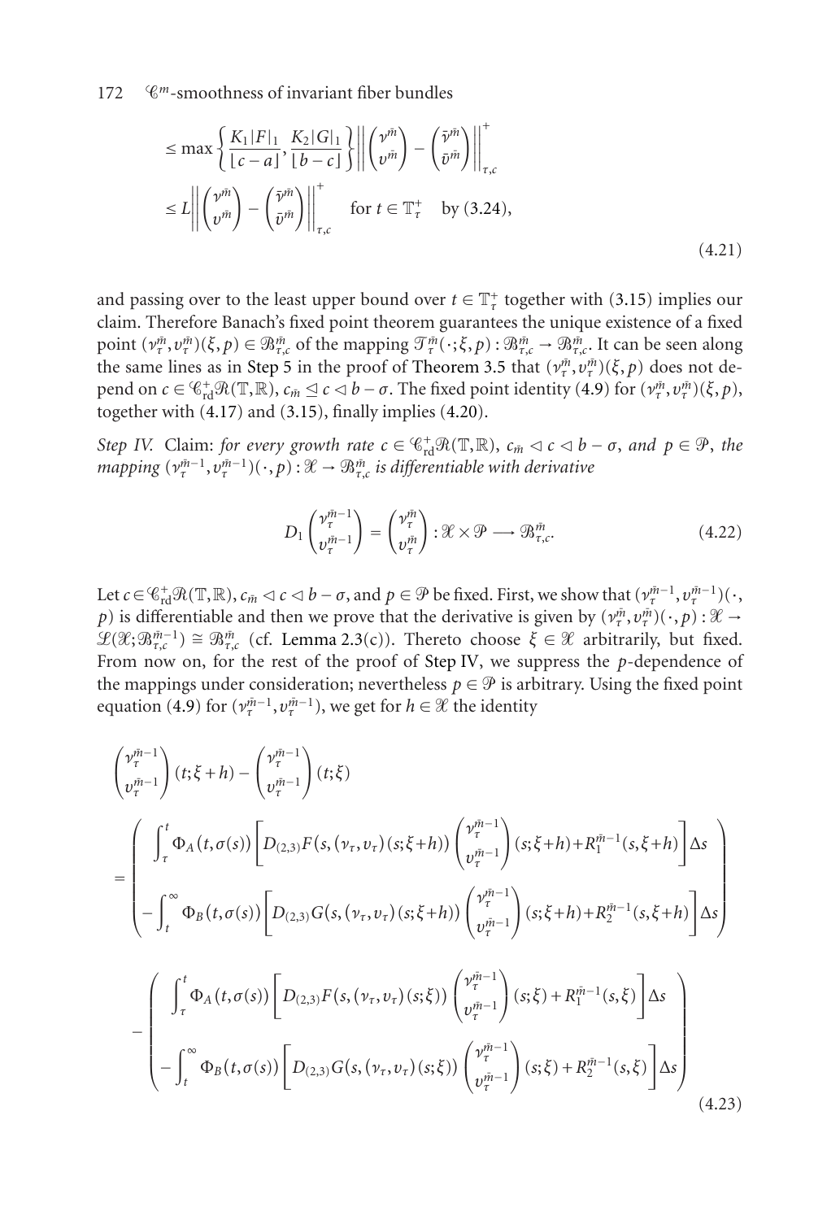$$
\begin{aligned}
&\leq \max\left\{\frac{K_1|F|_1}{\lfloor c-a\rfloor}, \frac{K_2|G|_1}{\lfloor b-c\rfloor}\right\}\left\|\begin{pmatrix}\nu^{\bar{m}}\\ \upsilon^{\bar{m}}\end{pmatrix}-\begin{pmatrix}\bar{\nu}^{\bar{m}}\\ \bar{\upsilon}^{\bar{m}}\end{pmatrix}\right\|_{\tau,c}^{+}\\
&\leq L\left\|\begin{pmatrix}\nu^{\bar{m}}\\ \upsilon^{\bar{m}}\end{pmatrix}-\begin{pmatrix}\bar{\nu}^{\bar{m}}\\ \bar{\upsilon}^{\bar{m}}\end{pmatrix}\right\|_{\tau,c}^{+} \quad \text{for } t\in\mathbb{T}_\tau^+ \quad \text{by (3.24)},
\end{aligned}
\tag{4.21}
$$

and passing over to the least upper bound over $t \in \mathbb{T}_\tau^+$ together with (3.15) implies our claim. Therefore Banach's fixed point theorem guarantees the unique existence of a fixed point $(\nu_\tau^{\bar{m}}, \upsilon_\tau^{\bar{m}})(\xi, p) \in \mathcal{B}_{\tau,c}^{\bar{m}}$ of the mapping $\mathcal{T}_\tau^{\bar{m}}(\cdot;\xi,p) : \mathcal{B}_{\tau,c}^{\bar{m}} \to \mathcal{B}_{\tau,c}^{\bar{m}}$. It can be seen along the same lines as in Step 5 in the proof of Theorem 3.5 that $(\nu_\tau^{\bar{m}}, \upsilon_\tau^{\bar{m}})(\xi, p)$ does not depend on $c \in \mathcal{C}_{\mathrm{rd}}^{+}\mathcal{R}(\mathbb{T},\mathbb{R})$, $c_{\bar{m}} \trianglelefteq c \triangleleft b-\sigma$. The fixed point identity (4.9) for $(\nu_\tau^{\bar{m}}, \upsilon_\tau^{\bar{m}})(\xi, p)$, together with (4.17) and (3.15), finally implies (4.20).

*Step IV.* Claim: *for every growth rate $c \in \mathcal{C}_{\mathrm{rd}}^{+}\mathcal{R}(\mathbb{T},\mathbb{R})$, $c_{\bar{m}} \triangleleft c \triangleleft b-\sigma$, and $p \in \mathcal{P}$, the mapping $(\nu_\tau^{\bar{m}-1}, \upsilon_\tau^{\bar{m}-1})(\cdot, p) : \mathcal{X} \to \mathcal{B}_{\tau,c}^{\bar{m}}$ is differentiable with derivative*

$$
D_1\begin{pmatrix}\nu_\tau^{\bar{m}-1}\\ \upsilon_\tau^{\bar{m}-1}\end{pmatrix} = \begin{pmatrix}\nu_\tau^{\bar{m}}\\ \upsilon_\tau^{\bar{m}}\end{pmatrix} : \mathcal{X}\times\mathcal{P} \longrightarrow \mathcal{B}_{\tau,c}^{\bar{m}}. \tag{4.22}
$$

Let $c \in \mathcal{C}_{\mathrm{rd}}^{+}\mathcal{R}(\mathbb{T},\mathbb{R})$, $c_{\bar{m}} \triangleleft c \triangleleft b-\sigma$, and $p \in \mathcal{P}$ be fixed. First, we show that $(\nu_\tau^{\bar{m}-1}, \upsilon_\tau^{\bar{m}-1})(\cdot, p)$ is differentiable and then we prove that the derivative is given by $(\nu_\tau^{\bar{m}}, \upsilon_\tau^{\bar{m}})(\cdot, p) : \mathcal{X} \to \mathcal{L}(\mathcal{X}; \mathcal{B}_{\tau,c}^{\bar{m}-1}) \cong \mathcal{B}_{\tau,c}^{\bar{m}}$ (cf. Lemma 2.3(c)). Thereto choose $\xi \in \mathcal{X}$ arbitrarily, but fixed. From now on, for the rest of the proof of Step IV, we suppress the $p$-dependence of the mappings under consideration; nevertheless $p \in \mathcal{P}$ is arbitrary. Using the fixed point equation (4.9) for $(\nu_\tau^{\bar{m}-1}, \upsilon_\tau^{\bar{m}-1})$, we get for $h \in \mathcal{X}$ the identity

$$
\begin{aligned}
&\begin{pmatrix}\nu_\tau^{\bar{m}-1}\\ \upsilon_\tau^{\bar{m}-1}\end{pmatrix}(t;\xi+h) - \begin{pmatrix}\nu_\tau^{\bar{m}-1}\\ \upsilon_\tau^{\bar{m}-1}\end{pmatrix}(t;\xi)\\
&= \begin{pmatrix} \displaystyle\int_\tau^t \Phi_A(t,\sigma(s))\left[D_{(2,3)}F(s,(\nu_\tau,\upsilon_\tau)(s;\xi+h))\begin{pmatrix}\nu_\tau^{\bar{m}-1}\\ \upsilon_\tau^{\bar{m}-1}\end{pmatrix}(s;\xi+h) + R_1^{\bar{m}-1}(s,\xi+h)\right]\Delta s \\ \displaystyle -\int_t^\infty \Phi_B(t,\sigma(s))\left[D_{(2,3)}G(s,(\nu_\tau,\upsilon_\tau)(s;\xi+h))\begin{pmatrix}\nu_\tau^{\bar{m}-1}\\ \upsilon_\tau^{\bar{m}-1}\end{pmatrix}(s;\xi+h) + R_2^{\bar{m}-1}(s,\xi+h)\right]\Delta s \end{pmatrix}\\
&\quad - \begin{pmatrix} \displaystyle\int_\tau^t \Phi_A(t,\sigma(s))\left[D_{(2,3)}F(s,(\nu_\tau,\upsilon_\tau)(s;\xi))\begin{pmatrix}\nu_\tau^{\bar{m}-1}\\ \upsilon_\tau^{\bar{m}-1}\end{pmatrix}(s;\xi) + R_1^{\bar{m}-1}(s,\xi)\right]\Delta s \\ \displaystyle -\int_t^\infty \Phi_B(t,\sigma(s))\left[D_{(2,3)}G(s,(\nu_\tau,\upsilon_\tau)(s;\xi))\begin{pmatrix}\nu_\tau^{\bar{m}-1}\\ \upsilon_\tau^{\bar{m}-1}\end{pmatrix}(s;\xi) + R_2^{\bar{m}-1}(s,\xi)\right]\Delta s \end{pmatrix}
\end{aligned}
\tag{4.23}
$$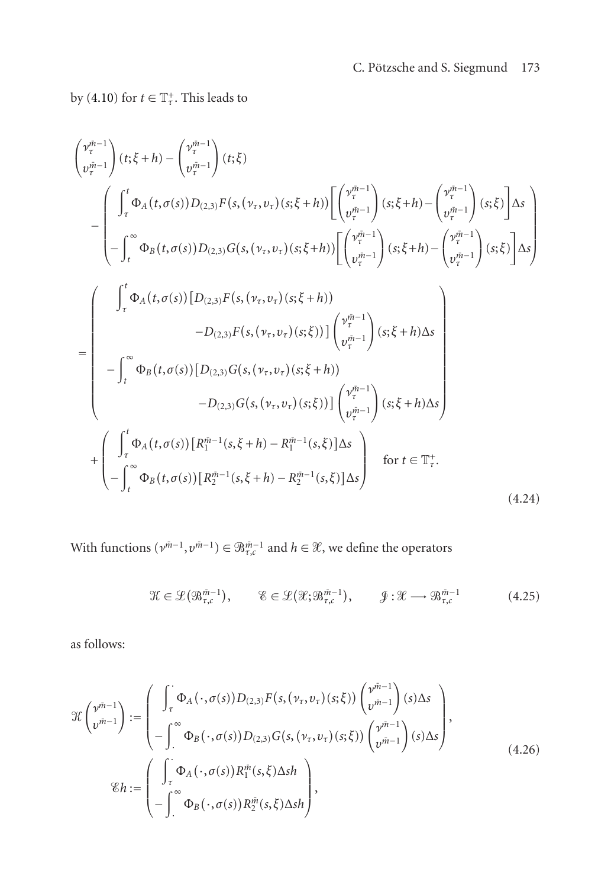by (4.10) for $t \in \mathbb{T}_\tau^+$. This leads to

$$
\begin{aligned}
&\begin{pmatrix} \nu_\tau^{\bar{m}-1} \\ \upsilon_\tau^{\bar{m}-1} \end{pmatrix}(t;\xi+h) - \begin{pmatrix} \nu_\tau^{\bar{m}-1} \\ \upsilon_\tau^{\bar{m}-1} \end{pmatrix}(t;\xi) \\
&\quad - \begin{pmatrix} \displaystyle\int_\tau^t \Phi_A(t,\sigma(s)) D_{(2,3)} F(s,(\nu_\tau,\upsilon_\tau)(s;\xi+h)) \left[ \begin{pmatrix} \nu_\tau^{\bar{m}-1} \\ \upsilon_\tau^{\bar{m}-1} \end{pmatrix}(s;\xi+h) - \begin{pmatrix} \nu_\tau^{\bar{m}-1} \\ \upsilon_\tau^{\bar{m}-1} \end{pmatrix}(s;\xi) \right] \Delta s \\
-\displaystyle\int_t^\infty \Phi_B(t,\sigma(s)) D_{(2,3)} G(s,(\nu_\tau,\upsilon_\tau)(s;\xi+h)) \left[ \begin{pmatrix} \nu_\tau^{\bar{m}-1} \\ \upsilon_\tau^{\bar{m}-1} \end{pmatrix}(s;\xi+h) - \begin{pmatrix} \nu_\tau^{\bar{m}-1} \\ \upsilon_\tau^{\bar{m}-1} \end{pmatrix}(s;\xi) \right] \Delta s \end{pmatrix} \\
&= \begin{pmatrix} \displaystyle\int_\tau^t \Phi_A(t,\sigma(s)) \big[ D_{(2,3)} F(s,(\nu_\tau,\upsilon_\tau)(s;\xi+h)) \\
\qquad\qquad - D_{(2,3)} F(s,(\nu_\tau,\upsilon_\tau)(s;\xi)) \big] \begin{pmatrix} \nu_\tau^{\bar{m}-1} \\ \upsilon_\tau^{\bar{m}-1} \end{pmatrix}(s;\xi+h) \Delta s \\
-\displaystyle\int_t^\infty \Phi_B(t,\sigma(s)) \big[ D_{(2,3)} G(s,(\nu_\tau,\upsilon_\tau)(s;\xi+h)) \\
\qquad\qquad - D_{(2,3)} G(s,(\nu_\tau,\upsilon_\tau)(s;\xi)) \big] \begin{pmatrix} \nu_\tau^{\bar{m}-1} \\ \upsilon_\tau^{\bar{m}-1} \end{pmatrix}(s;\xi+h) \Delta s \end{pmatrix} \\
&\quad + \begin{pmatrix} \displaystyle\int_\tau^t \Phi_A(t,\sigma(s)) \big[ R_1^{\bar{m}-1}(s,\xi+h) - R_1^{\bar{m}-1}(s,\xi) \big] \Delta s \\
-\displaystyle\int_t^\infty \Phi_B(t,\sigma(s)) \big[ R_2^{\bar{m}-1}(s,\xi+h) - R_2^{\bar{m}-1}(s,\xi) \big] \Delta s \end{pmatrix} \quad \text{for } t \in \mathbb{T}_\tau^+.
\end{aligned}
\tag{4.24}
$$

With functions $(\nu^{\bar{m}-1}, \upsilon^{\bar{m}-1}) \in \mathcal{B}_{\tau,c}^{\bar{m}-1}$ and $h \in \mathcal{X}$, we define the operators

$$
\mathcal{K} \in \mathcal{L}(\mathcal{B}_{\tau,c}^{\bar{m}-1}), \qquad \mathcal{E} \in \mathcal{L}(\mathcal{X};\mathcal{B}_{\tau,c}^{\bar{m}-1}), \qquad \mathcal{J} : \mathcal{X} \longrightarrow \mathcal{B}_{\tau,c}^{\bar{m}-1} \tag{4.25}
$$

as follows:

$$
\begin{aligned}
\mathcal{K} \begin{pmatrix} \nu^{\bar{m}-1} \\ \upsilon^{\bar{m}-1} \end{pmatrix} &:= \begin{pmatrix} \displaystyle\int_\tau^\cdot \Phi_A(\cdot,\sigma(s)) D_{(2,3)} F(s,(\nu_\tau,\upsilon_\tau)(s;\xi)) \begin{pmatrix} \nu^{\bar{m}-1} \\ \upsilon^{\bar{m}-1} \end{pmatrix}(s) \Delta s \\
-\displaystyle\int_\cdot^\infty \Phi_B(\cdot,\sigma(s)) D_{(2,3)} G(s,(\nu_\tau,\upsilon_\tau)(s;\xi)) \begin{pmatrix} \nu^{\bar{m}-1} \\ \upsilon^{\bar{m}-1} \end{pmatrix}(s) \Delta s \end{pmatrix}, \\
\mathcal{E} h &:= \begin{pmatrix} \displaystyle\int_\tau^\cdot \Phi_A(\cdot,\sigma(s)) R_1^{\bar{m}}(s,\xi) \Delta s h \\
-\displaystyle\int_\cdot^\infty \Phi_B(\cdot,\sigma(s)) R_2^{\bar{m}}(s,\xi) \Delta s h \end{pmatrix},
\end{aligned}
\tag{4.26}
$$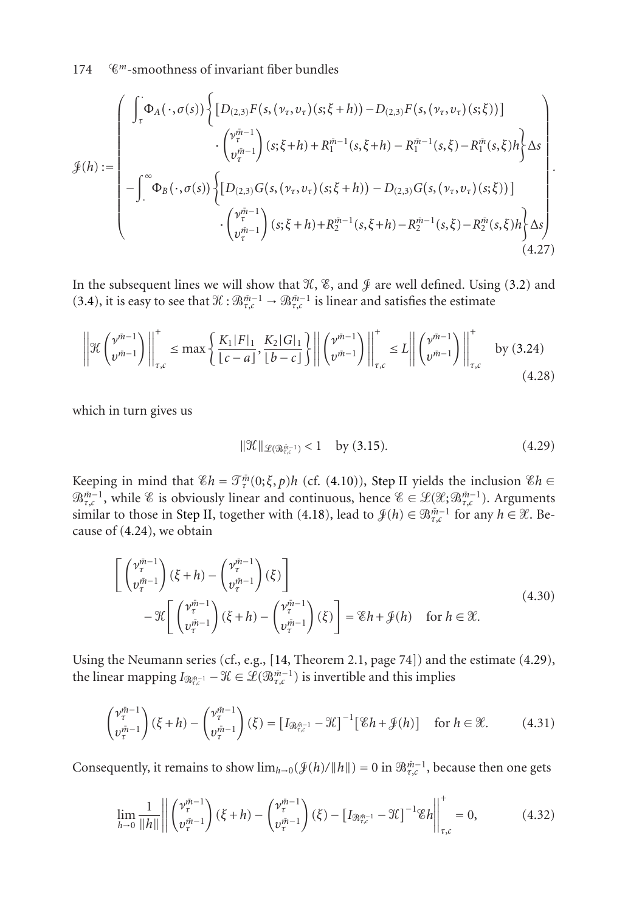$$
\mathcal{J}(h) := \begin{pmatrix} \displaystyle\int_\tau^{\cdot} \Phi_A(\cdot,\sigma(s)) \Big\{ \big[ D_{(2,3)}F(s,(\nu_\tau,\upsilon_\tau)(s;\xi+h)) - D_{(2,3)}F(s,(\nu_\tau,\upsilon_\tau)(s;\xi)) \big] \\ \qquad \cdot \begin{pmatrix} \nu_\tau^{\bar{m}-1} \\ \upsilon_\tau^{\bar{m}-1} \end{pmatrix}(s;\xi+h) + R_1^{\bar{m}-1}(s,\xi+h) - R_1^{\bar{m}-1}(s,\xi) - R_1^{\bar{m}}(s,\xi)h \Big\} \Delta s \\ \displaystyle -\int_{\cdot}^{\infty} \Phi_B(\cdot,\sigma(s)) \Big\{ \big[ D_{(2,3)}G(s,(\nu_\tau,\upsilon_\tau)(s;\xi+h)) - D_{(2,3)}G(s,(\nu_\tau,\upsilon_\tau)(s;\xi)) \big] \\ \qquad \cdot \begin{pmatrix} \nu_\tau^{\bar{m}-1} \\ \upsilon_\tau^{\bar{m}-1} \end{pmatrix}(s;\xi+h) + R_2^{\bar{m}-1}(s,\xi+h) - R_2^{\bar{m}-1}(s,\xi) - R_2^{\bar{m}}(s,\xi)h \Big\} \Delta s \end{pmatrix}. \tag{4.27}
$$

In the subsequent lines we will show that $\mathcal{K}$, $\mathcal{E}$, and $\mathcal{J}$ are well defined. Using (3.2) and (3.4), it is easy to see that $\mathcal{K} : \mathcal{B}_{\tau,c}^{\bar{m}-1} \to \mathcal{B}_{\tau,c}^{\bar{m}-1}$ is linear and satisfies the estimate

$$
\left\| \mathcal{K} \begin{pmatrix} \nu^{\bar{m}-1} \\ \upsilon^{\bar{m}-1} \end{pmatrix} \right\|_{\tau,c}^{+} \le \max\left\{ \frac{K_1|F|_1}{\lfloor c-a \rfloor}, \frac{K_2|G|_1}{\lfloor b-c \rfloor} \right\} \left\| \begin{pmatrix} \nu^{\bar{m}-1} \\ \upsilon^{\bar{m}-1} \end{pmatrix} \right\|_{\tau,c}^{+} \le L \left\| \begin{pmatrix} \nu^{\bar{m}-1} \\ \upsilon^{\bar{m}-1} \end{pmatrix} \right\|_{\tau,c}^{+} \quad \text{by (3.24)} \tag{4.28}
$$

which in turn gives us

$$
\|\mathcal{K}\|_{\mathcal{L}(\mathcal{B}_{\tau,c}^{\bar{m}-1})} < 1 \quad \text{by (3.15).} \tag{4.29}
$$

Keeping in mind that $\mathcal{E}h = \mathcal{T}_\tau^{\bar{m}}(0;\xi,p)h$ (cf. (4.10)), Step II yields the inclusion $\mathcal{E}h \in \mathcal{B}_{\tau,c}^{\bar{m}-1}$, while $\mathcal{E}$ is obviously linear and continuous, hence $\mathcal{E} \in \mathcal{L}(\mathcal{X};\mathcal{B}_{\tau,c}^{\bar{m}-1})$. Arguments similar to those in Step II, together with (4.18), lead to $\mathcal{J}(h) \in \mathcal{B}_{\tau,c}^{\bar{m}-1}$ for any $h \in \mathcal{X}$. Because of (4.24), we obtain

$$
\begin{aligned}
&\left[ \begin{pmatrix} \nu_\tau^{\bar{m}-1} \\ \upsilon_\tau^{\bar{m}-1} \end{pmatrix}(\xi+h) - \begin{pmatrix} \nu_\tau^{\bar{m}-1} \\ \upsilon_\tau^{\bar{m}-1} \end{pmatrix}(\xi) \right] \\
&\qquad - \mathcal{K}\left[ \begin{pmatrix} \nu_\tau^{\bar{m}-1} \\ \upsilon_\tau^{\bar{m}-1} \end{pmatrix}(\xi+h) - \begin{pmatrix} \nu_\tau^{\bar{m}-1} \\ \upsilon_\tau^{\bar{m}-1} \end{pmatrix}(\xi) \right] = \mathcal{E}h + \mathcal{J}(h) \quad \text{for } h \in \mathcal{X}.
\end{aligned} \tag{4.30}
$$

Using the Neumann series (cf., e.g., [14, Theorem 2.1, page 74]) and the estimate (4.29), the linear mapping $I_{\mathcal{B}_{\tau,c}^{\bar{m}-1}} - \mathcal{K} \in \mathcal{L}(\mathcal{B}_{\tau,c}^{\bar{m}-1})$ is invertible and this implies

$$
\begin{pmatrix} \nu_\tau^{\bar{m}-1} \\ \upsilon_\tau^{\bar{m}-1} \end{pmatrix}(\xi+h) - \begin{pmatrix} \nu_\tau^{\bar{m}-1} \\ \upsilon_\tau^{\bar{m}-1} \end{pmatrix}(\xi) = \left[ I_{\mathcal{B}_{\tau,c}^{\bar{m}-1}} - \mathcal{K} \right]^{-1} \left[ \mathcal{E}h + \mathcal{J}(h) \right] \quad \text{for } h \in \mathcal{X}. \tag{4.31}
$$

Consequently, it remains to show $\lim_{h\to 0}(\mathcal{J}(h)/\|h\|) = 0$ in $\mathcal{B}_{\tau,c}^{\bar{m}-1}$, because then one gets

$$
\lim_{h\to 0} \frac{1}{\|h\|} \left\| \begin{pmatrix} \nu_\tau^{\bar{m}-1} \\ \upsilon_\tau^{\bar{m}-1} \end{pmatrix}(\xi+h) - \begin{pmatrix} \nu_\tau^{\bar{m}-1} \\ \upsilon_\tau^{\bar{m}-1} \end{pmatrix}(\xi) - \left[ I_{\mathcal{B}_{\tau,c}^{\bar{m}-1}} - \mathcal{K} \right]^{-1} \mathcal{E}h \right\|_{\tau,c}^{+} = 0, \tag{4.32}
$$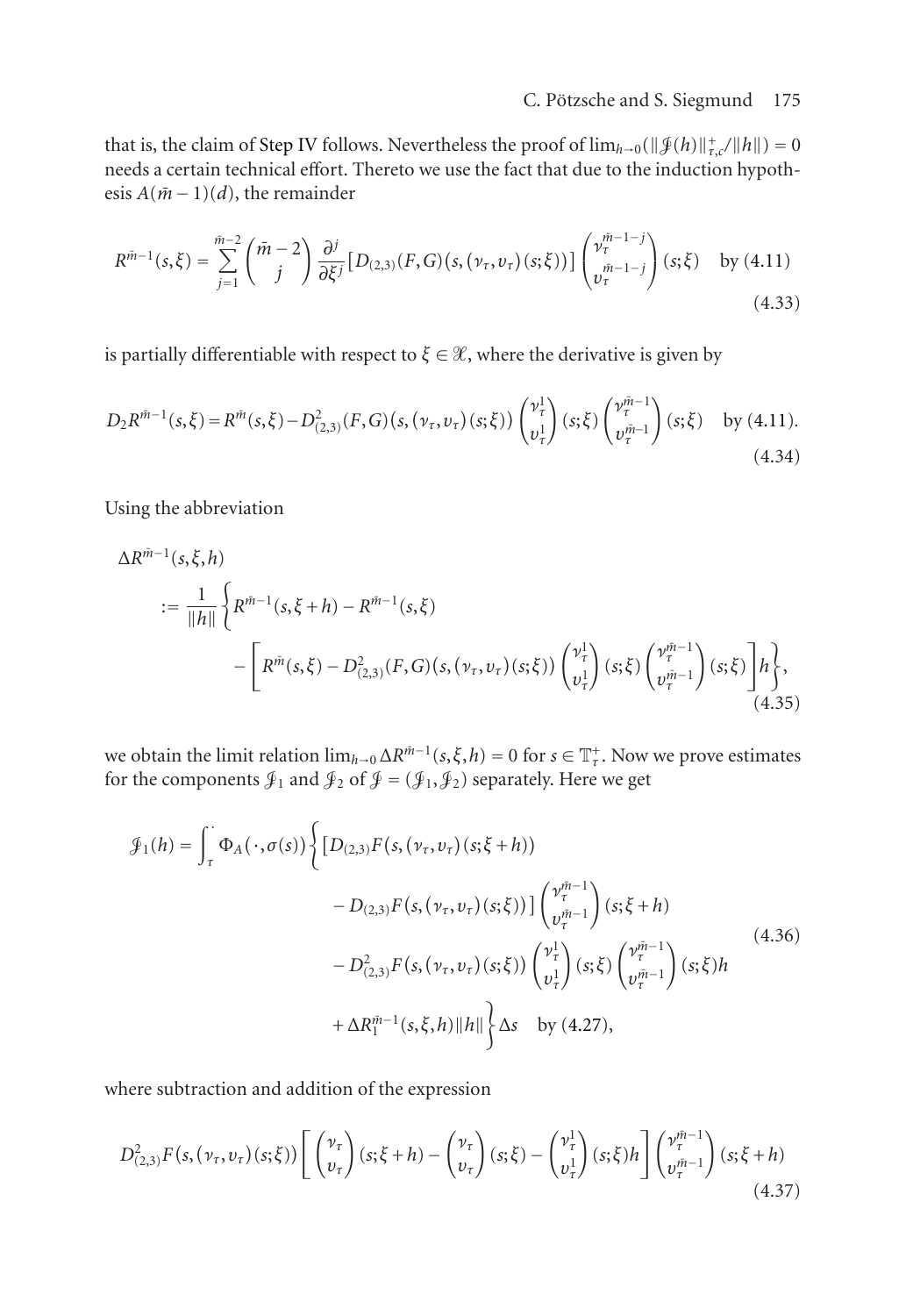that is, the claim of Step IV follows. Nevertheless the proof of $\lim_{h\to 0}(\|\mathcal{J}(h)\|^+_{\tau,c}/\|h\|) = 0$ needs a certain technical effort. Thereto we use the fact that due to the induction hypothesis $A(\bar{m}-1)(d)$, the remainder

$$R^{\bar{m}-1}(s,\xi) = \sum_{j=1}^{\bar{m}-2} \binom{\bar{m}-2}{j} \frac{\partial^j}{\partial \xi^j}\big[D_{(2,3)}(F,G)\big(s,(\nu_\tau,\upsilon_\tau)(s;\xi)\big)\big] \begin{pmatrix} \nu_\tau^{\bar{m}-1-j} \\ \upsilon_\tau^{\bar{m}-1-j} \end{pmatrix}(s;\xi) \quad \text{by (4.11)} \tag{4.33}$$

is partially differentiable with respect to $\xi \in \mathcal{X}$, where the derivative is given by

$$D_2 R^{\bar{m}-1}(s,\xi) = R^{\bar{m}}(s,\xi) - D^2_{(2,3)}(F,G)\big(s,(\nu_\tau,\upsilon_\tau)(s;\xi)\big)\begin{pmatrix} \nu_\tau^1 \\ \upsilon_\tau^1 \end{pmatrix}(s;\xi)\begin{pmatrix} \nu_\tau^{\bar{m}-1} \\ \upsilon_\tau^{\bar{m}-1} \end{pmatrix}(s;\xi) \quad \text{by (4.11)}. \tag{4.34}$$

Using the abbreviation

$$\begin{aligned}
&\Delta R^{\bar{m}-1}(s,\xi,h) \\
&\quad := \frac{1}{\|h\|}\bigg\{ R^{\bar{m}-1}(s,\xi+h) - R^{\bar{m}-1}(s,\xi) \\
&\qquad\qquad - \bigg[ R^{\bar{m}}(s,\xi) - D^2_{(2,3)}(F,G)\big(s,(\nu_\tau,\upsilon_\tau)(s;\xi)\big)\begin{pmatrix} \nu_\tau^1 \\ \upsilon_\tau^1 \end{pmatrix}(s;\xi)\begin{pmatrix} \nu_\tau^{\bar{m}-1} \\ \upsilon_\tau^{\bar{m}-1} \end{pmatrix}(s;\xi)\bigg] h \bigg\},
\end{aligned} \tag{4.35}$$

we obtain the limit relation $\lim_{h\to 0} \Delta R^{\bar{m}-1}(s,\xi,h) = 0$ for $s \in \mathbb{T}^+_\tau$. Now we prove estimates for the components $\mathcal{J}_1$ and $\mathcal{J}_2$ of $\mathcal{J} = (\mathcal{J}_1, \mathcal{J}_2)$ separately. Here we get

$$\begin{aligned}
\mathcal{J}_1(h) = \int_\tau^{\cdot} \Phi_A(\cdot,\sigma(s)) \bigg\{ &\big[D_{(2,3)}F\big(s,(\nu_\tau,\upsilon_\tau)(s;\xi+h)\big) \\
&- D_{(2,3)}F\big(s,(\nu_\tau,\upsilon_\tau)(s;\xi)\big)\big]\begin{pmatrix} \nu_\tau^{\bar{m}-1} \\ \upsilon_\tau^{\bar{m}-1} \end{pmatrix}(s;\xi+h) \\
&- D^2_{(2,3)}F\big(s,(\nu_\tau,\upsilon_\tau)(s;\xi)\big)\begin{pmatrix} \nu_\tau^1 \\ \upsilon_\tau^1 \end{pmatrix}(s;\xi)\begin{pmatrix} \nu_\tau^{\bar{m}-1} \\ \upsilon_\tau^{\bar{m}-1} \end{pmatrix}(s;\xi)h \\
&+ \Delta R_1^{\bar{m}-1}(s,\xi,h)\|h\| \bigg\} \Delta s \quad \text{by (4.27)},
\end{aligned} \tag{4.36}$$

where subtraction and addition of the expression

$$D^2_{(2,3)}F\big(s,(\nu_\tau,\upsilon_\tau)(s;\xi)\big)\left[\begin{pmatrix} \nu_\tau \\ \upsilon_\tau \end{pmatrix}(s;\xi+h) - \begin{pmatrix} \nu_\tau \\ \upsilon_\tau \end{pmatrix}(s;\xi) - \begin{pmatrix} \nu_\tau^1 \\ \upsilon_\tau^1 \end{pmatrix}(s;\xi)h\right]\begin{pmatrix} \nu_\tau^{\bar{m}-1} \\ \upsilon_\tau^{\bar{m}-1} \end{pmatrix}(s;\xi+h) \tag{4.37}$$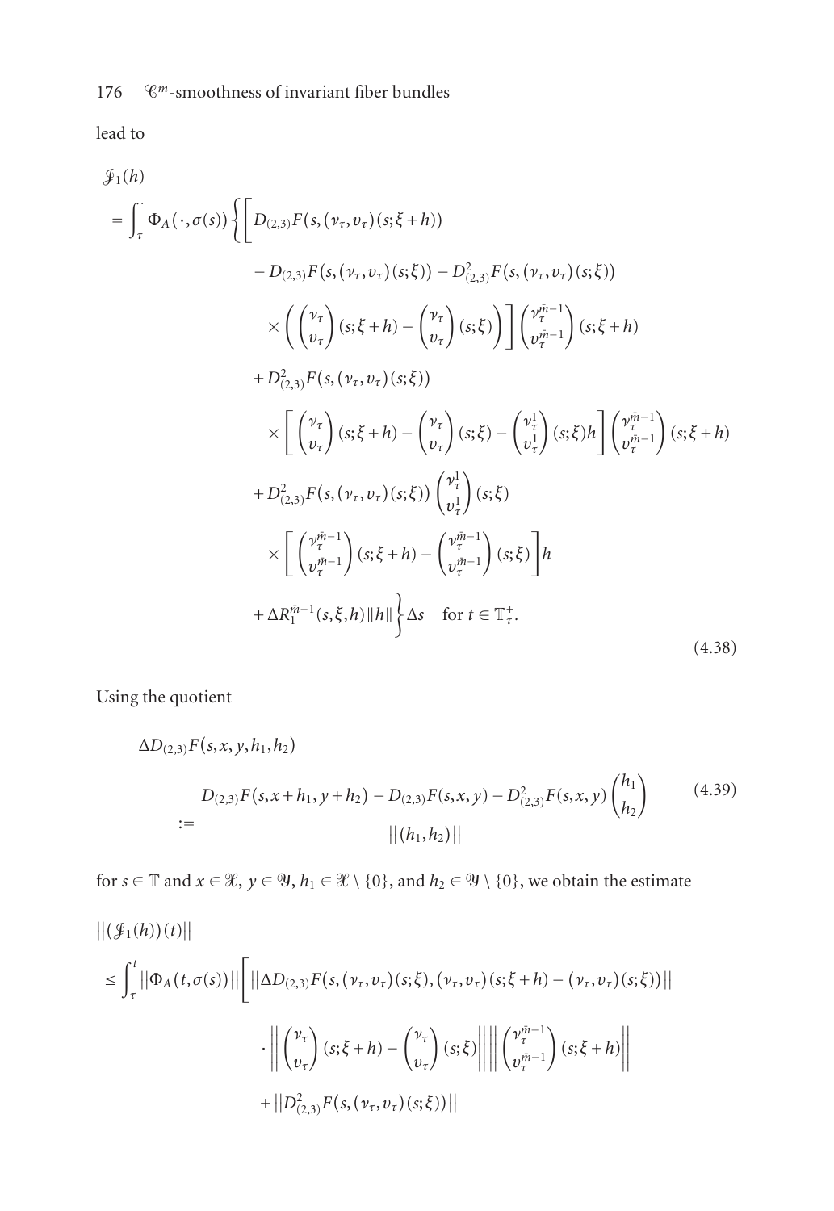lead to

$$
\begin{aligned}
&\mathcal{J}_1(h) \\
&= \int_\tau^{\cdot} \Phi_A(\cdot,\sigma(s)) \Bigg\{ \Bigg[ D_{(2,3)}F(s,(\nu_\tau,v_\tau)(s;\xi+h)) \\
&\qquad - D_{(2,3)}F(s,(\nu_\tau,v_\tau)(s;\xi)) - D^2_{(2,3)}F(s,(\nu_\tau,v_\tau)(s;\xi)) \\
&\qquad \times \left( \begin{pmatrix} \nu_\tau \\ v_\tau \end{pmatrix}(s;\xi+h) - \begin{pmatrix} \nu_\tau \\ v_\tau \end{pmatrix}(s;\xi) \right) \Bigg] \begin{pmatrix} \nu_\tau^{\bar{m}-1} \\ v_\tau^{\bar{m}-1} \end{pmatrix}(s;\xi+h) \\
&\quad + D^2_{(2,3)}F(s,(\nu_\tau,v_\tau)(s;\xi)) \\
&\qquad \times \left[ \begin{pmatrix} \nu_\tau \\ v_\tau \end{pmatrix}(s;\xi+h) - \begin{pmatrix} \nu_\tau \\ v_\tau \end{pmatrix}(s;\xi) - \begin{pmatrix} \nu_\tau^1 \\ v_\tau^1 \end{pmatrix}(s;\xi)h \right] \begin{pmatrix} \nu_\tau^{\bar{m}-1} \\ v_\tau^{\bar{m}-1} \end{pmatrix}(s;\xi+h) \\
&\quad + D^2_{(2,3)}F(s,(\nu_\tau,v_\tau)(s;\xi)) \begin{pmatrix} \nu_\tau^1 \\ v_\tau^1 \end{pmatrix}(s;\xi) \\
&\qquad \times \left[ \begin{pmatrix} \nu_\tau^{\bar{m}-1} \\ v_\tau^{\bar{m}-1} \end{pmatrix}(s;\xi+h) - \begin{pmatrix} \nu_\tau^{\bar{m}-1} \\ v_\tau^{\bar{m}-1} \end{pmatrix}(s;\xi) \right] h \\
&\quad + \Delta R_1^{\bar{m}-1}(s,\xi,h)\|h\| \Bigg\} \Delta s \quad \text{for } t \in \mathbb{T}_\tau^+.
\end{aligned}
\tag{4.38}
$$

Using the quotient

$$
\Delta D_{(2,3)}F(s,x,y,h_1,h_2) := \frac{D_{(2,3)}F(s,x+h_1,y+h_2) - D_{(2,3)}F(s,x,y) - D^2_{(2,3)}F(s,x,y)\begin{pmatrix} h_1 \\ h_2 \end{pmatrix}}{\|(h_1,h_2)\|}
\tag{4.39}
$$

for $s \in \mathbb{T}$ and $x \in \mathcal{X}$, $y \in \mathcal{Y}$, $h_1 \in \mathcal{X} \setminus \{0\}$, and $h_2 \in \mathcal{Y} \setminus \{0\}$, we obtain the estimate

$$
\begin{aligned}
&\|(\mathcal{J}_1(h))(t)\| \\
&\leq \int_\tau^t \|\Phi_A(t,\sigma(s))\| \Bigg[ \|\Delta D_{(2,3)}F(s,(\nu_\tau,v_\tau)(s;\xi),(\nu_\tau,v_\tau)(s;\xi+h)-(\nu_\tau,v_\tau)(s;\xi))\| \\
&\qquad \cdot \left\| \begin{pmatrix} \nu_\tau \\ v_\tau \end{pmatrix}(s;\xi+h) - \begin{pmatrix} \nu_\tau \\ v_\tau \end{pmatrix}(s;\xi) \right\| \left\| \begin{pmatrix} \nu_\tau^{\bar{m}-1} \\ v_\tau^{\bar{m}-1} \end{pmatrix}(s;\xi+h) \right\| \\
&\quad + \|D^2_{(2,3)}F(s,(\nu_\tau,v_\tau)(s;\xi))\|
\end{aligned}
$$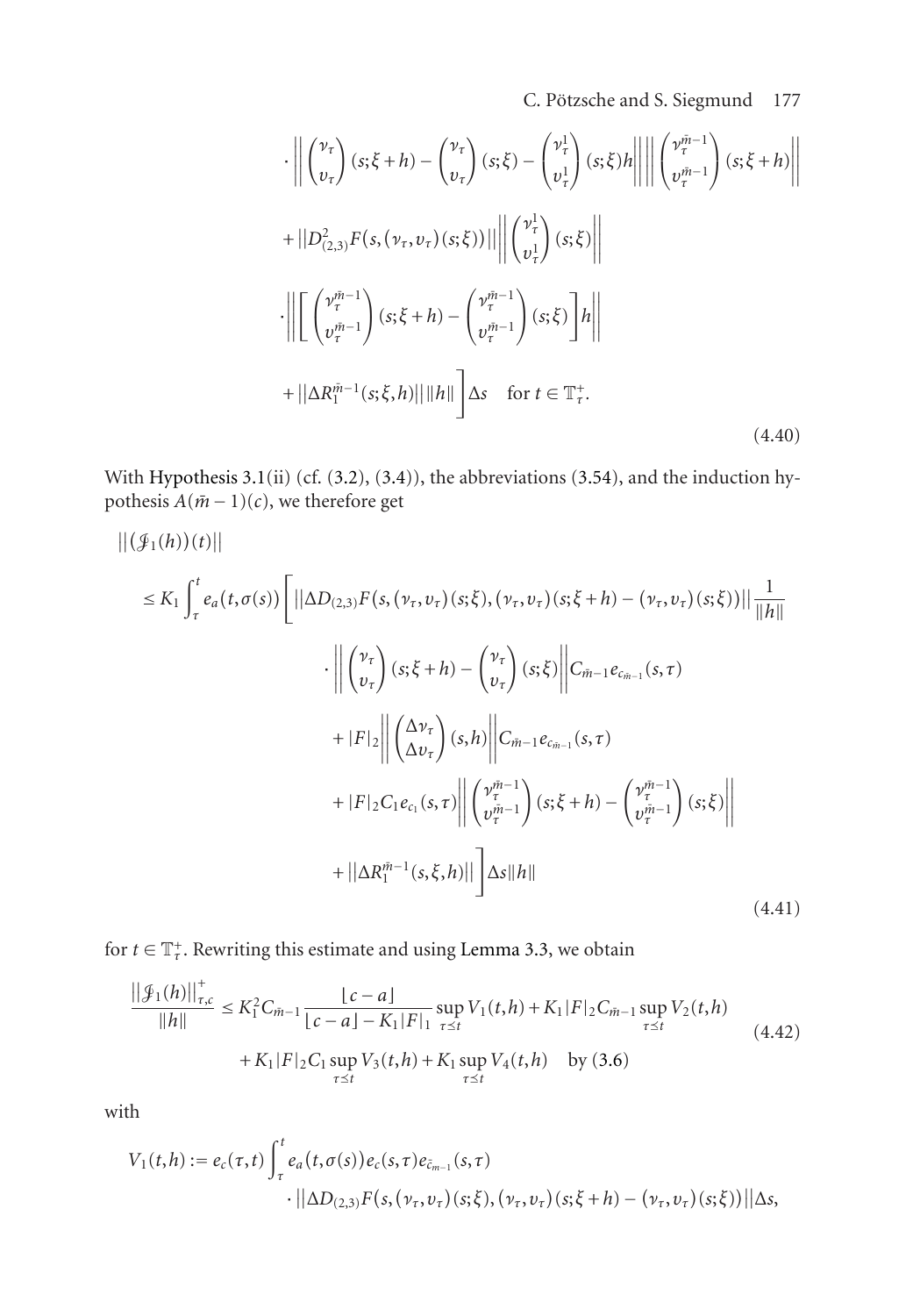$$
\cdot \left\| \begin{pmatrix} \nu_\tau \\ \upsilon_\tau \end{pmatrix}(s;\xi+h) - \begin{pmatrix} \nu_\tau \\ \upsilon_\tau \end{pmatrix}(s;\xi) - \begin{pmatrix} \nu_\tau^1 \\ \upsilon_\tau^1 \end{pmatrix}(s;\xi)h \right\| \left\| \begin{pmatrix} \nu_\tau^{\bar{m}-1} \\ \upsilon_\tau^{\bar{m}-1} \end{pmatrix}(s;\xi+h) \right\|
$$

$$
+ \left\| D^2_{(2,3)}F\big(s,(\nu_\tau,\upsilon_\tau)(s;\xi)\big) \right\| \left\| \begin{pmatrix} \nu_\tau^1 \\ \upsilon_\tau^1 \end{pmatrix}(s;\xi) \right\|
$$

$$
\cdot \left\| \left[ \begin{pmatrix} \nu_\tau^{\bar{m}-1} \\ \upsilon_\tau^{\bar{m}-1} \end{pmatrix}(s;\xi+h) - \begin{pmatrix} \nu_\tau^{\bar{m}-1} \\ \upsilon_\tau^{\bar{m}-1} \end{pmatrix}(s;\xi) \right] h \right\|
$$

$$
+ \left\| \Delta R_1^{\bar{m}-1}(s;\xi,h) \right\| \|h\| \Bigg] \Delta s \quad \text{for } t \in \mathbb{T}_\tau^+. \tag{4.40}
$$

With Hypothesis 3.1(ii) (cf. (3.2), (3.4)), the abbreviations (3.54), and the induction hypothesis $A(\bar{m}-1)(c)$, we therefore get

$$
\begin{aligned}
&\left\| \big(\mathcal{J}_1(h)\big)(t) \right\| \\
&\le K_1 \int_\tau^t e_a\big(t,\sigma(s)\big) \Bigg[ \left\| \Delta D_{(2,3)} F\big(s,(\nu_\tau,\upsilon_\tau)(s;\xi),(\nu_\tau,\upsilon_\tau)(s;\xi+h)-(\nu_\tau,\upsilon_\tau)(s;\xi)\big) \right\| \frac{1}{\|h\|} \\
&\qquad \cdot \left\| \begin{pmatrix} \nu_\tau \\ \upsilon_\tau \end{pmatrix}(s;\xi+h) - \begin{pmatrix} \nu_\tau \\ \upsilon_\tau \end{pmatrix}(s;\xi) \right\| C_{\bar{m}-1} e_{c_{\bar{m}-1}}(s,\tau) \\
&\qquad + |F|_2 \left\| \begin{pmatrix} \Delta\nu_\tau \\ \Delta\upsilon_\tau \end{pmatrix}(s,h) \right\| C_{\bar{m}-1} e_{c_{\bar{m}-1}}(s,\tau) \\
&\qquad + |F|_2 C_1 e_{c_1}(s,\tau) \left\| \begin{pmatrix} \nu_\tau^{\bar{m}-1} \\ \upsilon_\tau^{\bar{m}-1} \end{pmatrix}(s;\xi+h) - \begin{pmatrix} \nu_\tau^{\bar{m}-1} \\ \upsilon_\tau^{\bar{m}-1} \end{pmatrix}(s;\xi) \right\| \\
&\qquad + \left\| \Delta R_1^{\bar{m}-1}(s,\xi,h) \right\| \Bigg] \Delta s \|h\|
\end{aligned} \tag{4.41}
$$

for $t \in \mathbb{T}_\tau^+$. Rewriting this estimate and using Lemma 3.3, we obtain

$$
\begin{aligned}
\frac{\left\| \mathcal{J}_1(h) \right\|_{\tau,c}^+}{\|h\|} \le{}& K_1^2 C_{\bar{m}-1} \frac{\lfloor c-a \rfloor}{\lfloor c-a \rfloor - K_1|F|_1} \sup_{\tau \preceq t} V_1(t,h) + K_1|F|_2 C_{\bar{m}-1} \sup_{\tau \preceq t} V_2(t,h) \\
&+ K_1|F|_2 C_1 \sup_{\tau \preceq t} V_3(t,h) + K_1 \sup_{\tau \preceq t} V_4(t,h) \quad \text{by (3.6)}
\end{aligned} \tag{4.42}
$$

with

$$
\begin{aligned}
V_1(t,h) := e_c(\tau,t) \int_\tau^t & e_a\big(t,\sigma(s)\big) e_c(s,\tau) e_{\tilde{c}_{\bar{m}-1}}(s,\tau) \\
& \cdot \left\| \Delta D_{(2,3)} F\big(s,(\nu_\tau,\upsilon_\tau)(s;\xi),(\nu_\tau,\upsilon_\tau)(s;\xi+h)-(\nu_\tau,\upsilon_\tau)(s;\xi)\big) \right\| \Delta s,
\end{aligned}
$$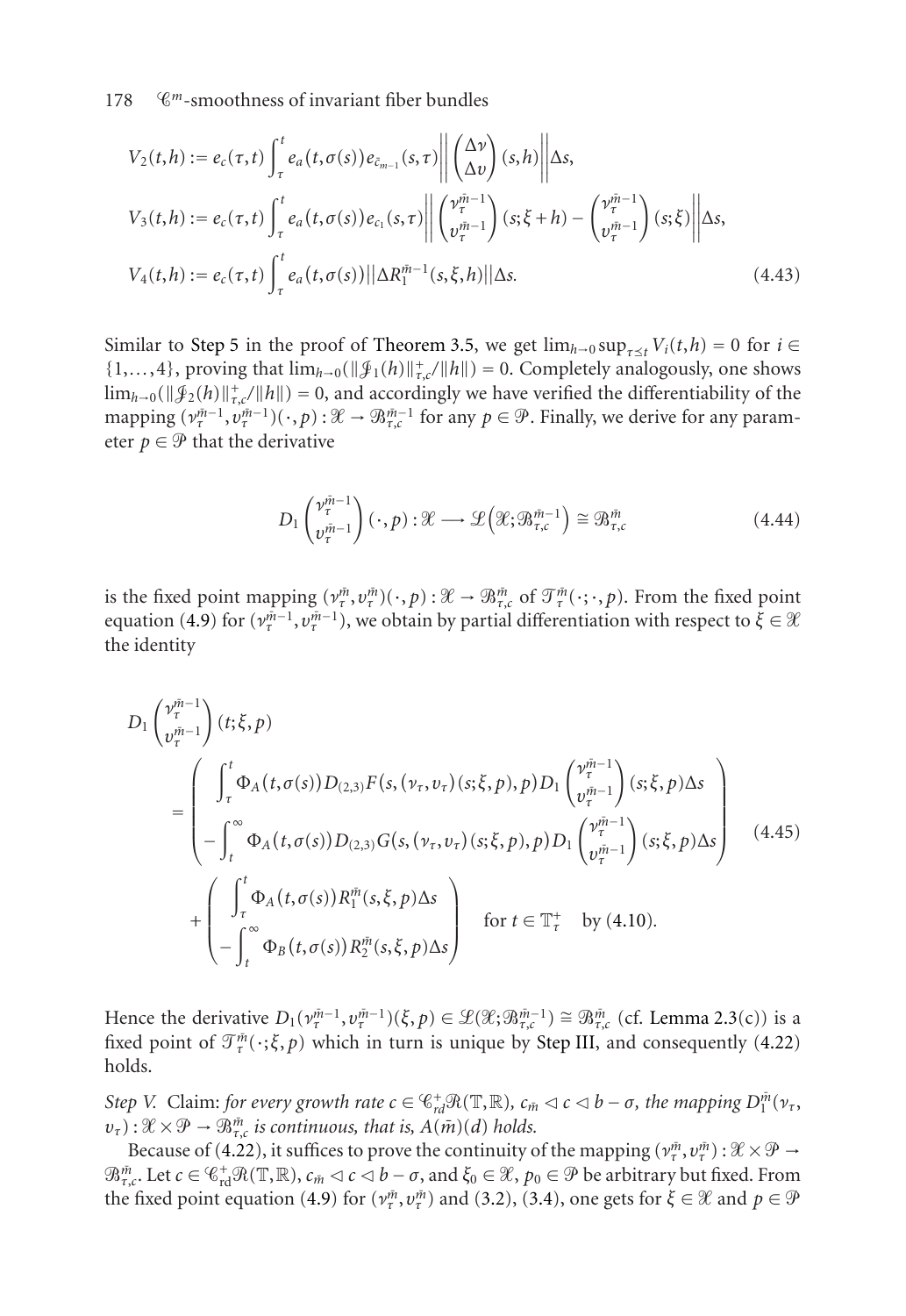$$V_2(t,h) := e_c(\tau,t)\int_\tau^t e_a(t,\sigma(s))e_{\bar{c}_{m-1}}(s,\tau)\left\|\begin{pmatrix}\Delta\nu\\ \Delta\upsilon\end{pmatrix}(s,h)\right\|\Delta s,$$
$$V_3(t,h) := e_c(\tau,t)\int_\tau^t e_a(t,\sigma(s))e_{c_1}(s,\tau)\left\|\begin{pmatrix}\nu_\tau^{\bar{m}-1}\\ \upsilon_\tau^{\bar{m}-1}\end{pmatrix}(s;\xi+h)-\begin{pmatrix}\nu_\tau^{\bar{m}-1}\\ \upsilon_\tau^{\bar{m}-1}\end{pmatrix}(s;\xi)\right\|\Delta s,$$
$$V_4(t,h) := e_c(\tau,t)\int_\tau^t e_a(t,\sigma(s))\left\|\Delta R_1^{\bar{m}-1}(s,\xi,h)\right\|\Delta s. \tag{4.43}$$

Similar to Step 5 in the proof of Theorem 3.5, we get $\lim_{h\to 0}\sup_{\tau\preceq t}V_i(t,h)=0$ for $i\in\{1,\ldots,4\}$, proving that $\lim_{h\to 0}(\|\mathcal{J}_1(h)\|_{\tau,c}^+/\|h\|)=0$. Completely analogously, one shows $\lim_{h\to 0}(\|\mathcal{J}_2(h)\|_{\tau,c}^+/\|h\|)=0$, and accordingly we have verified the differentiability of the mapping $(\nu_\tau^{\bar{m}-1},\upsilon_\tau^{\bar{m}-1})(\cdot,p):\mathcal{X}\to\mathcal{B}_{\tau,c}^{\bar{m}-1}$ for any $p\in\mathcal{P}$. Finally, we derive for any parameter $p\in\mathcal{P}$ that the derivative

$$D_1\begin{pmatrix}\nu_\tau^{\bar{m}-1}\\ \upsilon_\tau^{\bar{m}-1}\end{pmatrix}(\cdot,p):\mathcal{X}\longrightarrow\mathcal{L}\left(\mathcal{X};\mathcal{B}_{\tau,c}^{\bar{m}-1}\right)\cong\mathcal{B}_{\tau,c}^{\bar{m}} \tag{4.44}$$

is the fixed point mapping $(\nu_\tau^{\bar{m}},\upsilon_\tau^{\bar{m}})(\cdot,p):\mathcal{X}\to\mathcal{B}_{\tau,c}^{\bar{m}}$ of $\mathcal{T}_\tau^{\bar{m}}(\cdot;\cdot,p)$. From the fixed point equation (4.9) for $(\nu_\tau^{\bar{m}-1},\upsilon_\tau^{\bar{m}-1})$, we obtain by partial differentiation with respect to $\xi\in\mathcal{X}$ the identity

$$D_1\begin{pmatrix}\nu_\tau^{\bar{m}-1}\\ \upsilon_\tau^{\bar{m}-1}\end{pmatrix}(t;\xi,p)
=\begin{pmatrix}\displaystyle\int_\tau^t\Phi_A(t,\sigma(s))D_{(2,3)}F\big(s,(\nu_\tau,\upsilon_\tau)(s;\xi,p),p\big)D_1\begin{pmatrix}\nu_\tau^{\bar{m}-1}\\ \upsilon_\tau^{\bar{m}-1}\end{pmatrix}(s;\xi,p)\Delta s\\ \displaystyle -\int_t^\infty\Phi_A(t,\sigma(s))D_{(2,3)}G\big(s,(\nu_\tau,\upsilon_\tau)(s;\xi,p),p\big)D_1\begin{pmatrix}\nu_\tau^{\bar{m}-1}\\ \upsilon_\tau^{\bar{m}-1}\end{pmatrix}(s;\xi,p)\Delta s\end{pmatrix}
+\begin{pmatrix}\displaystyle\int_\tau^t\Phi_A(t,\sigma(s))R_1^{\bar{m}}(s,\xi,p)\Delta s\\ \displaystyle -\int_t^\infty\Phi_B(t,\sigma(s))R_2^{\bar{m}}(s,\xi,p)\Delta s\end{pmatrix}\quad\text{for } t\in\mathbb{T}_\tau^+\quad\text{by (4.10).} \tag{4.45}$$

Hence the derivative $D_1(\nu_\tau^{\bar{m}-1},\upsilon_\tau^{\bar{m}-1})(\xi,p)\in\mathcal{L}(\mathcal{X};\mathcal{B}_{\tau,c}^{\bar{m}-1})\cong\mathcal{B}_{\tau,c}^{\bar{m}}$ (cf. Lemma 2.3(c)) is a fixed point of $\mathcal{T}_\tau^{\bar{m}}(\cdot;\xi,p)$ which in turn is unique by Step III, and consequently (4.22) holds.

*Step V.* Claim: *for every growth rate $c\in\mathcal{C}_{rd}^+\mathcal{R}(\mathbb{T},\mathbb{R})$, $c_{\bar{m}}\lhd c\lhd b-\sigma$, the mapping $D_1^{\bar{m}}(\nu_\tau,\upsilon_\tau):\mathcal{X}\times\mathcal{P}\to\mathcal{B}_{\tau,c}^{\bar{m}}$ is continuous, that is, $A(\bar{m})(d)$ holds.*

Because of (4.22), it suffices to prove the continuity of the mapping $(\nu_\tau^{\bar{m}},\upsilon_\tau^{\bar{m}}):\mathcal{X}\times\mathcal{P}\to\mathcal{B}_{\tau,c}^{\bar{m}}$. Let $c\in\mathcal{C}_{\mathrm{rd}}^+\mathcal{R}(\mathbb{T},\mathbb{R})$, $c_{\bar{m}}\lhd c\lhd b-\sigma$, and $\xi_0\in\mathcal{X}$, $p_0\in\mathcal{P}$ be arbitrary but fixed. From the fixed point equation (4.9) for $(\nu_\tau^{\bar{m}},\upsilon_\tau^{\bar{m}})$ and (3.2), (3.4), one gets for $\xi\in\mathcal{X}$ and $p\in\mathcal{P}$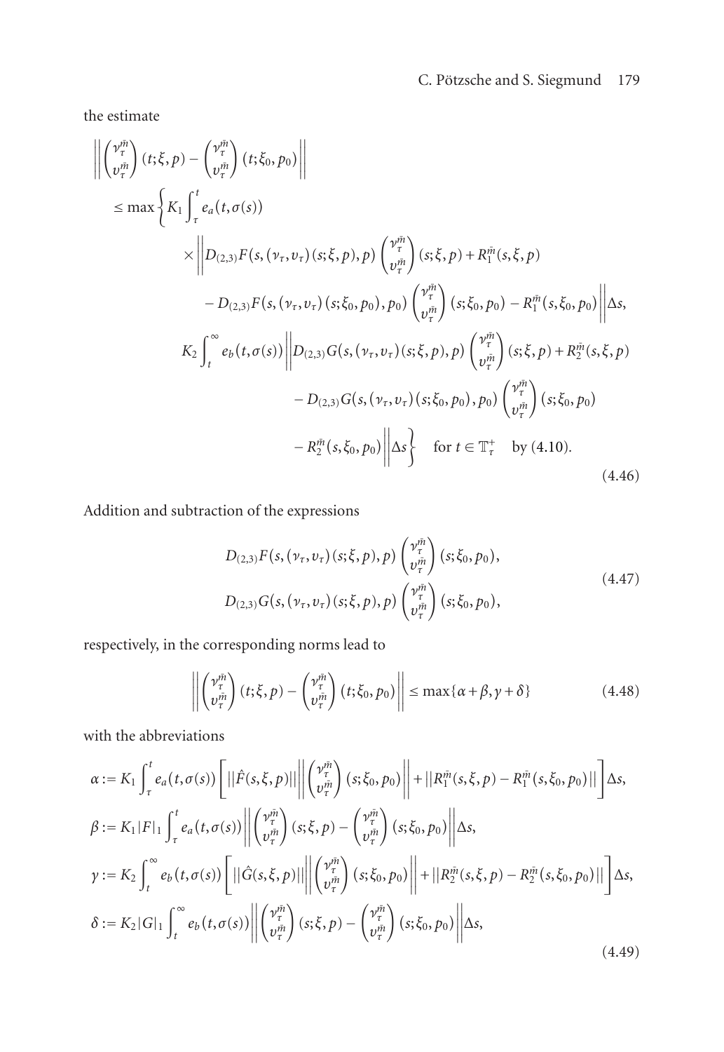the estimate

$$
\begin{aligned}
&\left\| \begin{pmatrix} \nu_\tau^{\bar m} \\ \upsilon_\tau^{\bar m} \end{pmatrix}(t;\xi,p) - \begin{pmatrix} \nu_\tau^{\bar m} \\ \upsilon_\tau^{\bar m} \end{pmatrix}(t;\xi_0,p_0) \right\| \\
&\quad \leq \max\Bigg\{ K_1 \int_\tau^t e_a(t,\sigma(s)) \\
&\qquad \times \Bigg\| D_{(2,3)} F(s,(\nu_\tau,\upsilon_\tau)(s;\xi,p),p) \begin{pmatrix} \nu_\tau^{\bar m} \\ \upsilon_\tau^{\bar m} \end{pmatrix}(s;\xi,p) + R_1^{\bar m}(s,\xi,p) \\
&\qquad\quad - D_{(2,3)} F(s,(\nu_\tau,\upsilon_\tau)(s;\xi_0,p_0),p_0) \begin{pmatrix} \nu_\tau^{\bar m} \\ \upsilon_\tau^{\bar m} \end{pmatrix}(s;\xi_0,p_0) - R_1^{\bar m}(s,\xi_0,p_0) \Bigg\| \Delta s, \\
&\qquad K_2 \int_t^\infty e_b(t,\sigma(s)) \Bigg\| D_{(2,3)} G(s,(\nu_\tau,\upsilon_\tau)(s;\xi,p),p) \begin{pmatrix} \nu_\tau^{\bar m} \\ \upsilon_\tau^{\bar m} \end{pmatrix}(s;\xi,p) + R_2^{\bar m}(s,\xi,p) \\
&\qquad\quad - D_{(2,3)} G(s,(\nu_\tau,\upsilon_\tau)(s;\xi_0,p_0),p_0) \begin{pmatrix} \nu_\tau^{\bar m} \\ \upsilon_\tau^{\bar m} \end{pmatrix}(s;\xi_0,p_0) \\
&\qquad\quad - R_2^{\bar m}(s,\xi_0,p_0) \Bigg\| \Delta s \Bigg\} \quad \text{for } t \in \mathbb{T}_\tau^+ \quad \text{by (4.10).}
\end{aligned}
\tag{4.46}
$$

Addition and subtraction of the expressions

$$
\begin{aligned}
&D_{(2,3)} F(s,(\nu_\tau,\upsilon_\tau)(s;\xi,p),p) \begin{pmatrix} \nu_\tau^{\bar m} \\ \upsilon_\tau^{\bar m} \end{pmatrix}(s;\xi_0,p_0), \\
&D_{(2,3)} G(s,(\nu_\tau,\upsilon_\tau)(s;\xi,p),p) \begin{pmatrix} \nu_\tau^{\bar m} \\ \upsilon_\tau^{\bar m} \end{pmatrix}(s;\xi_0,p_0),
\end{aligned}
\tag{4.47}
$$

respectively, in the corresponding norms lead to

$$
\left\| \begin{pmatrix} \nu_\tau^{\bar m} \\ \upsilon_\tau^{\bar m} \end{pmatrix}(t;\xi,p) - \begin{pmatrix} \nu_\tau^{\bar m} \\ \upsilon_\tau^{\bar m} \end{pmatrix}(t;\xi_0,p_0) \right\| \leq \max\{\alpha+\beta, \gamma+\delta\}
\tag{4.48}
$$

with the abbreviations

$$
\begin{aligned}
\alpha &:= K_1 \int_\tau^t e_a(t,\sigma(s)) \left[ \|\hat F(s,\xi,p)\| \left\| \begin{pmatrix} \nu_\tau^{\bar m} \\ \upsilon_\tau^{\bar m} \end{pmatrix}(s;\xi_0,p_0) \right\| + \|R_1^{\bar m}(s,\xi,p) - R_1^{\bar m}(s,\xi_0,p_0)\| \right] \Delta s, \\
\beta &:= K_1 |F|_1 \int_\tau^t e_a(t,\sigma(s)) \left\| \begin{pmatrix} \nu_\tau^{\bar m} \\ \upsilon_\tau^{\bar m} \end{pmatrix}(s;\xi,p) - \begin{pmatrix} \nu_\tau^{\bar m} \\ \upsilon_\tau^{\bar m} \end{pmatrix}(s;\xi_0,p_0) \right\| \Delta s, \\
\gamma &:= K_2 \int_t^\infty e_b(t,\sigma(s)) \left[ \|\hat G(s,\xi,p)\| \left\| \begin{pmatrix} \nu_\tau^{\bar m} \\ \upsilon_\tau^{\bar m} \end{pmatrix}(s;\xi_0,p_0) \right\| + \|R_2^{\bar m}(s,\xi,p) - R_2^{\bar m}(s,\xi_0,p_0)\| \right] \Delta s, \\
\delta &:= K_2 |G|_1 \int_t^\infty e_b(t,\sigma(s)) \left\| \begin{pmatrix} \nu_\tau^{\bar m} \\ \upsilon_\tau^{\bar m} \end{pmatrix}(s;\xi,p) - \begin{pmatrix} \nu_\tau^{\bar m} \\ \upsilon_\tau^{\bar m} \end{pmatrix}(s;\xi_0,p_0) \right\| \Delta s,
\end{aligned}
\tag{4.49}
$$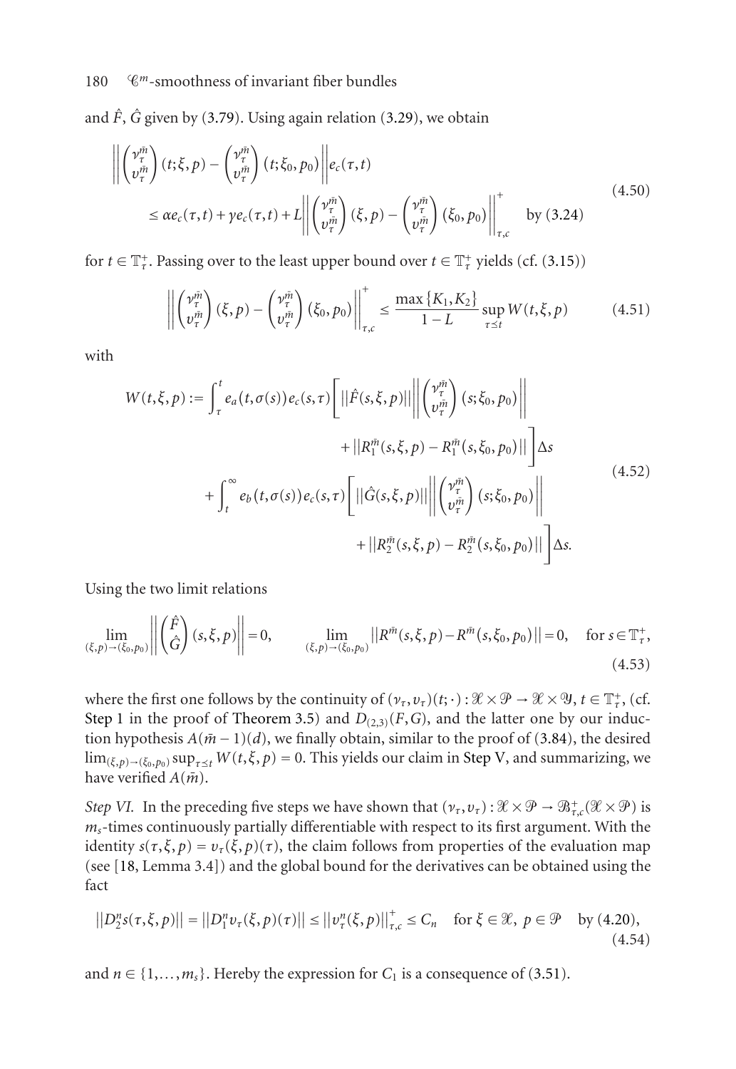and $\hat{F}$, $\hat{G}$ given by (3.79). Using again relation (3.29), we obtain

$$\left\| \begin{pmatrix} \nu_\tau^{\bar{m}} \\ \upsilon_\tau^{\bar{m}} \end{pmatrix}(t;\xi,p) - \begin{pmatrix} \nu_\tau^{\bar{m}} \\ \upsilon_\tau^{\bar{m}} \end{pmatrix}(t;\xi_0,p_0) \right\| e_c(\tau,t) \leq \alpha e_c(\tau,t) + \gamma e_c(\tau,t) + L \left\| \begin{pmatrix} \nu_\tau^{\bar{m}} \\ \upsilon_\tau^{\bar{m}} \end{pmatrix}(\xi,p) - \begin{pmatrix} \nu_\tau^{\bar{m}} \\ \upsilon_\tau^{\bar{m}} \end{pmatrix}(\xi_0,p_0) \right\|_{\tau,c}^{+} \quad \text{by (3.24)} \tag{4.50}$$

for $t \in \mathbb{T}_\tau^+$. Passing over to the least upper bound over $t \in \mathbb{T}_\tau^+$ yields (cf. (3.15))

$$\left\| \begin{pmatrix} \nu_\tau^{\bar{m}} \\ \upsilon_\tau^{\bar{m}} \end{pmatrix}(\xi,p) - \begin{pmatrix} \nu_\tau^{\bar{m}} \\ \upsilon_\tau^{\bar{m}} \end{pmatrix}(\xi_0,p_0) \right\|_{\tau,c}^{+} \leq \frac{\max\{K_1,K_2\}}{1-L} \sup_{\tau \preceq t} W(t,\xi,p) \tag{4.51}$$

with

$$\begin{aligned} W(t,\xi,p) := & \int_\tau^t e_a(t,\sigma(s)) e_c(s,\tau) \Bigg[ \|\hat{F}(s,\xi,p)\| \left\| \begin{pmatrix} \nu_\tau^{\bar{m}} \\ \upsilon_\tau^{\bar{m}} \end{pmatrix}(s;\xi_0,p_0) \right\| \\ & \qquad + \|R_1^{\bar{m}}(s,\xi,p) - R_1^{\bar{m}}(s,\xi_0,p_0)\| \Bigg] \Delta s \\ & + \int_t^\infty e_b(t,\sigma(s)) e_c(s,\tau) \Bigg[ \|\hat{G}(s,\xi,p)\| \left\| \begin{pmatrix} \nu_\tau^{\bar{m}} \\ \upsilon_\tau^{\bar{m}} \end{pmatrix}(s;\xi_0,p_0) \right\| \\ & \qquad + \|R_2^{\bar{m}}(s,\xi,p) - R_2^{\bar{m}}(s,\xi_0,p_0)\| \Bigg] \Delta s. \end{aligned} \tag{4.52}$$

Using the two limit relations

$$\lim_{(\xi,p)\to(\xi_0,p_0)} \left\| \begin{pmatrix} \hat{F} \\ \hat{G} \end{pmatrix}(s,\xi,p) \right\| = 0, \qquad \lim_{(\xi,p)\to(\xi_0,p_0)} \|R^{\bar{m}}(s,\xi,p) - R^{\bar{m}}(s,\xi_0,p_0)\| = 0, \quad \text{for } s \in \mathbb{T}_\tau^+, \tag{4.53}$$

where the first one follows by the continuity of $(\nu_\tau,\upsilon_\tau)(t;\cdot) : \mathcal{X} \times \mathcal{P} \to \mathcal{X} \times \mathcal{Y}$, $t \in \mathbb{T}_\tau^+$, (cf. Step 1 in the proof of Theorem 3.5) and $D_{(2,3)}(F,G)$, and the latter one by our induction hypothesis $A(\bar{m}-1)(d)$, we finally obtain, similar to the proof of (3.84), the desired $\lim_{(\xi,p)\to(\xi_0,p_0)} \sup_{\tau \preceq t} W(t,\xi,p) = 0$. This yields our claim in Step V, and summarizing, we have verified $A(\bar{m})$.

*Step VI.* In the preceding five steps we have shown that $(\nu_\tau,\upsilon_\tau) : \mathcal{X} \times \mathcal{P} \to \mathcal{B}_{\tau,c}^+(\mathcal{X} \times \mathcal{P})$ is $m_s$-times continuously partially differentiable with respect to its first argument. With the identity $s(\tau,\xi,p) = \upsilon_\tau(\xi,p)(\tau)$, the claim follows from properties of the evaluation map (see [18, Lemma 3.4]) and the global bound for the derivatives can be obtained using the fact

$$\|D_2^n s(\tau,\xi,p)\| = \|D_1^n \upsilon_\tau(\xi,p)(\tau)\| \leq \|\upsilon_\tau^n(\xi,p)\|_{\tau,c}^+ \leq C_n \quad \text{for } \xi \in \mathcal{X},\ p \in \mathcal{P} \quad \text{by (4.20)}, \tag{4.54}$$

and $n \in \{1,\ldots,m_s\}$. Hereby the expression for $C_1$ is a consequence of (3.51).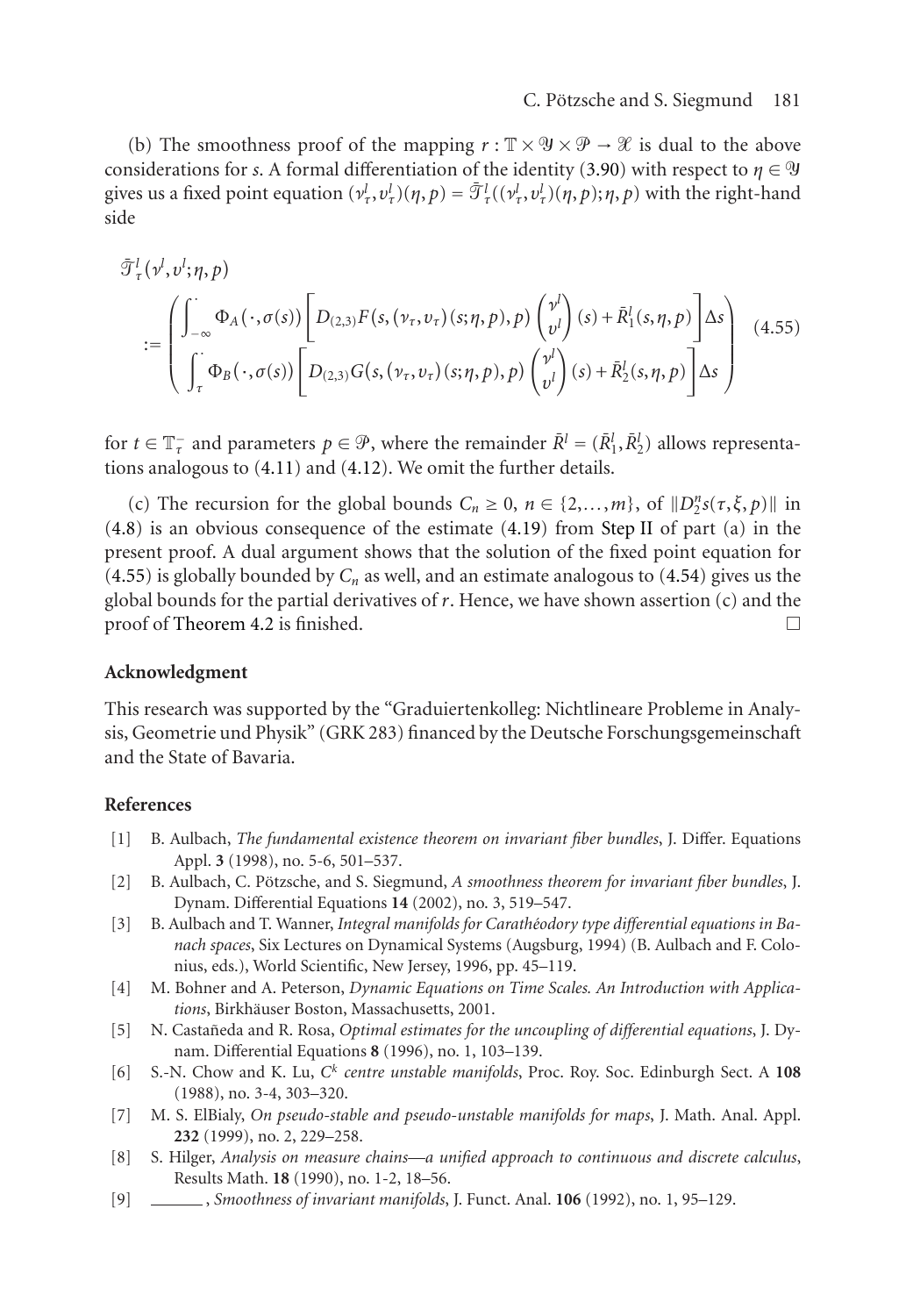(b) The smoothness proof of the mapping $r : \mathbb{T} \times \mathcal{Y} \times \mathcal{P} \to \mathcal{X}$ is dual to the above considerations for $s$. A formal differentiation of the identity (3.90) with respect to $\eta \in \mathcal{Y}$ gives us a fixed point equation $(\nu_\tau^l, \upsilon_\tau^l)(\eta, p) = \bar{\mathcal{T}}_\tau^l((\nu_\tau^l, \upsilon_\tau^l)(\eta, p); \eta, p)$ with the right-hand side

$$
\begin{aligned}
&\bar{\mathcal{T}}_\tau^l(\nu^l, \upsilon^l; \eta, p) \\
&\quad := \begin{pmatrix} \displaystyle\int_{-\infty}^{\cdot} \Phi_A(\cdot, \sigma(s)) \left[ D_{(2,3)} F(s, (\nu_\tau, \upsilon_\tau)(s; \eta, p), p) \begin{pmatrix} \nu^l \\ \upsilon^l \end{pmatrix}(s) + \bar{R}_1^l(s, \eta, p) \right] \Delta s \\ \displaystyle\int_{\tau}^{\cdot} \Phi_B(\cdot, \sigma(s)) \left[ D_{(2,3)} G(s, (\nu_\tau, \upsilon_\tau)(s; \eta, p), p) \begin{pmatrix} \nu^l \\ \upsilon^l \end{pmatrix}(s) + \bar{R}_2^l(s, \eta, p) \right] \Delta s \end{pmatrix}
\end{aligned}
\tag{4.55}
$$

for $t \in \mathbb{T}_\tau^-$ and parameters $p \in \mathcal{P}$, where the remainder $\bar{R}^l = (\bar{R}_1^l, \bar{R}_2^l)$ allows representations analogous to (4.11) and (4.12). We omit the further details.

(c) The recursion for the global bounds $C_n \geq 0$, $n \in \{2, \ldots, m\}$, of $\|D_2^n s(\tau, \xi, p)\|$ in (4.8) is an obvious consequence of the estimate (4.19) from Step II of part (a) in the present proof. A dual argument shows that the solution of the fixed point equation for (4.55) is globally bounded by $C_n$ as well, and an estimate analogous to (4.54) gives us the global bounds for the partial derivatives of $r$. Hence, we have shown assertion (c) and the proof of Theorem 4.2 is finished. $\square$

## Acknowledgment

This research was supported by the "Graduiertenkolleg: Nichtlineare Probleme in Analysis, Geometrie und Physik" (GRK 283) financed by the Deutsche Forschungsgemeinschaft and the State of Bavaria.

## References

[1] B. Aulbach, *The fundamental existence theorem on invariant fiber bundles*, J. Differ. Equations Appl. **3** (1998), no. 5-6, 501–537.

[2] B. Aulbach, C. Pötzsche, and S. Siegmund, *A smoothness theorem for invariant fiber bundles*, J. Dynam. Differential Equations **14** (2002), no. 3, 519–547.

[3] B. Aulbach and T. Wanner, *Integral manifolds for Carathéodory type differential equations in Banach spaces*, Six Lectures on Dynamical Systems (Augsburg, 1994) (B. Aulbach and F. Colonius, eds.), World Scientific, New Jersey, 1996, pp. 45–119.

[4] M. Bohner and A. Peterson, *Dynamic Equations on Time Scales. An Introduction with Applications*, Birkhäuser Boston, Massachusetts, 2001.

[5] N. Castañeda and R. Rosa, *Optimal estimates for the uncoupling of differential equations*, J. Dynam. Differential Equations **8** (1996), no. 1, 103–139.

[6] S.-N. Chow and K. Lu, *$C^k$ centre unstable manifolds*, Proc. Roy. Soc. Edinburgh Sect. A **108** (1988), no. 3-4, 303–320.

[7] M. S. ElBialy, *On pseudo-stable and pseudo-unstable manifolds for maps*, J. Math. Anal. Appl. **232** (1999), no. 2, 229–258.

[8] S. Hilger, *Analysis on measure chains—a unified approach to continuous and discrete calculus*, Results Math. **18** (1990), no. 1-2, 18–56.

[9] ______, *Smoothness of invariant manifolds*, J. Funct. Anal. **106** (1992), no. 1, 95–129.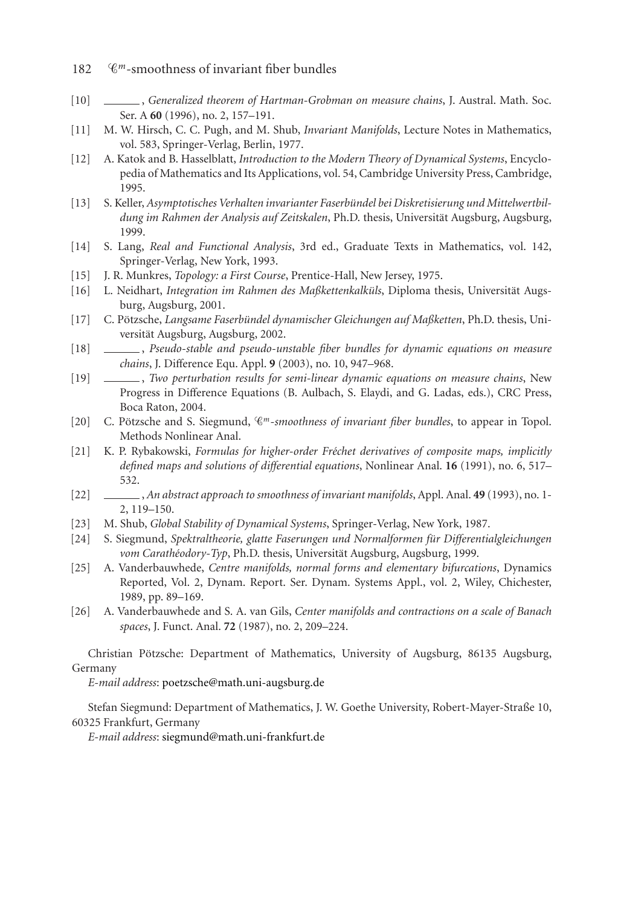[10] ———, *Generalized theorem of Hartman-Grobman on measure chains*, J. Austral. Math. Soc. Ser. A **60** (1996), no. 2, 157–191.

[11] M. W. Hirsch, C. C. Pugh, and M. Shub, *Invariant Manifolds*, Lecture Notes in Mathematics, vol. 583, Springer-Verlag, Berlin, 1977.

[12] A. Katok and B. Hasselblatt, *Introduction to the Modern Theory of Dynamical Systems*, Encyclopedia of Mathematics and Its Applications, vol. 54, Cambridge University Press, Cambridge, 1995.

[13] S. Keller, *Asymptotisches Verhalten invarianter Faserbündel bei Diskretisierung und Mittelwertbildung im Rahmen der Analysis auf Zeitskalen*, Ph.D. thesis, Universität Augsburg, Augsburg, 1999.

[14] S. Lang, *Real and Functional Analysis*, 3rd ed., Graduate Texts in Mathematics, vol. 142, Springer-Verlag, New York, 1993.

[15] J. R. Munkres, *Topology: a First Course*, Prentice-Hall, New Jersey, 1975.

[16] L. Neidhart, *Integration im Rahmen des Maßkettenkalküls*, Diploma thesis, Universität Augsburg, Augsburg, 2001.

[17] C. Pötzsche, *Langsame Faserbündel dynamischer Gleichungen auf Maßketten*, Ph.D. thesis, Universität Augsburg, Augsburg, 2002.

[18] ———, *Pseudo-stable and pseudo-unstable fiber bundles for dynamic equations on measure chains*, J. Difference Equ. Appl. **9** (2003), no. 10, 947–968.

[19] ———, *Two perturbation results for semi-linear dynamic equations on measure chains*, New Progress in Difference Equations (B. Aulbach, S. Elaydi, and G. Ladas, eds.), CRC Press, Boca Raton, 2004.

[20] C. Pötzsche and S. Siegmund, *$\mathscr{C}^m$-smoothness of invariant fiber bundles*, to appear in Topol. Methods Nonlinear Anal.

[21] K. P. Rybakowski, *Formulas for higher-order Fréchet derivatives of composite maps, implicitly defined maps and solutions of differential equations*, Nonlinear Anal. **16** (1991), no. 6, 517–532.

[22] ———, *An abstract approach to smoothness of invariant manifolds*, Appl. Anal. **49** (1993), no. 1-2, 119–150.

[23] M. Shub, *Global Stability of Dynamical Systems*, Springer-Verlag, New York, 1987.

[24] S. Siegmund, *Spektraltheorie, glatte Faserungen und Normalformen für Differentialgleichungen vom Carathéodory-Typ*, Ph.D. thesis, Universität Augsburg, Augsburg, 1999.

[25] A. Vanderbauwhede, *Centre manifolds, normal forms and elementary bifurcations*, Dynamics Reported, Vol. 2, Dynam. Report. Ser. Dynam. Systems Appl., vol. 2, Wiley, Chichester, 1989, pp. 89–169.

[26] A. Vanderbauwhede and S. A. van Gils, *Center manifolds and contractions on a scale of Banach spaces*, J. Funct. Anal. **72** (1987), no. 2, 209–224.

Christian Pötzsche: Department of Mathematics, University of Augsburg, 86135 Augsburg, Germany

*E-mail address*: poetzsche@math.uni-augsburg.de

Stefan Siegmund: Department of Mathematics, J. W. Goethe University, Robert-Mayer-Straße 10, 60325 Frankfurt, Germany

*E-mail address*: siegmund@math.uni-frankfurt.de